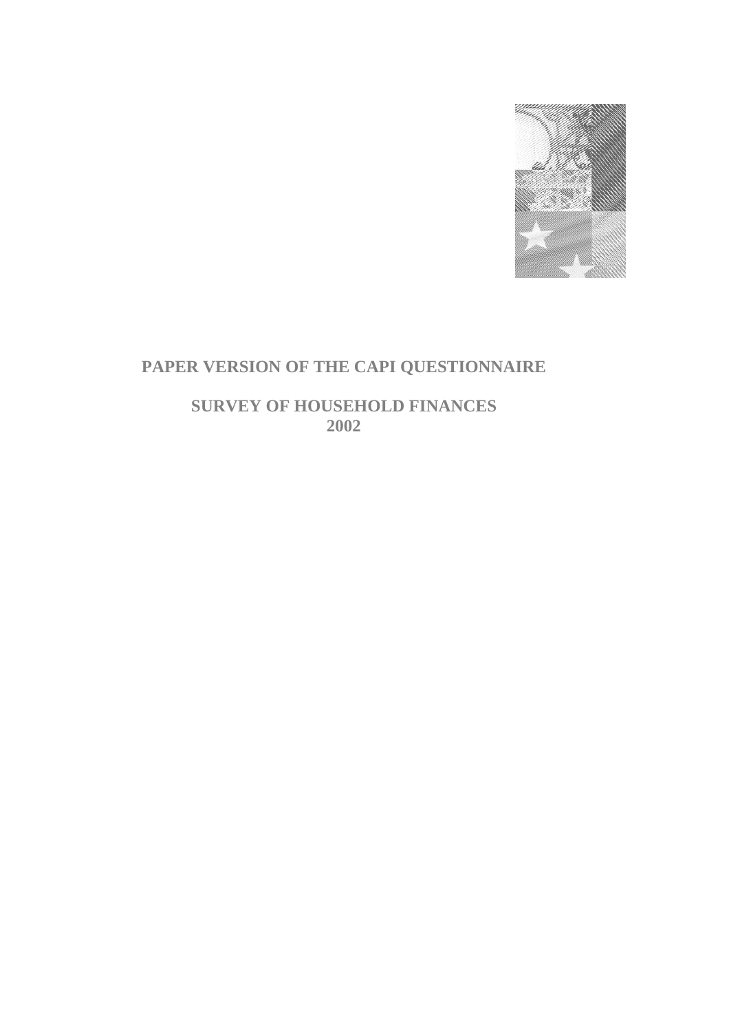# PAPER VERSION OF THE CAPI QUESTIONNAIRE

## SURVEY OF HOUSEHOLD FINANCES 2002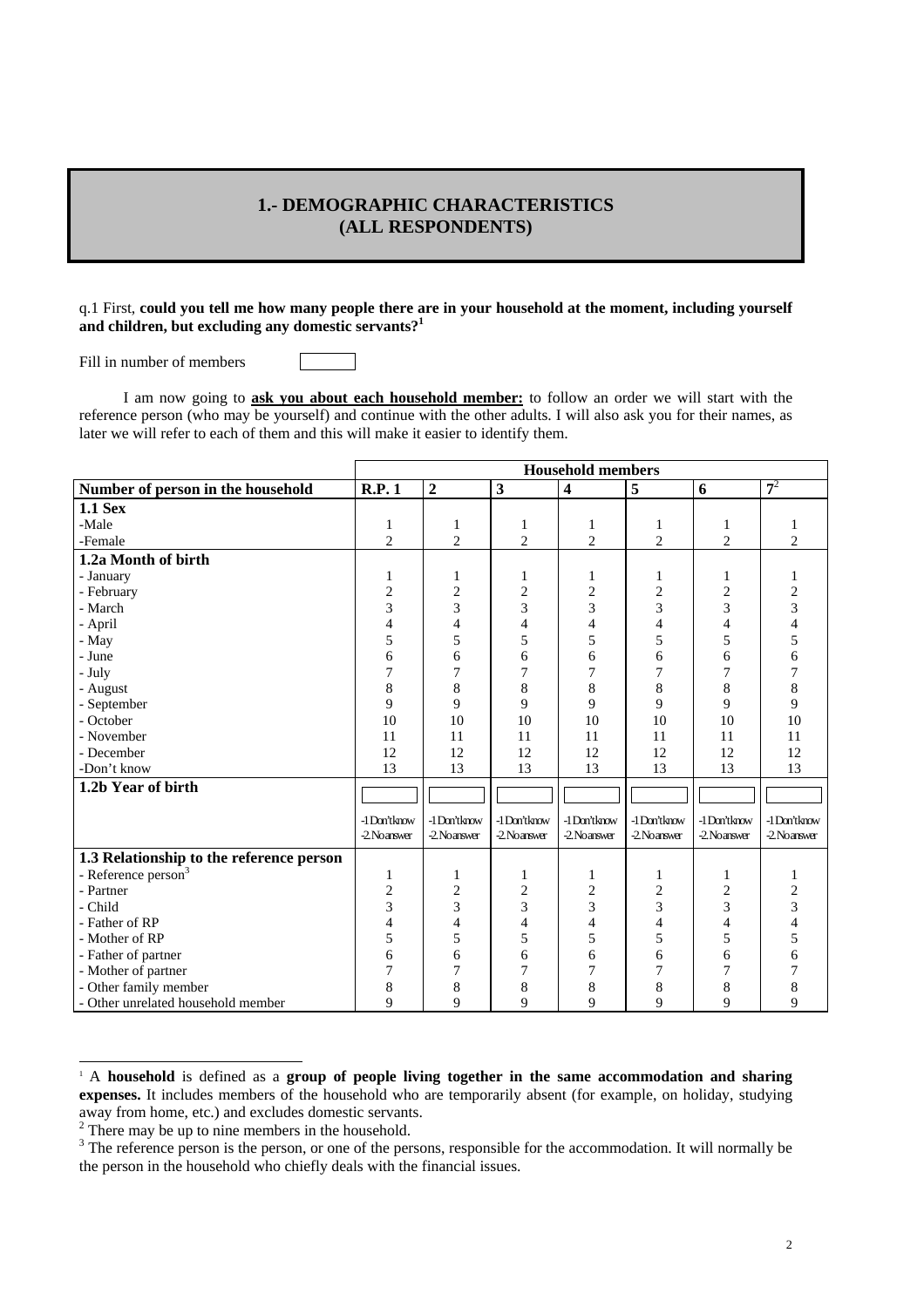## 1.- DEMOGRAPHIC CHARACTERISTICS (ALL RESPONDENTS)

q.1 First, **could you tell me how many people there are in your household at the moment, including yourself and children, but excluding any domestic servants?**[1]

Fill in number of members ☐

I am now going to **ask you about each household member:** to follow an order we will start with the reference person (who may be yourself) and continue with the other adults. I will also ask you for their names, as later we will refer to each of them and this will make it easier to identify them.

| | Household members | | | | | | |
|---|---|---|---|---|---|---|---|
| **Number of person in the household** | **R.P. 1** | **2** | **3** | **4** | **5** | **6** | **7**[2] |
| **1.1 Sex** | | | | | | | |
| -Male | 1 | 1 | 1 | 1 | 1 | 1 | 1 |
| -Female | 2 | 2 | 2 | 2 | 2 | 2 | 2 |
| **1.2a Month of birth** | | | | | | | |
| - January | 1 | 1 | 1 | 1 | 1 | 1 | 1 |
| - February | 2 | 2 | 2 | 2 | 2 | 2 | 2 |
| - March | 3 | 3 | 3 | 3 | 3 | 3 | 3 |
| - April | 4 | 4 | 4 | 4 | 4 | 4 | 4 |
| - May | 5 | 5 | 5 | 5 | 5 | 5 | 5 |
| - June | 6 | 6 | 6 | 6 | 6 | 6 | 6 |
| - July | 7 | 7 | 7 | 7 | 7 | 7 | 7 |
| - August | 8 | 8 | 8 | 8 | 8 | 8 | 8 |
| - September | 9 | 9 | 9 | 9 | 9 | 9 | 9 |
| - October | 10 | 10 | 10 | 10 | 10 | 10 | 10 |
| - November | 11 | 11 | 11 | 11 | 11 | 11 | 11 |
| - December | 12 | 12 | 12 | 12 | 12 | 12 | 12 |
| -Don't know | 13 | 13 | 13 | 13 | 13 | 13 | 13 |
| **1.2b Year of birth** | ☐ | ☐ | ☐ | ☐ | ☐ | ☐ | ☐ |
| | -1 Don't know<br>-2 No answer | -1 Don't know<br>-2 No answer | -1 Don't know<br>-2 No answer | -1 Don't know<br>-2 No answer | -1 Don't know<br>-2 No answer | -1 Don't know<br>-2 No answer | -1 Don't know<br>-2 No answer |
| **1.3 Relationship to the reference person** | | | | | | | |
| - Reference person[3] | 1 | 1 | 1 | 1 | 1 | 1 | 1 |
| - Partner | 2 | 2 | 2 | 2 | 2 | 2 | 2 |
| - Child | 3 | 3 | 3 | 3 | 3 | 3 | 3 |
| - Father of RP | 4 | 4 | 4 | 4 | 4 | 4 | 4 |
| - Mother of RP | 5 | 5 | 5 | 5 | 5 | 5 | 5 |
| - Father of partner | 6 | 6 | 6 | 6 | 6 | 6 | 6 |
| - Mother of partner | 7 | 7 | 7 | 7 | 7 | 7 | 7 |
| - Other family member | 8 | 8 | 8 | 8 | 8 | 8 | 8 |
| - Other unrelated household member | 9 | 9 | 9 | 9 | 9 | 9 | 9 |

---

[1] A **household** is defined as a **group of people living together in the same accommodation and sharing expenses.** It includes members of the household who are temporarily absent (for example, on holiday, studying away from home, etc.) and excludes domestic servants.

[2] There may be up to nine members in the household.

[3] The reference person is the person, or one of the persons, responsible for the accommodation. It will normally be the person in the household who chiefly deals with the financial issues.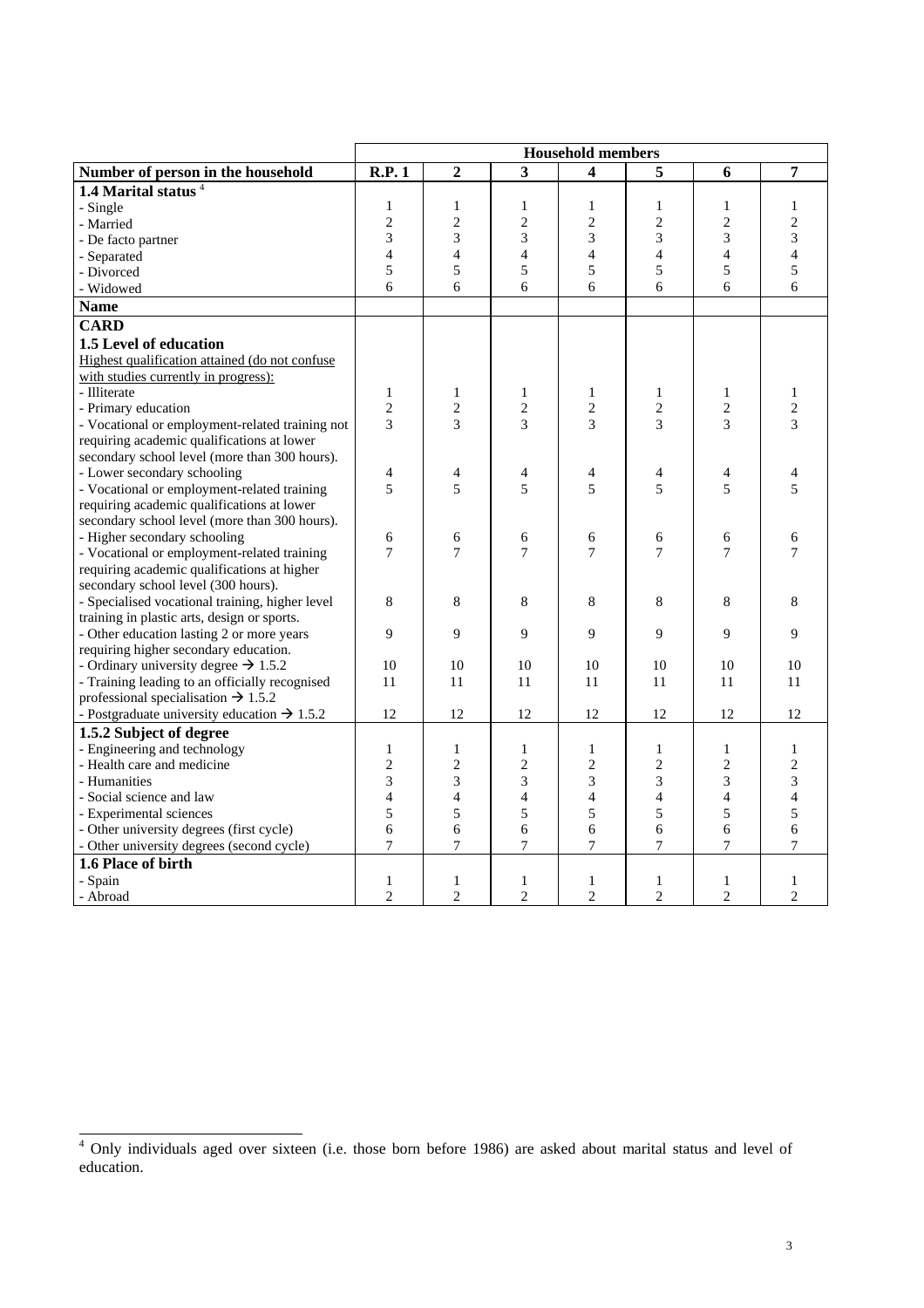| | Household members | | | | | | |
|---|---|---|---|---|---|---|---|
| **Number of person in the household** | **R.P. 1** | **2** | **3** | **4** | **5** | **6** | **7** |
| **1.4 Marital status** [4] | | | | | | | |
| - Single | 1 | 1 | 1 | 1 | 1 | 1 | 1 |
| - Married | 2 | 2 | 2 | 2 | 2 | 2 | 2 |
| - De facto partner | 3 | 3 | 3 | 3 | 3 | 3 | 3 |
| - Separated | 4 | 4 | 4 | 4 | 4 | 4 | 4 |
| - Divorced | 5 | 5 | 5 | 5 | 5 | 5 | 5 |
| - Widowed | 6 | 6 | 6 | 6 | 6 | 6 | 6 |
| **Name** | | | | | | | |
| **CARD** | | | | | | | |
| **1.5 Level of education** | | | | | | | |
| Highest qualification attained (do not confuse with studies currently in progress): | | | | | | | |
| - Illiterate | 1 | 1 | 1 | 1 | 1 | 1 | 1 |
| - Primary education | 2 | 2 | 2 | 2 | 2 | 2 | 2 |
| - Vocational or employment-related training not requiring academic qualifications at lower secondary school level (more than 300 hours). | 3 | 3 | 3 | 3 | 3 | 3 | 3 |
| - Lower secondary schooling | 4 | 4 | 4 | 4 | 4 | 4 | 4 |
| - Vocational or employment-related training requiring academic qualifications at lower secondary school level (more than 300 hours). | 5 | 5 | 5 | 5 | 5 | 5 | 5 |
| - Higher secondary schooling | 6 | 6 | 6 | 6 | 6 | 6 | 6 |
| - Vocational or employment-related training requiring academic qualifications at higher secondary school level (300 hours). | 7 | 7 | 7 | 7 | 7 | 7 | 7 |
| - Specialised vocational training, higher level training in plastic arts, design or sports. | 8 | 8 | 8 | 8 | 8 | 8 | 8 |
| - Other education lasting 2 or more years requiring higher secondary education. | 9 | 9 | 9 | 9 | 9 | 9 | 9 |
| - Ordinary university degree → 1.5.2 | 10 | 10 | 10 | 10 | 10 | 10 | 10 |
| - Training leading to an officially recognised professional specialisation → 1.5.2 | 11 | 11 | 11 | 11 | 11 | 11 | 11 |
| - Postgraduate university education → 1.5.2 | 12 | 12 | 12 | 12 | 12 | 12 | 12 |
| **1.5.2 Subject of degree** | | | | | | | |
| - Engineering and technology | 1 | 1 | 1 | 1 | 1 | 1 | 1 |
| - Health care and medicine | 2 | 2 | 2 | 2 | 2 | 2 | 2 |
| - Humanities | 3 | 3 | 3 | 3 | 3 | 3 | 3 |
| - Social science and law | 4 | 4 | 4 | 4 | 4 | 4 | 4 |
| - Experimental sciences | 5 | 5 | 5 | 5 | 5 | 5 | 5 |
| - Other university degrees (first cycle) | 6 | 6 | 6 | 6 | 6 | 6 | 6 |
| - Other university degrees (second cycle) | 7 | 7 | 7 | 7 | 7 | 7 | 7 |
| **1.6 Place of birth** | | | | | | | |
| - Spain | 1 | 1 | 1 | 1 | 1 | 1 | 1 |
| - Abroad | 2 | 2 | 2 | 2 | 2 | 2 | 2 |

[4] Only individuals aged over sixteen (i.e. those born before 1986) are asked about marital status and level of education.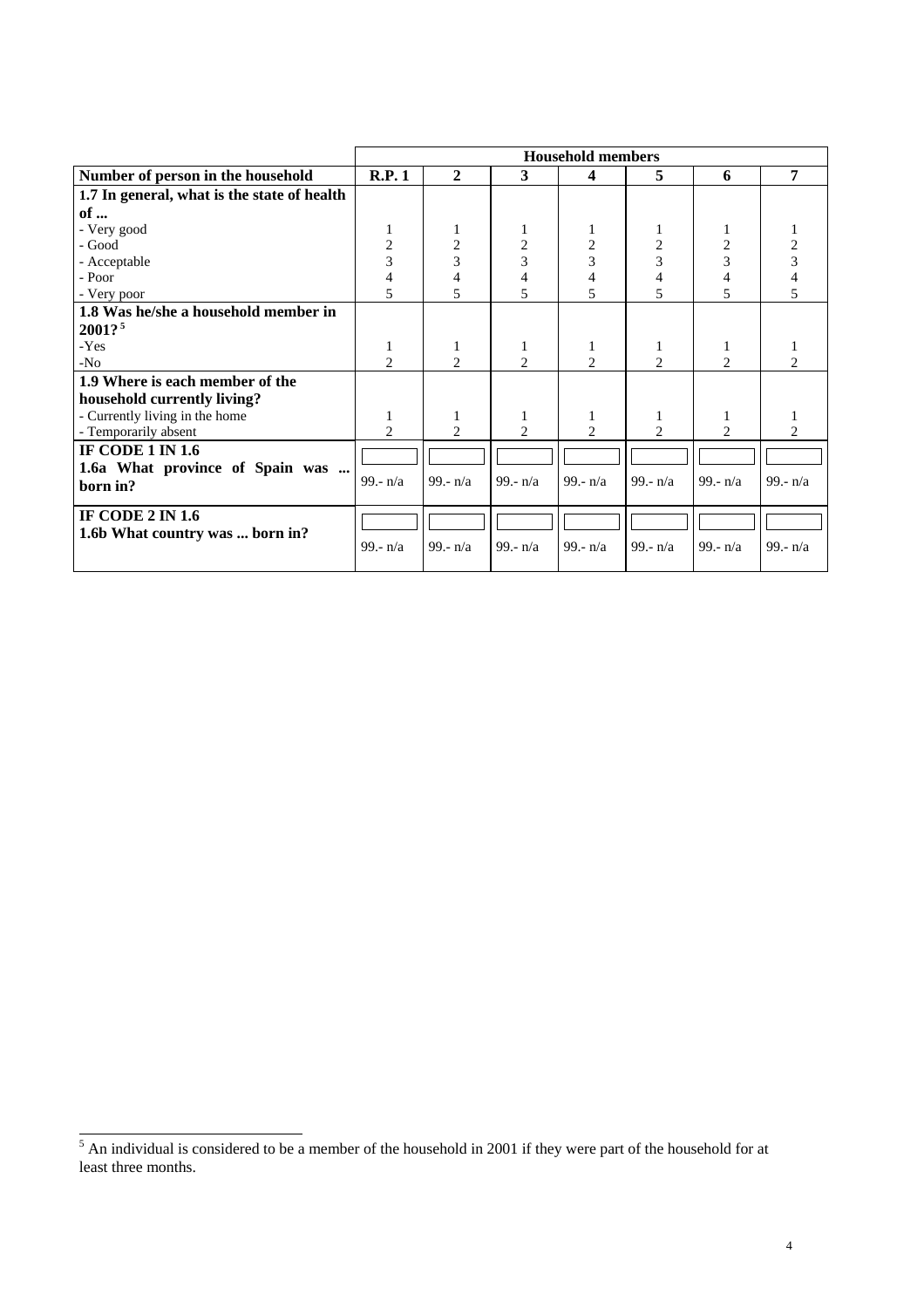| | Household members | | | | | | |
|---|---|---|---|---|---|---|---|
| **Number of person in the household** | **R.P. 1** | **2** | **3** | **4** | **5** | **6** | **7** |
| **1.7 In general, what is the state of health of ...** | | | | | | | |
| - Very good | 1 | 1 | 1 | 1 | 1 | 1 | 1 |
| - Good | 2 | 2 | 2 | 2 | 2 | 2 | 2 |
| - Acceptable | 3 | 3 | 3 | 3 | 3 | 3 | 3 |
| - Poor | 4 | 4 | 4 | 4 | 4 | 4 | 4 |
| - Very poor | 5 | 5 | 5 | 5 | 5 | 5 | 5 |
| **1.8 Was he/she a household member in 2001?** [5] | | | | | | | |
| -Yes | 1 | 1 | 1 | 1 | 1 | 1 | 1 |
| -No | 2 | 2 | 2 | 2 | 2 | 2 | 2 |
| **1.9 Where is each member of the household currently living?** | | | | | | | |
| - Currently living in the home | 1 | 1 | 1 | 1 | 1 | 1 | 1 |
| - Temporarily absent | 2 | 2 | 2 | 2 | 2 | 2 | 2 |
| **IF CODE 1 IN 1.6** **1.6a What province of Spain was ... born in?** | 99.- n/a | 99.- n/a | 99.- n/a | 99.- n/a | 99.- n/a | 99.- n/a | 99.- n/a |
| **IF CODE 2 IN 1.6** **1.6b What country was ... born in?** | 99.- n/a | 99.- n/a | 99.- n/a | 99.- n/a | 99.- n/a | 99.- n/a | 99.- n/a |

[5] An individual is considered to be a member of the household in 2001 if they were part of the household for at least three months.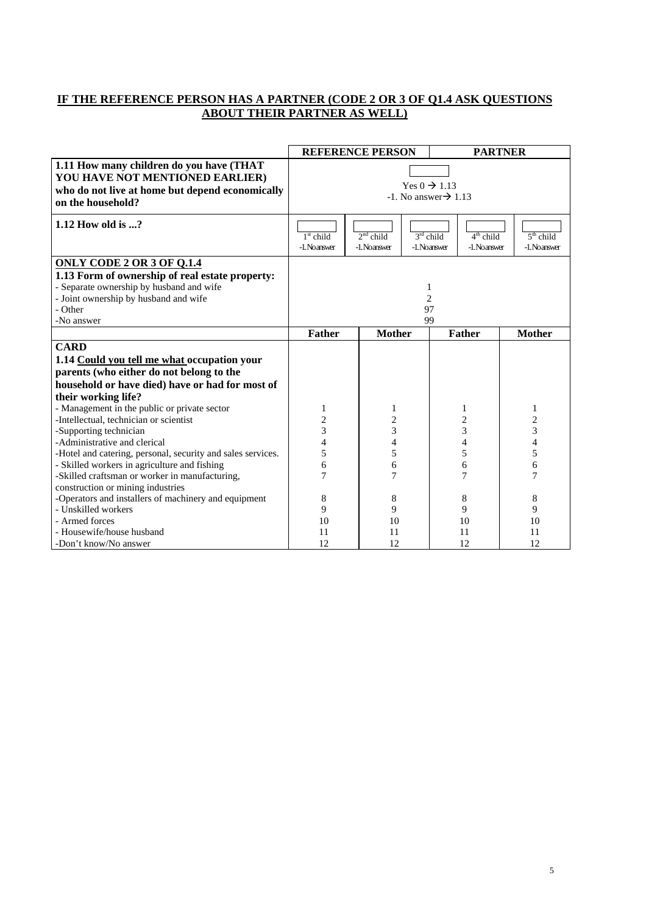**IF THE REFERENCE PERSON HAS A PARTNER (CODE 2 OR 3 OF Q1.4 ASK QUESTIONS ABOUT THEIR PARTNER AS WELL)**

| | REFERENCE PERSON | | | PARTNER | |
|---|---|---|---|---|---|
| **1.11 How many children do you have (THAT YOU HAVE NOT MENTIONED EARLIER) who do not live at home but depend economically on the household?** | ☐ Yes 0 → 1.13 -1. No answer→ 1.13 | | | | |
| **1.12 How old is ...?** | ☐ 1st child -1. No answer | ☐ 2nd child -1. No answer | ☐ 3rd child -1. No answer | ☐ 4th child -1. No answer | ☐ 5th child -1. No answer |
| **ONLY CODE 2 OR 3 OF Q.1.4** **1.13 Form of ownership of real estate property:** | | | | | |
| - Separate ownership by husband and wife | 1 | | | | |
| - Joint ownership by husband and wife | 2 | | | | |
| - Other | 97 | | | | |
| -No answer | 99 | | | | |
| | **Father** | **Mother** | | **Father** | **Mother** |
| **CARD** **1.14 Could you tell me what occupation your parents (who either do not belong to the household or have died) have or had for most of their working life?** | | | | | |
| - Management in the public or private sector | 1 | 1 | | 1 | 1 |
| -Intellectual, technician or scientist | 2 | 2 | | 2 | 2 |
| -Supporting technician | 3 | 3 | | 3 | 3 |
| -Administrative and clerical | 4 | 4 | | 4 | 4 |
| -Hotel and catering, personal, security and sales services. | 5 | 5 | | 5 | 5 |
| - Skilled workers in agriculture and fishing | 6 | 6 | | 6 | 6 |
| -Skilled craftsman or worker in manufacturing, construction or mining industries | 7 | 7 | | 7 | 7 |
| -Operators and installers of machinery and equipment | 8 | 8 | | 8 | 8 |
| - Unskilled workers | 9 | 9 | | 9 | 9 |
| - Armed forces | 10 | 10 | | 10 | 10 |
| - Housewife/house husband | 11 | 11 | | 11 | 11 |
| -Don't know/No answer | 12 | 12 | | 12 | 12 |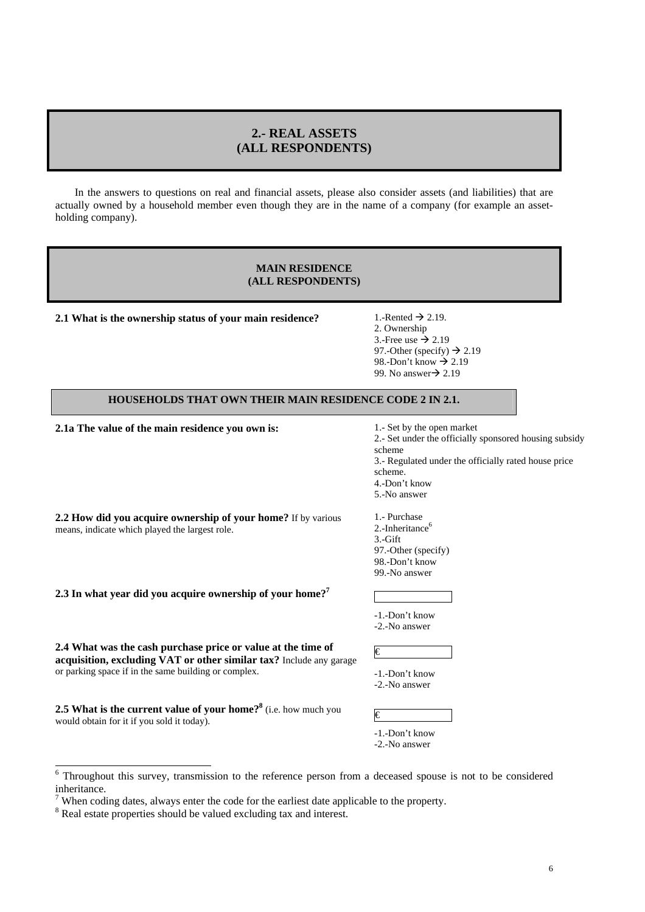## 2.- REAL ASSETS
## (ALL RESPONDENTS)

In the answers to questions on real and financial assets, please also consider assets (and liabilities) that are actually owned by a household member even though they are in the name of a company (for example an asset-holding company).

### MAIN RESIDENCE
### (ALL RESPONDENTS)

**2.1 What is the ownership status of your main residence?**

1.-Rented → 2.19.
2. Ownership
3.-Free use → 2.19
97.-Other (specify) → 2.19
98.-Don't know → 2.19
99. No answer→ 2.19

### HOUSEHOLDS THAT OWN THEIR MAIN RESIDENCE CODE 2 IN 2.1.

**2.1a The value of the main residence you own is:**

1.- Set by the open market
2.- Set under the officially sponsored housing subsidy scheme
3.- Regulated under the officially rated house price scheme.
4.-Don't know
5.-No answer

**2.2 How did you acquire ownership of your home?** If by various means, indicate which played the largest role.

1.- Purchase
2.-Inheritance[6]
3.-Gift
97.-Other (specify)
98.-Don't know
99.-No answer

**2.3 In what year did you acquire ownership of your home?[7]**

[ ]

-1.-Don't know
-2.-No answer

**2.4 What was the cash purchase price or value at the time of acquisition, excluding VAT or other similar tax?** Include any garage or parking space if in the same building or complex.

€ [ ]

-1.-Don't know
-2.-No answer

**2.5 What is the current value of your home?[8]** (i.e. how much you would obtain for it if you sold it today).

€ [ ]

-1.-Don't know
-2.-No answer

---

[6] Throughout this survey, transmission to the reference person from a deceased spouse is not to be considered inheritance.

[7] When coding dates, always enter the code for the earliest date applicable to the property.

[8] Real estate properties should be valued excluding tax and interest.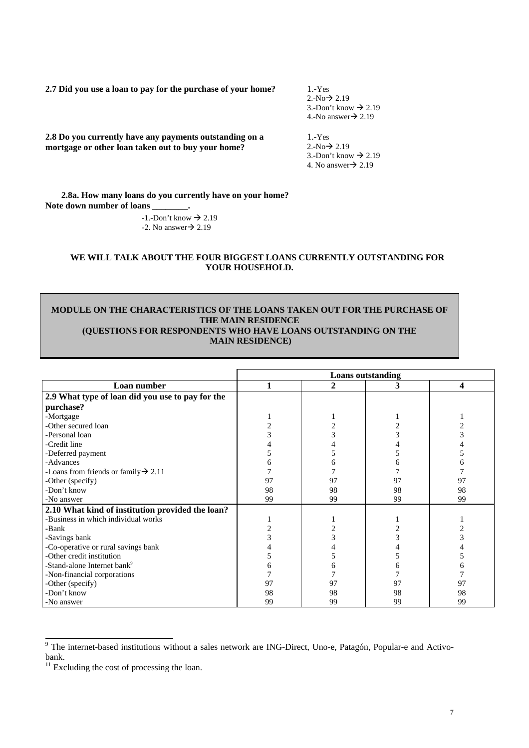**2.7 Did you use a loan to pay for the purchase of your home?**

1.-Yes
2.-No→ 2.19
3.-Don't know → 2.19
4.-No answer→ 2.19

**2.8 Do you currently have any payments outstanding on a mortgage or other loan taken out to buy your home?**

1.-Yes
2.-No→ 2.19
3.-Don't know → 2.19
4. No answer→ 2.19

**2.8a. How many loans do you currently have on your home?**
**Note down number of loans ________.**

-1.-Don't know → 2.19
-2. No answer→ 2.19

**WE WILL TALK ABOUT THE FOUR BIGGEST LOANS CURRENTLY OUTSTANDING FOR YOUR HOUSEHOLD.**

**MODULE ON THE CHARACTERISTICS OF THE LOANS TAKEN OUT FOR THE PURCHASE OF THE MAIN RESIDENCE**
**(QUESTIONS FOR RESPONDENTS WHO HAVE LOANS OUTSTANDING ON THE MAIN RESIDENCE)**

| | Loans outstanding | | | |
|---|---|---|---|---|
| **Loan number** | **1** | **2** | **3** | **4** |
| **2.9 What type of loan did you use to pay for the purchase?** | | | | |
| -Mortgage | 1 | 1 | 1 | 1 |
| -Other secured loan | 2 | 2 | 2 | 2 |
| -Personal loan | 3 | 3 | 3 | 3 |
| -Credit line | 4 | 4 | 4 | 4 |
| -Deferred payment | 5 | 5 | 5 | 5 |
| -Advances | 6 | 6 | 6 | 6 |
| -Loans from friends or family→ 2.11 | 7 | 7 | 7 | 7 |
| -Other (specify) | 97 | 97 | 97 | 97 |
| -Don't know | 98 | 98 | 98 | 98 |
| -No answer | 99 | 99 | 99 | 99 |
| **2.10 What kind of institution provided the loan?** | | | | |
| -Business in which individual works | 1 | 1 | 1 | 1 |
| -Bank | 2 | 2 | 2 | 2 |
| -Savings bank | 3 | 3 | 3 | 3 |
| -Co-operative or rural savings bank | 4 | 4 | 4 | 4 |
| -Other credit institution | 5 | 5 | 5 | 5 |
| -Stand-alone Internet bank[9] | 6 | 6 | 6 | 6 |
| -Non-financial corporations | 7 | 7 | 7 | 7 |
| -Other (specify) | 97 | 97 | 97 | 97 |
| -Don't know | 98 | 98 | 98 | 98 |
| -No answer | 99 | 99 | 99 | 99 |

[9] The internet-based institutions without a sales network are ING-Direct, Uno-e, Patagón, Popular-e and Activo-bank.

[11] Excluding the cost of processing the loan.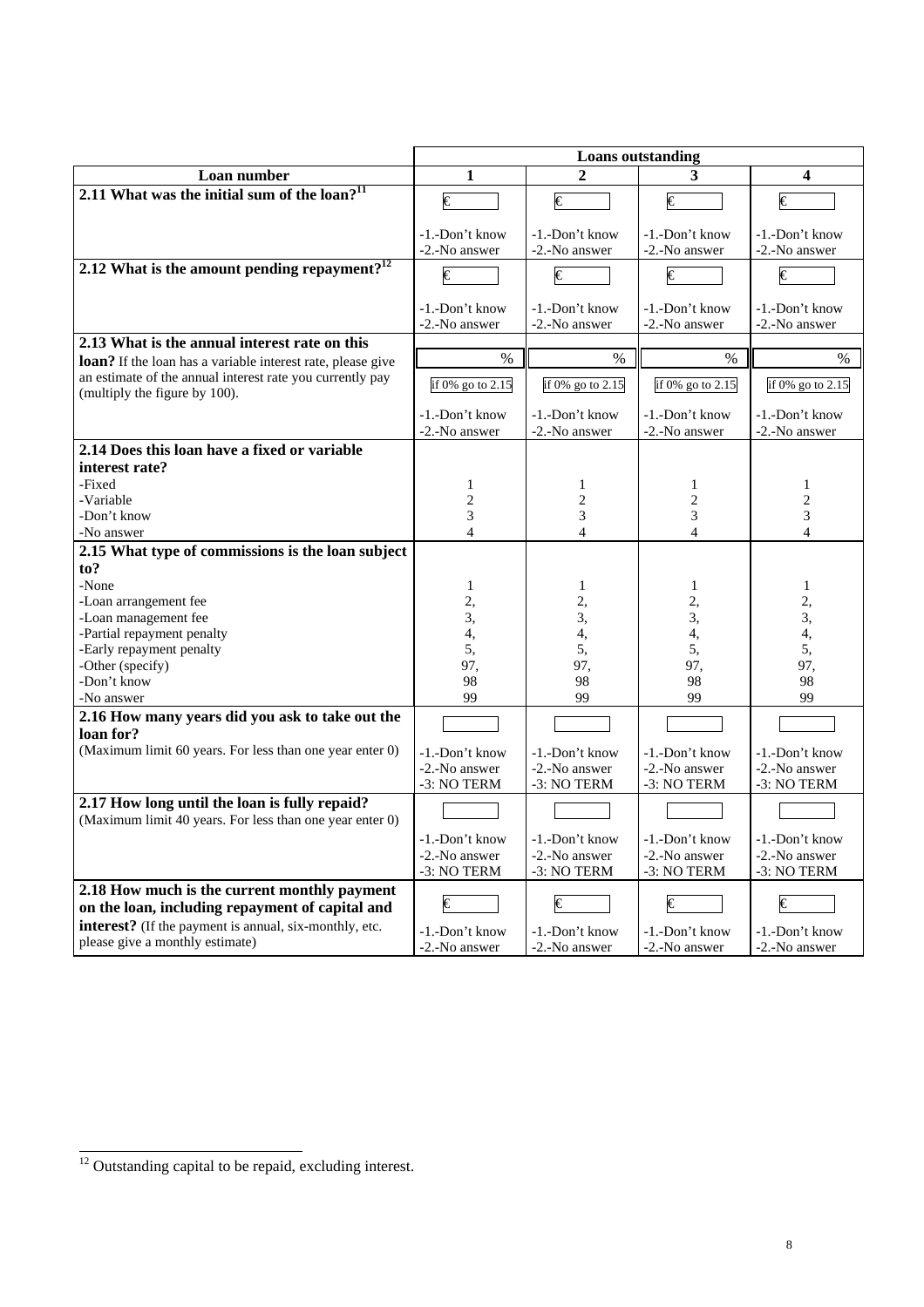| | Loans outstanding | | | |
|---|---|---|---|---|
| **Loan number** | **1** | **2** | **3** | **4** |
| **2.11 What was the initial sum of the loan?**[11] | € <br> -1.-Don't know <br> -2.-No answer | € <br> -1.-Don't know <br> -2.-No answer | € <br> -1.-Don't know <br> -2.-No answer | € <br> -1.-Don't know <br> -2.-No answer |
| **2.12 What is the amount pending repayment?**[12] | € <br> -1.-Don't know <br> -2.-No answer | € <br> -1.-Don't know <br> -2.-No answer | € <br> -1.-Don't know <br> -2.-No answer | € <br> -1.-Don't know <br> -2.-No answer |
| **2.13 What is the annual interest rate on this loan?** If the loan has a variable interest rate, please give an estimate of the annual interest rate you currently pay (multiply the figure by 100). | % <br> if 0% go to 2.15 <br> -1.-Don't know <br> -2.-No answer | % <br> if 0% go to 2.15 <br> -1.-Don't know <br> -2.-No answer | % <br> if 0% go to 2.15 <br> -1.-Don't know <br> -2.-No answer | % <br> if 0% go to 2.15 <br> -1.-Don't know <br> -2.-No answer |
| **2.14 Does this loan have a fixed or variable interest rate?** | | | | |
| -Fixed | 1 | 1 | 1 | 1 |
| -Variable | 2 | 2 | 2 | 2 |
| -Don't know | 3 | 3 | 3 | 3 |
| -No answer | 4 | 4 | 4 | 4 |
| **2.15 What type of commissions is the loan subject to?** | | | | |
| -None | 1 | 1 | 1 | 1 |
| -Loan arrangement fee | 2, | 2, | 2, | 2, |
| -Loan management fee | 3, | 3, | 3, | 3, |
| -Partial repayment penalty | 4, | 4, | 4, | 4, |
| -Early repayment penalty | 5, | 5, | 5, | 5, |
| -Other (specify) | 97, | 97, | 97, | 97, |
| -Don't know | 98 | 98 | 98 | 98 |
| -No answer | 99 | 99 | 99 | 99 |
| **2.16 How many years did you ask to take out the loan for?** (Maximum limit 60 years. For less than one year enter 0) | -1.-Don't know <br> -2.-No answer <br> -3: NO TERM | -1.-Don't know <br> -2.-No answer <br> -3: NO TERM | -1.-Don't know <br> -2.-No answer <br> -3: NO TERM | -1.-Don't know <br> -2.-No answer <br> -3: NO TERM |
| **2.17 How long until the loan is fully repaid?** (Maximum limit 40 years. For less than one year enter 0) | -1.-Don't know <br> -2.-No answer <br> -3: NO TERM | -1.-Don't know <br> -2.-No answer <br> -3: NO TERM | -1.-Don't know <br> -2.-No answer <br> -3: NO TERM | -1.-Don't know <br> -2.-No answer <br> -3: NO TERM |
| **2.18 How much is the current monthly payment on the loan, including repayment of capital and interest?** (If the payment is annual, six-monthly, etc. please give a monthly estimate) | € <br> -1.-Don't know <br> -2.-No answer | € <br> -1.-Don't know <br> -2.-No answer | € <br> -1.-Don't know <br> -2.-No answer | € <br> -1.-Don't know <br> -2.-No answer |

[12] Outstanding capital to be repaid, excluding interest.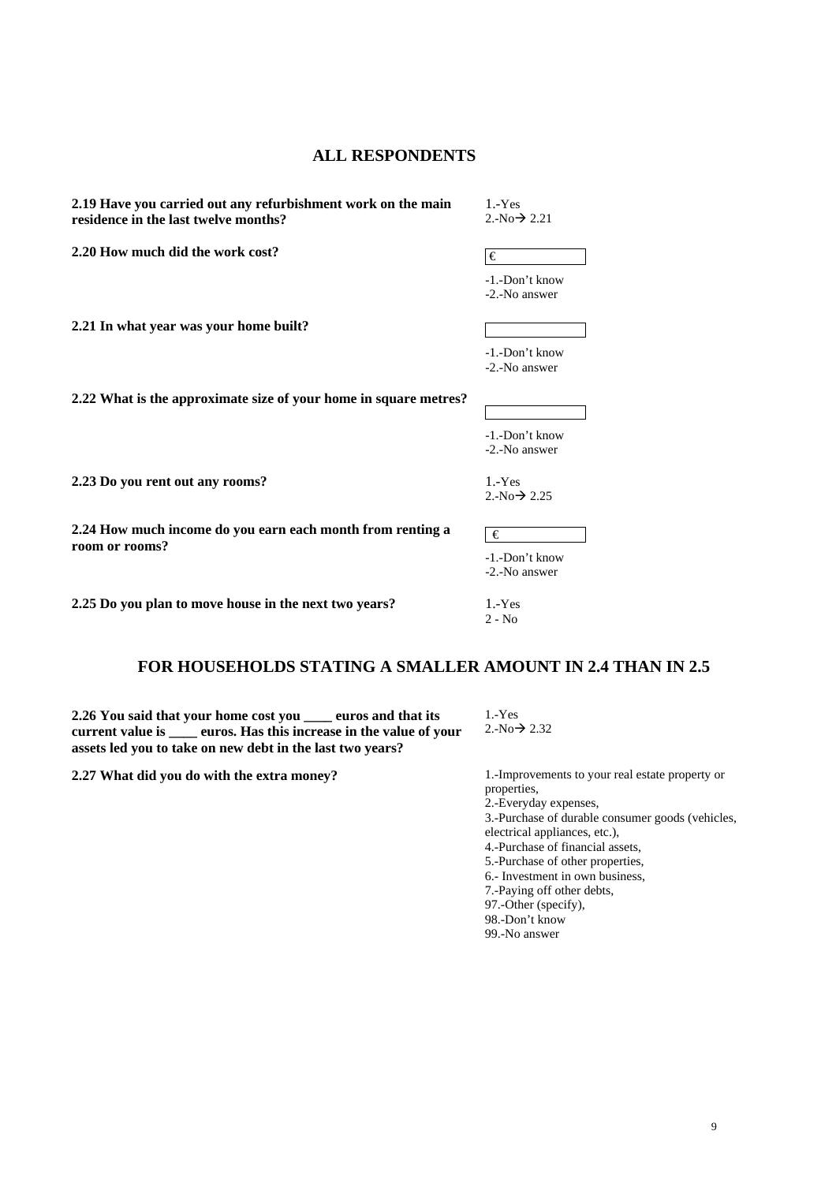## ALL RESPONDENTS

| | |
|---|---|
| **2.19 Have you carried out any refurbishment work on the main residence in the last twelve months?** | 1.-Yes<br>2.-No→ 2.21 |
| **2.20 How much did the work cost?** | € ______<br>-1.-Don't know<br>-2.-No answer |
| **2.21 In what year was your home built?** | ______<br>-1.-Don't know<br>-2.-No answer |
| **2.22 What is the approximate size of your home in square metres?** | ______<br>-1.-Don't know<br>-2.-No answer |
| **2.23 Do you rent out any rooms?** | 1.-Yes<br>2.-No→ 2.25 |
| **2.24 How much income do you earn each month from renting a room or rooms?** | € ______<br>-1.-Don't know<br>-2.-No answer |
| **2.25 Do you plan to move house in the next two years?** | 1.-Yes<br>2 - No |

## FOR HOUSEHOLDS STATING A SMALLER AMOUNT IN 2.4 THAN IN 2.5

| | |
|---|---|
| **2.26 You said that your home cost you ____ euros and that its current value is ____ euros. Has this increase in the value of your assets led you to take on new debt in the last two years?** | 1.-Yes<br>2.-No→ 2.32 |
| **2.27 What did you do with the extra money?** | 1.-Improvements to your real estate property or properties,<br>2.-Everyday expenses,<br>3.-Purchase of durable consumer goods (vehicles, electrical appliances, etc.),<br>4.-Purchase of financial assets,<br>5.-Purchase of other properties,<br>6.- Investment in own business,<br>7.-Paying off other debts,<br>97.-Other (specify),<br>98.-Don't know<br>99.-No answer |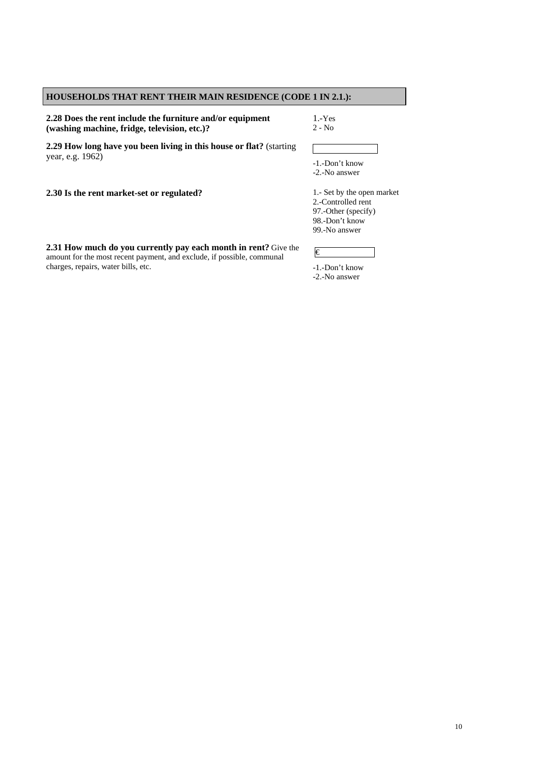## HOUSEHOLDS THAT RENT THEIR MAIN RESIDENCE (CODE 1 IN 2.1.):

**2.28 Does the rent include the furniture and/or equipment (washing machine, fridge, television, etc.)?**

1.-Yes
2 - No

**2.29 How long have you been living in this house or flat?** (starting year, e.g. 1962)

[ ]
-1.-Don't know
-2.-No answer

**2.30 Is the rent market-set or regulated?**

1.- Set by the open market
2.-Controlled rent
97.-Other (specify)
98.-Don't know
99.-No answer

**2.31 How much do you currently pay each month in rent?** Give the amount for the most recent payment, and exclude, if possible, communal charges, repairs, water bills, etc.

€ [ ]
-1.-Don't know
-2.-No answer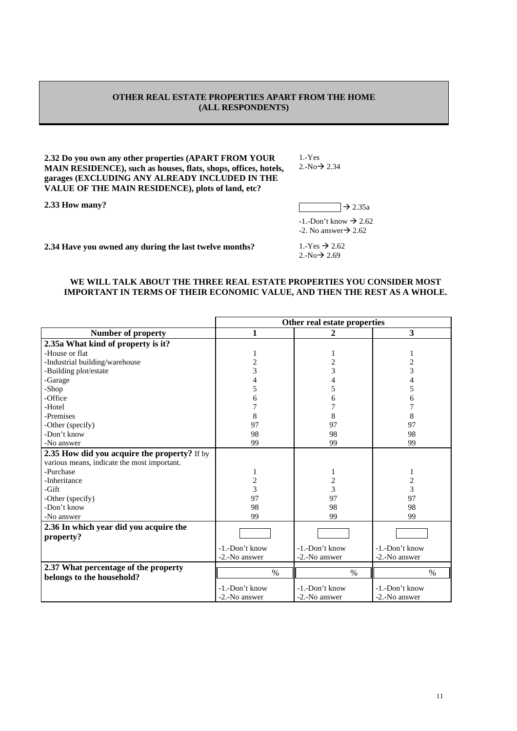## OTHER REAL ESTATE PROPERTIES APART FROM THE HOME (ALL RESPONDENTS)

**2.32 Do you own any other properties (APART FROM YOUR MAIN RESIDENCE), such as houses, flats, shops, offices, hotels, garages (EXCLUDING ANY ALREADY INCLUDED IN THE VALUE OF THE MAIN RESIDENCE), plots of land, etc?**

1.-Yes
2.-No→ 2.34

**2.33 How many?**

[ ] → 2.35a

-1.-Don't know → 2.62
-2. No answer→ 2.62

**2.34 Have you owned any during the last twelve months?**

1.-Yes → 2.62
2.-No→ 2.69

**WE WILL TALK ABOUT THE THREE REAL ESTATE PROPERTIES YOU CONSIDER MOST IMPORTANT IN TERMS OF THEIR ECONOMIC VALUE, AND THEN THE REST AS A WHOLE.**

| | Other real estate properties | | |
|---|---|---|---|
| **Number of property** | **1** | **2** | **3** |
| **2.35a What kind of property is it?** | | | |
| -House or flat | 1 | 1 | 1 |
| -Industrial building/warehouse | 2 | 2 | 2 |
| -Building plot/estate | 3 | 3 | 3 |
| -Garage | 4 | 4 | 4 |
| -Shop | 5 | 5 | 5 |
| -Office | 6 | 6 | 6 |
| -Hotel | 7 | 7 | 7 |
| -Premises | 8 | 8 | 8 |
| -Other (specify) | 97 | 97 | 97 |
| -Don't know | 98 | 98 | 98 |
| -No answer | 99 | 99 | 99 |
| **2.35 How did you acquire the property?** If by various means, indicate the most important. | | | |
| -Purchase | 1 | 1 | 1 |
| -Inheritance | 2 | 2 | 2 |
| -Gift | 3 | 3 | 3 |
| -Other (specify) | 97 | 97 | 97 |
| -Don't know | 98 | 98 | 98 |
| -No answer | 99 | 99 | 99 |
| **2.36 In which year did you acquire the property?** | [ ]<br>-1.-Don't know<br>-2.-No answer | [ ]<br>-1.-Don't know<br>-2.-No answer | [ ]<br>-1.-Don't know<br>-2.-No answer |
| **2.37 What percentage of the property belongs to the household?** | % <br>-1.-Don't know<br>-2.-No answer | % <br>-1.-Don't know<br>-2.-No answer | % <br>-1.-Don't know<br>-2.-No answer |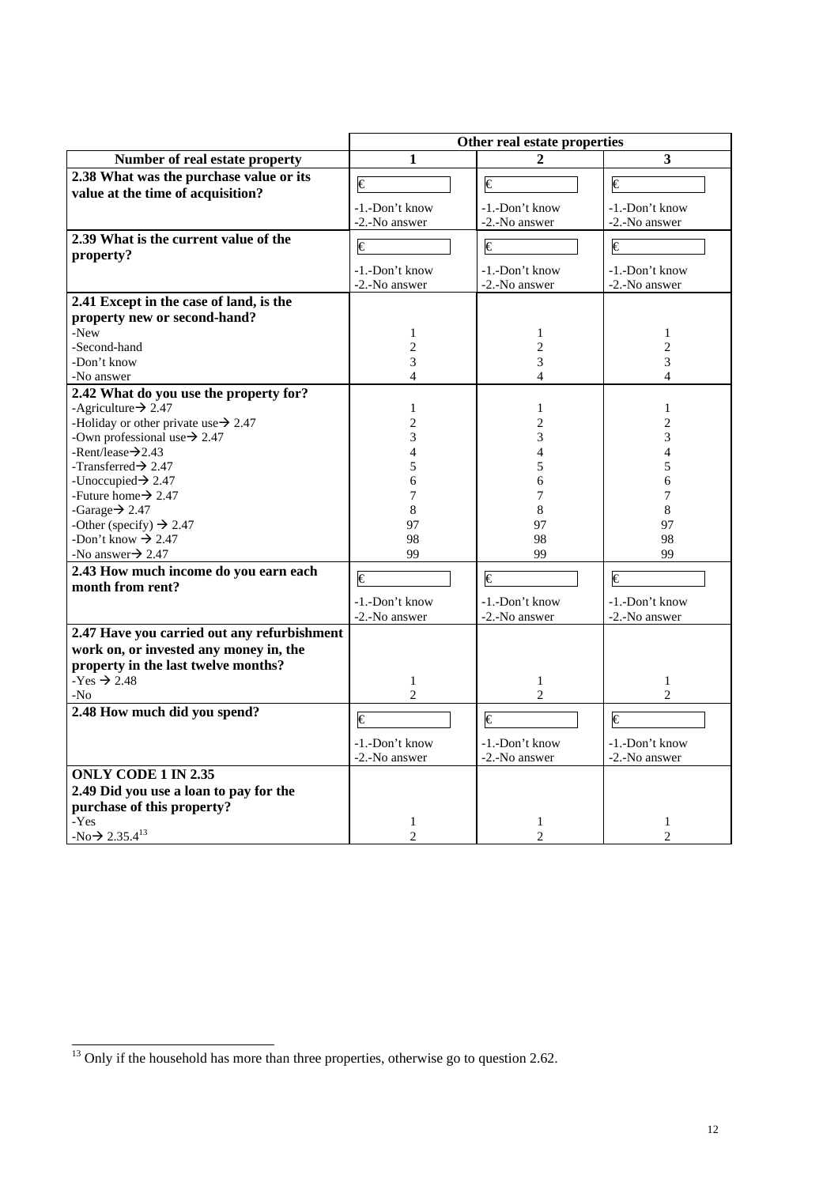| | Other real estate properties | | |
|---|---|---|---|
| **Number of real estate property** | **1** | **2** | **3** |
| **2.38 What was the purchase value or its value at the time of acquisition?** | € <br> -1.-Don't know <br> -2.-No answer | € <br> -1.-Don't know <br> -2.-No answer | € <br> -1.-Don't know <br> -2.-No answer |
| **2.39 What is the current value of the property?** | € <br> -1.-Don't know <br> -2.-No answer | € <br> -1.-Don't know <br> -2.-No answer | € <br> -1.-Don't know <br> -2.-No answer |
| **2.41 Except in the case of land, is the property new or second-hand?** | | | |
| -New | 1 | 1 | 1 |
| -Second-hand | 2 | 2 | 2 |
| -Don't know | 3 | 3 | 3 |
| -No answer | 4 | 4 | 4 |
| **2.42 What do you use the property for?** | | | |
| -Agriculture→ 2.47 | 1 | 1 | 1 |
| -Holiday or other private use→ 2.47 | 2 | 2 | 2 |
| -Own professional use→ 2.47 | 3 | 3 | 3 |
| -Rent/lease→2.43 | 4 | 4 | 4 |
| -Transferred→ 2.47 | 5 | 5 | 5 |
| -Unoccupied→ 2.47 | 6 | 6 | 6 |
| -Future home→ 2.47 | 7 | 7 | 7 |
| -Garage→ 2.47 | 8 | 8 | 8 |
| -Other (specify) → 2.47 | 97 | 97 | 97 |
| -Don't know → 2.47 | 98 | 98 | 98 |
| -No answer→ 2.47 | 99 | 99 | 99 |
| **2.43 How much income do you earn each month from rent?** | € <br> -1.-Don't know <br> -2.-No answer | € <br> -1.-Don't know <br> -2.-No answer | € <br> -1.-Don't know <br> -2.-No answer |
| **2.47 Have you carried out any refurbishment work on, or invested any money in, the property in the last twelve months?** | | | |
| -Yes → 2.48 | 1 | 1 | 1 |
| -No | 2 | 2 | 2 |
| **2.48 How much did you spend?** | € <br> -1.-Don't know <br> -2.-No answer | € <br> -1.-Don't know <br> -2.-No answer | € <br> -1.-Don't know <br> -2.-No answer |
| **ONLY CODE 1 IN 2.35** <br> **2.49 Did you use a loan to pay for the purchase of this property?** | | | |
| -Yes | 1 | 1 | 1 |
| -No→ 2.35.4[13] | 2 | 2 | 2 |

[13] Only if the household has more than three properties, otherwise go to question 2.62.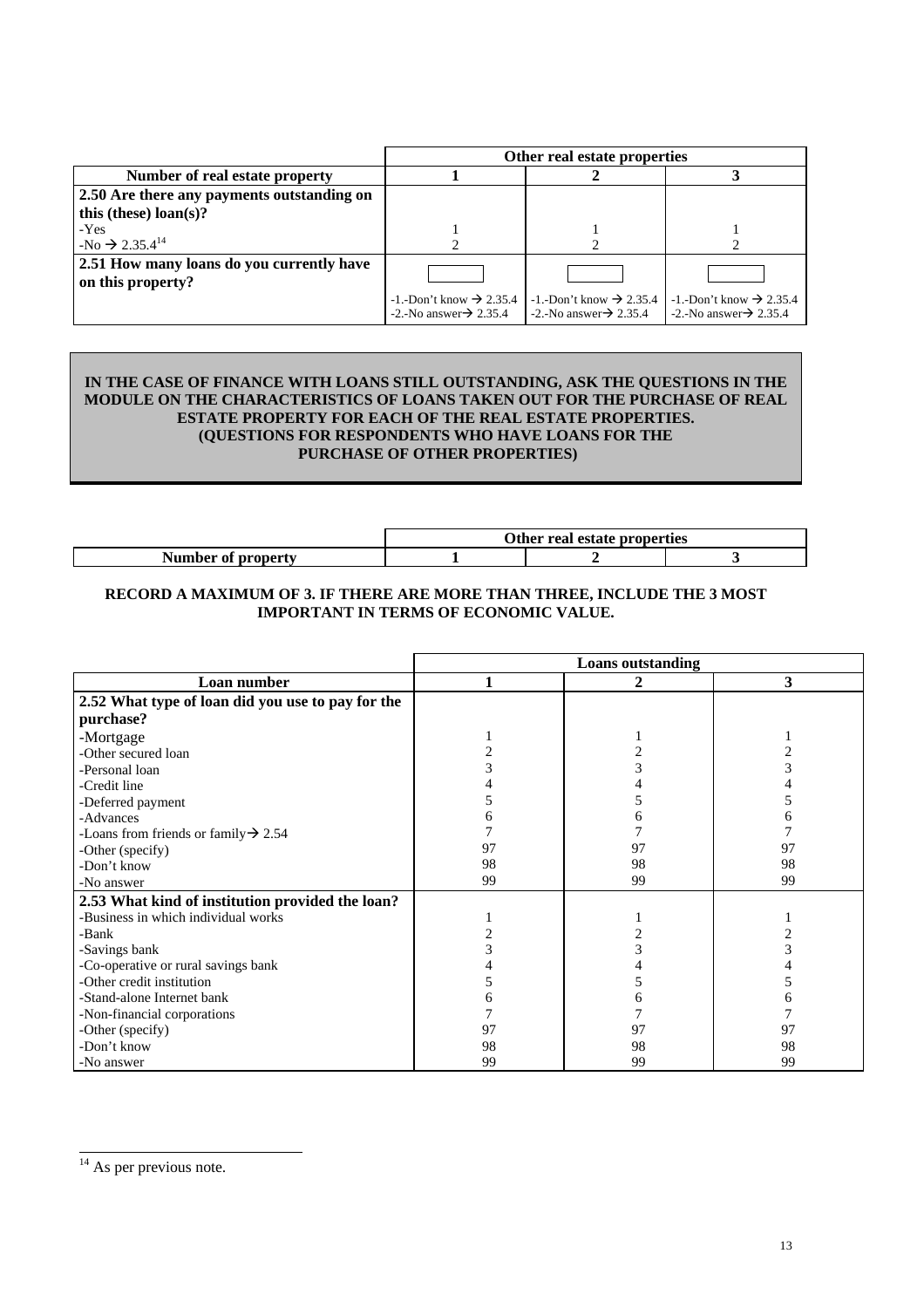| | Other real estate properties | | |
|---|---|---|---|
| **Number of real estate property** | **1** | **2** | **3** |
| **2.50 Are there any payments outstanding on this (these) loan(s)?** | | | |
| -Yes | 1 | 1 | 1 |
| -No → 2.35.4[14] | 2 | 2 | 2 |
| **2.51 How many loans do you currently have on this property?** | ☐<br>-1.-Don't know → 2.35.4<br>-2.-No answer→ 2.35.4 | ☐<br>-1.-Don't know → 2.35.4<br>-2.-No answer→ 2.35.4 | ☐<br>-1.-Don't know → 2.35.4<br>-2.-No answer→ 2.35.4 |

**IN THE CASE OF FINANCE WITH LOANS STILL OUTSTANDING, ASK THE QUESTIONS IN THE MODULE ON THE CHARACTERISTICS OF LOANS TAKEN OUT FOR THE PURCHASE OF REAL ESTATE PROPERTY FOR EACH OF THE REAL ESTATE PROPERTIES. (QUESTIONS FOR RESPONDENTS WHO HAVE LOANS FOR THE PURCHASE OF OTHER PROPERTIES)**

| | Other real estate properties | | |
|---|---|---|---|
| **Number of property** | **1** | **2** | **3** |

**RECORD A MAXIMUM OF 3. IF THERE ARE MORE THAN THREE, INCLUDE THE 3 MOST IMPORTANT IN TERMS OF ECONOMIC VALUE.**

| | Loans outstanding | | |
|---|---|---|---|
| **Loan number** | **1** | **2** | **3** |
| **2.52 What type of loan did you use to pay for the purchase?** | | | |
| -Mortgage | 1 | 1 | 1 |
| -Other secured loan | 2 | 2 | 2 |
| -Personal loan | 3 | 3 | 3 |
| -Credit line | 4 | 4 | 4 |
| -Deferred payment | 5 | 5 | 5 |
| -Advances | 6 | 6 | 6 |
| -Loans from friends or family→ 2.54 | 7 | 7 | 7 |
| -Other (specify) | 97 | 97 | 97 |
| -Don't know | 98 | 98 | 98 |
| -No answer | 99 | 99 | 99 |
| **2.53 What kind of institution provided the loan?** | | | |
| -Business in which individual works | 1 | 1 | 1 |
| -Bank | 2 | 2 | 2 |
| -Savings bank | 3 | 3 | 3 |
| -Co-operative or rural savings bank | 4 | 4 | 4 |
| -Other credit institution | 5 | 5 | 5 |
| -Stand-alone Internet bank | 6 | 6 | 6 |
| -Non-financial corporations | 7 | 7 | 7 |
| -Other (specify) | 97 | 97 | 97 |
| -Don't know | 98 | 98 | 98 |
| -No answer | 99 | 99 | 99 |

[14] As per previous note.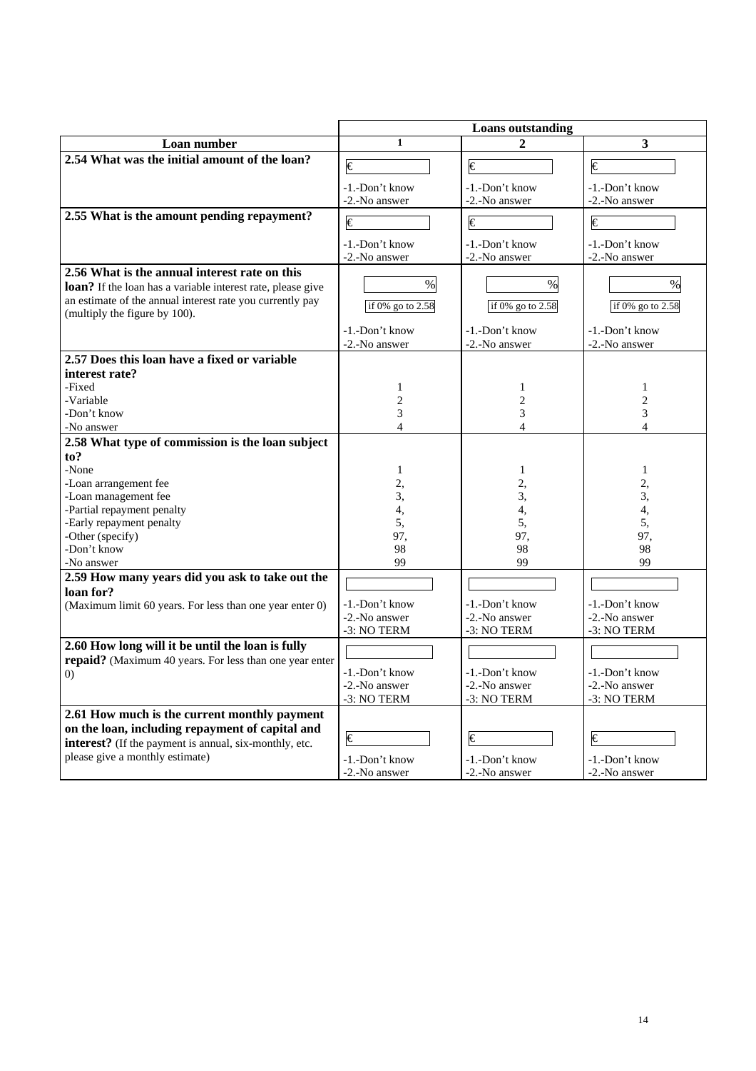| | Loans outstanding | | |
|---|---|---|---|
| **Loan number** | **1** | **2** | **3** |
| **2.54 What was the initial amount of the loan?** | € <br> -1.-Don't know <br> -2.-No answer | € <br> -1.-Don't know <br> -2.-No answer | € <br> -1.-Don't know <br> -2.-No answer |
| **2.55 What is the amount pending repayment?** | € <br> -1.-Don't know <br> -2.-No answer | € <br> -1.-Don't know <br> -2.-No answer | € <br> -1.-Don't know <br> -2.-No answer |
| **2.56 What is the annual interest rate on this loan?** If the loan has a variable interest rate, please give an estimate of the annual interest rate you currently pay (multiply the figure by 100). | % <br> if 0% go to 2.58 <br> -1.-Don't know <br> -2.-No answer | % <br> if 0% go to 2.58 <br> -1.-Don't know <br> -2.-No answer | % <br> if 0% go to 2.58 <br> -1.-Don't know <br> -2.-No answer |
| **2.57 Does this loan have a fixed or variable interest rate?** | | | |
| -Fixed | 1 | 1 | 1 |
| -Variable | 2 | 2 | 2 |
| -Don't know | 3 | 3 | 3 |
| -No answer | 4 | 4 | 4 |
| **2.58 What type of commission is the loan subject to?** | | | |
| -None | 1 | 1 | 1 |
| -Loan arrangement fee | 2, | 2, | 2, |
| -Loan management fee | 3, | 3, | 3, |
| -Partial repayment penalty | 4, | 4, | 4, |
| -Early repayment penalty | 5, | 5, | 5, |
| -Other (specify) | 97, | 97, | 97, |
| -Don't know | 98 | 98 | 98 |
| -No answer | 99 | 99 | 99 |
| **2.59 How many years did you ask to take out the loan for?** (Maximum limit 60 years. For less than one year enter 0) | -1.-Don't know <br> -2.-No answer <br> -3: NO TERM | -1.-Don't know <br> -2.-No answer <br> -3: NO TERM | -1.-Don't know <br> -2.-No answer <br> -3: NO TERM |
| **2.60 How long will it be until the loan is fully repaid?** (Maximum 40 years. For less than one year enter 0) | -1.-Don't know <br> -2.-No answer <br> -3: NO TERM | -1.-Don't know <br> -2.-No answer <br> -3: NO TERM | -1.-Don't know <br> -2.-No answer <br> -3: NO TERM |
| **2.61 How much is the current monthly payment on the loan, including repayment of capital and interest?** (If the payment is annual, six-monthly, etc. please give a monthly estimate) | € <br> -1.-Don't know <br> -2.-No answer | € <br> -1.-Don't know <br> -2.-No answer | € <br> -1.-Don't know <br> -2.-No answer |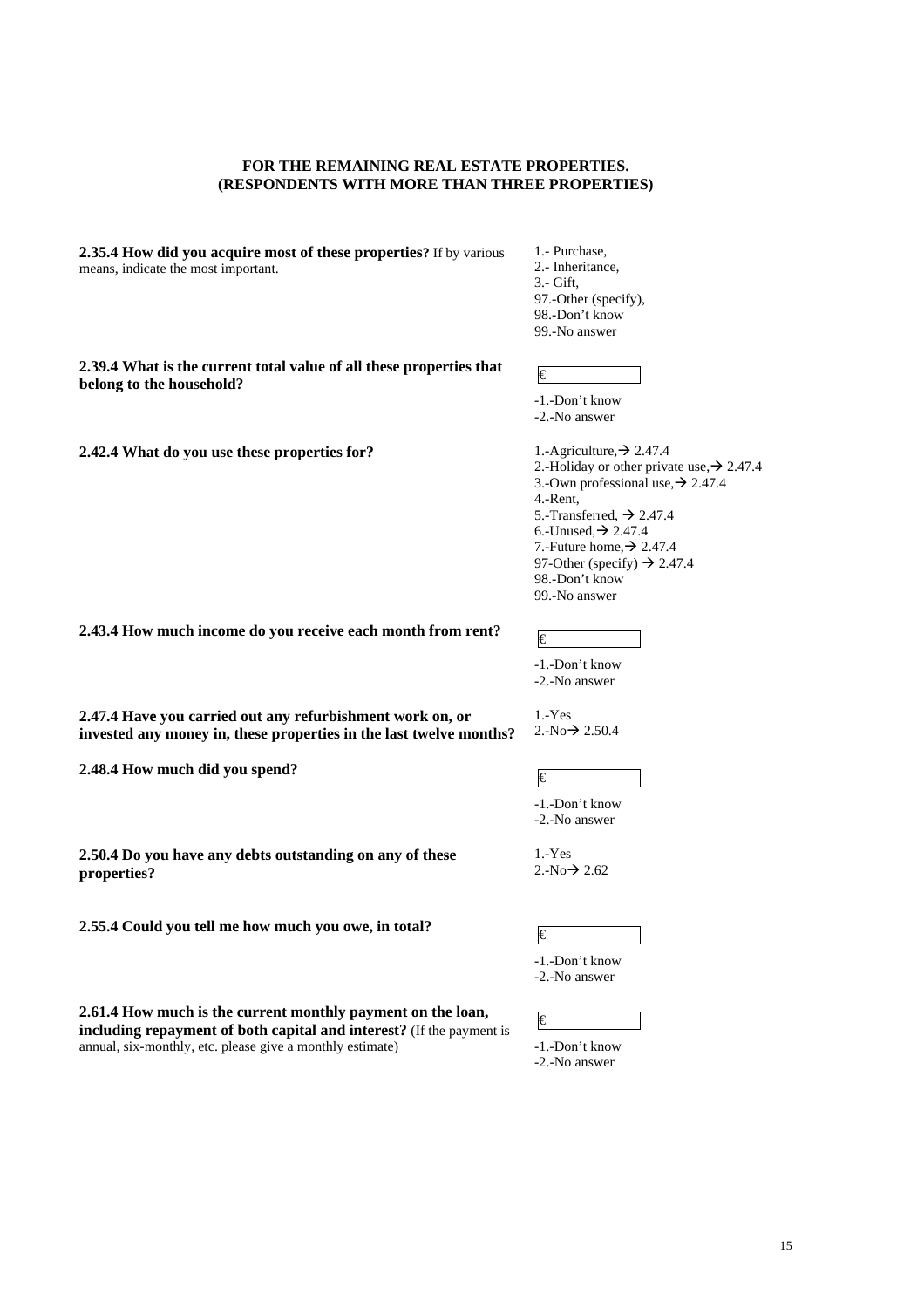**FOR THE REMAINING REAL ESTATE PROPERTIES.**
**(RESPONDENTS WITH MORE THAN THREE PROPERTIES)**

| Question | Answer |
|---|---|
| **2.35.4 How did you acquire most of these properties?** If by various means, indicate the most important. | 1.- Purchase,<br>2.- Inheritance,<br>3.- Gift,<br>97.-Other (specify),<br>98.-Don't know<br>99.-No answer |
| **2.39.4 What is the current total value of all these properties that belong to the household?** | €<br>-1.-Don't know<br>-2.-No answer |
| **2.42.4 What do you use these properties for?** | 1.-Agriculture,→ 2.47.4<br>2.-Holiday or other private use,→ 2.47.4<br>3.-Own professional use,→ 2.47.4<br>4.-Rent,<br>5.-Transferred, → 2.47.4<br>6.-Unused,→ 2.47.4<br>7.-Future home,→ 2.47.4<br>97-Other (specify) → 2.47.4<br>98.-Don't know<br>99.-No answer |
| **2.43.4 How much income do you receive each month from rent?** | €<br>-1.-Don't know<br>-2.-No answer |
| **2.47.4 Have you carried out any refurbishment work on, or invested any money in, these properties in the last twelve months?** | 1.-Yes<br>2.-No→ 2.50.4 |
| **2.48.4 How much did you spend?** | €<br>-1.-Don't know<br>-2.-No answer |
| **2.50.4 Do you have any debts outstanding on any of these properties?** | 1.-Yes<br>2.-No→ 2.62 |
| **2.55.4 Could you tell me how much you owe, in total?** | €<br>-1.-Don't know<br>-2.-No answer |
| **2.61.4 How much is the current monthly payment on the loan, including repayment of both capital and interest?** (If the payment is annual, six-monthly, etc. please give a monthly estimate) | €<br>-1.-Don't know<br>-2.-No answer |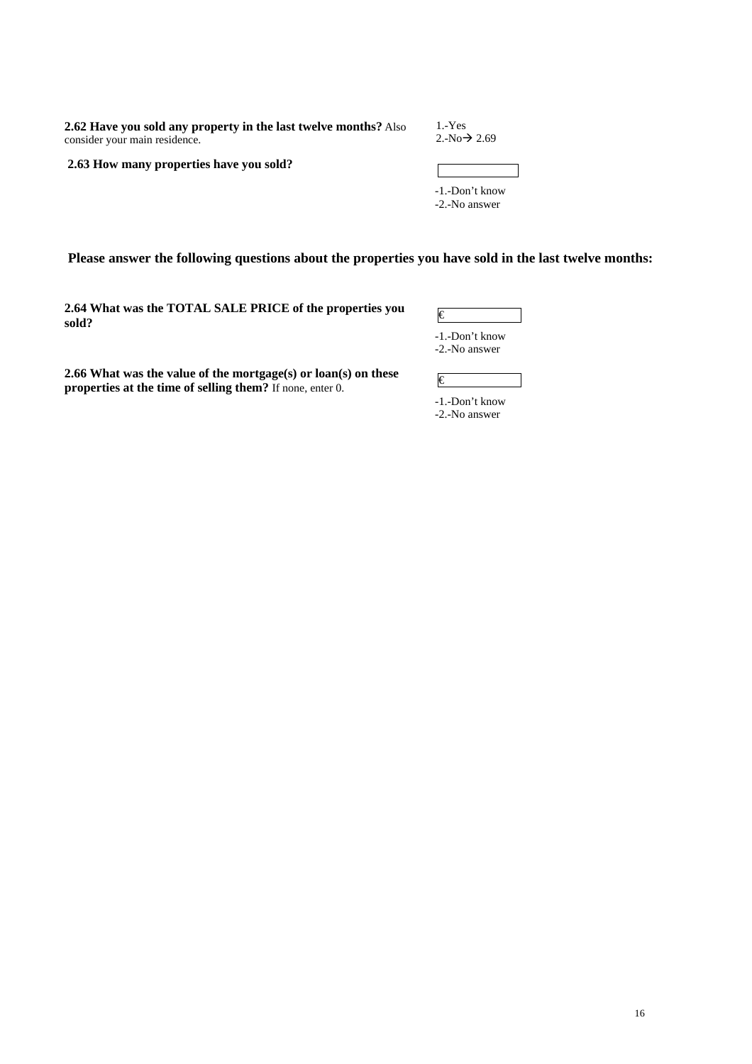**2.62 Have you sold any property in the last twelve months?** Also consider your main residence.

1.-Yes
2.-No→ 2.69

**2.63 How many properties have you sold?**

[ ]

-1.-Don't know
-2.-No answer

**Please answer the following questions about the properties you have sold in the last twelve months:**

**2.64 What was the TOTAL SALE PRICE of the properties you sold?**

€ [ ]

-1.-Don't know
-2.-No answer

**2.66 What was the value of the mortgage(s) or loan(s) on these properties at the time of selling them?** If none, enter 0.

€ [ ]

-1.-Don't know
-2.-No answer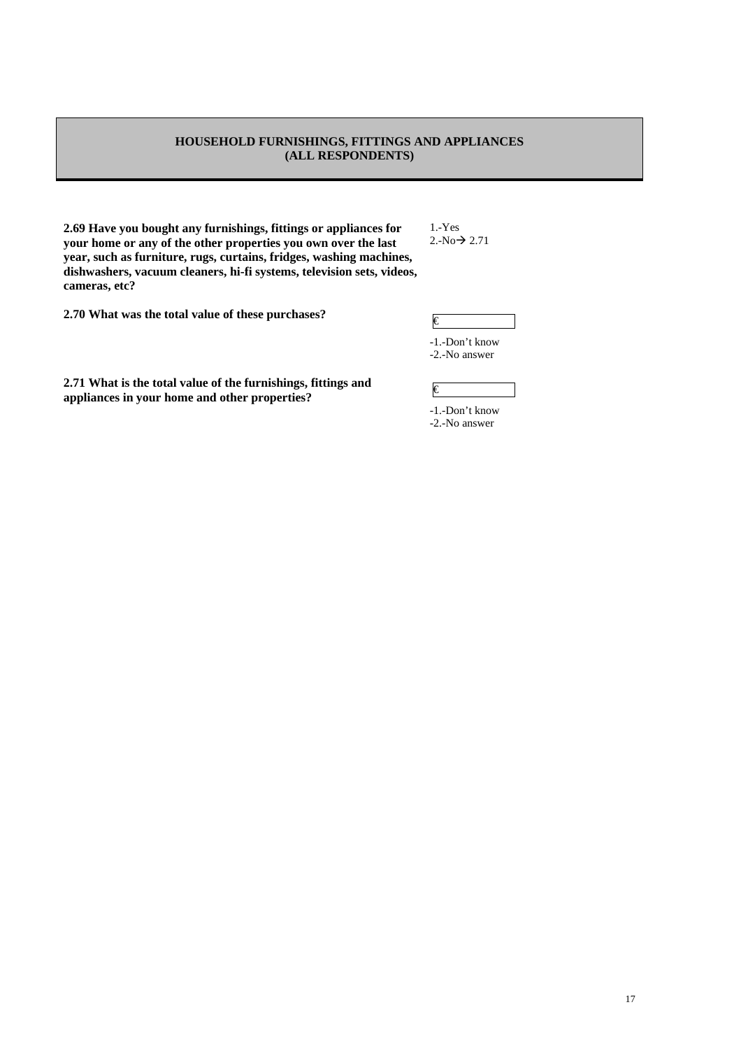## HOUSEHOLD FURNISHINGS, FITTINGS AND APPLIANCES
## (ALL RESPONDENTS)

**2.69 Have you bought any furnishings, fittings or appliances for your home or any of the other properties you own over the last year, such as furniture, rugs, curtains, fridges, washing machines, dishwashers, vacuum cleaners, hi-fi systems, television sets, videos, cameras, etc?**

1.-Yes
2.-No→ 2.71

**2.70 What was the total value of these purchases?**

€ ______

-1.-Don't know
-2.-No answer

**2.71 What is the total value of the furnishings, fittings and appliances in your home and other properties?**

€ ______

-1.-Don't know
-2.-No answer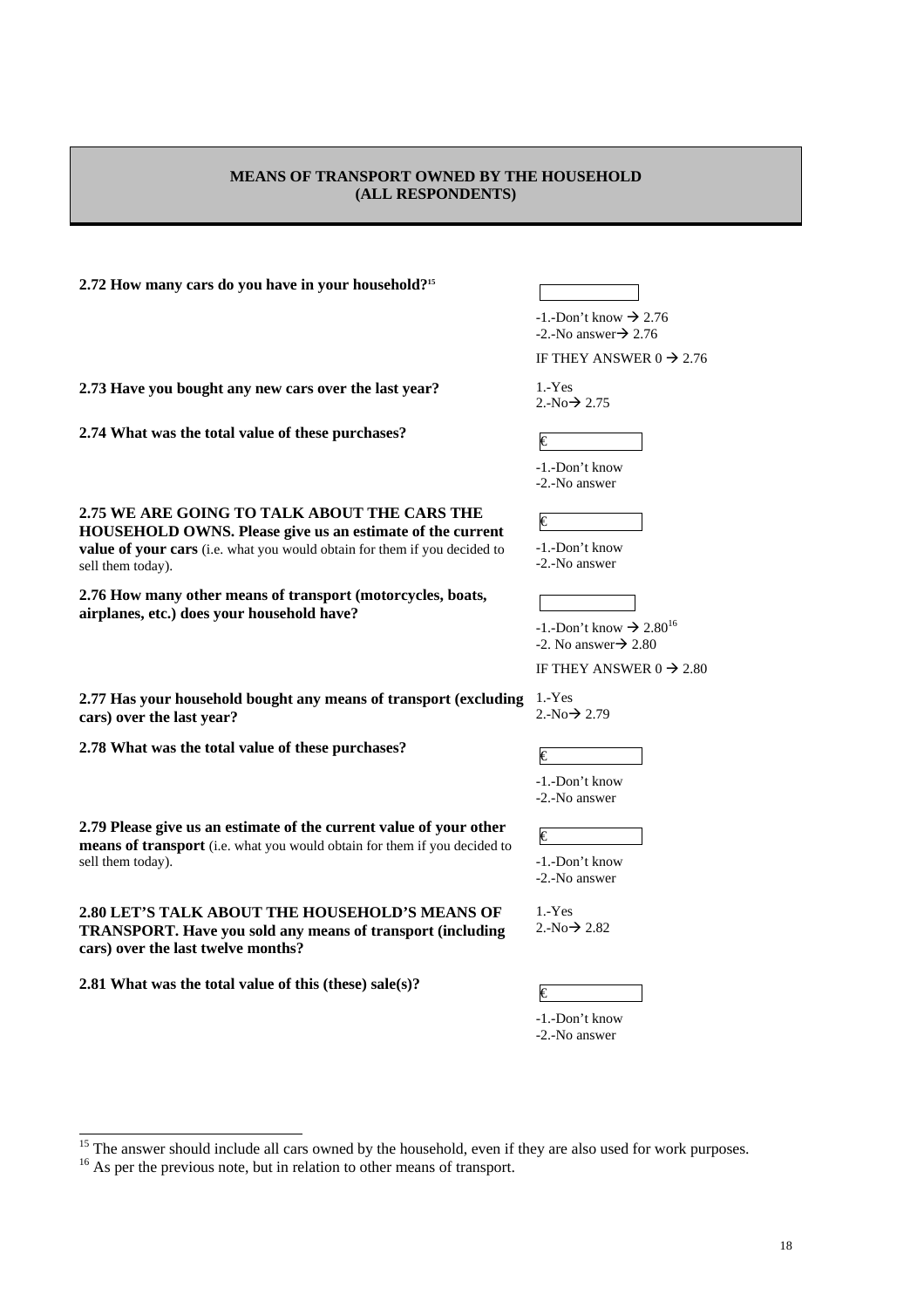**MEANS OF TRANSPORT OWNED BY THE HOUSEHOLD (ALL RESPONDENTS)**

| | |
|---|---|
| **2.72 How many cars do you have in your household?**[15] | ______ <br> -1.-Don't know → 2.76 <br> -2.-No answer→ 2.76 <br> IF THEY ANSWER 0 → 2.76 |
| **2.73 Have you bought any new cars over the last year?** | 1.-Yes <br> 2.-No→ 2.75 |
| **2.74 What was the total value of these purchases?** | € <br> -1.-Don't know <br> -2.-No answer |
| **2.75 WE ARE GOING TO TALK ABOUT THE CARS THE HOUSEHOLD OWNS. Please give us an estimate of the current value of your cars** (i.e. what you would obtain for them if you decided to sell them today). | € <br> -1.-Don't know <br> -2.-No answer |
| **2.76 How many other means of transport (motorcycles, boats, airplanes, etc.) does your household have?** | ______ <br> -1.-Don't know → 2.80[16] <br> -2. No answer→ 2.80 <br> IF THEY ANSWER 0 → 2.80 |
| **2.77 Has your household bought any means of transport (excluding cars) over the last year?** | 1.-Yes <br> 2.-No→ 2.79 |
| **2.78 What was the total value of these purchases?** | € <br> -1.-Don't know <br> -2.-No answer |
| **2.79 Please give us an estimate of the current value of your other means of transport** (i.e. what you would obtain for them if you decided to sell them today). | € <br> -1.-Don't know <br> -2.-No answer |
| **2.80 LET'S TALK ABOUT THE HOUSEHOLD'S MEANS OF TRANSPORT. Have you sold any means of transport (including cars) over the last twelve months?** | 1.-Yes <br> 2.-No→ 2.82 |
| **2.81 What was the total value of this (these) sale(s)?** | € <br> -1.-Don't know <br> -2.-No answer |

[15] The answer should include all cars owned by the household, even if they are also used for work purposes.

[16] As per the previous note, but in relation to other means of transport.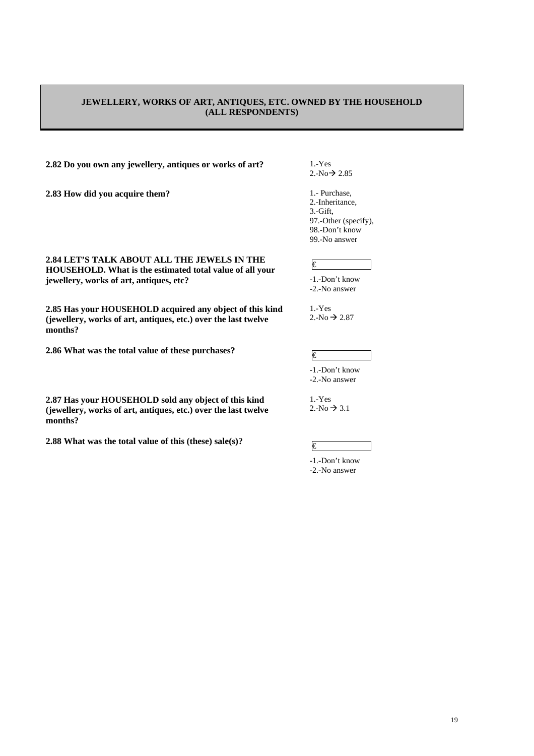## JEWELLERY, WORKS OF ART, ANTIQUES, ETC. OWNED BY THE HOUSEHOLD (ALL RESPONDENTS)

**2.82 Do you own any jewellery, antiques or works of art?**

1.-Yes
2.-No→ 2.85

**2.83 How did you acquire them?**

1.- Purchase,
2.-Inheritance,
3.-Gift,
97.-Other (specify),
98.-Don't know
99.-No answer

**2.84 LET'S TALK ABOUT ALL THE JEWELS IN THE HOUSEHOLD. What is the estimated total value of all your jewellery, works of art, antiques, etc?**

€ ______

-1.-Don't know
-2.-No answer

**2.85 Has your HOUSEHOLD acquired any object of this kind (jewellery, works of art, antiques, etc.) over the last twelve months?**

1.-Yes
2.-No → 2.87

**2.86 What was the total value of these purchases?**

€ ______

-1.-Don't know
-2.-No answer

**2.87 Has your HOUSEHOLD sold any object of this kind (jewellery, works of art, antiques, etc.) over the last twelve months?**

1.-Yes
2.-No → 3.1

**2.88 What was the total value of this (these) sale(s)?**

€ ______

-1.-Don't know
-2.-No answer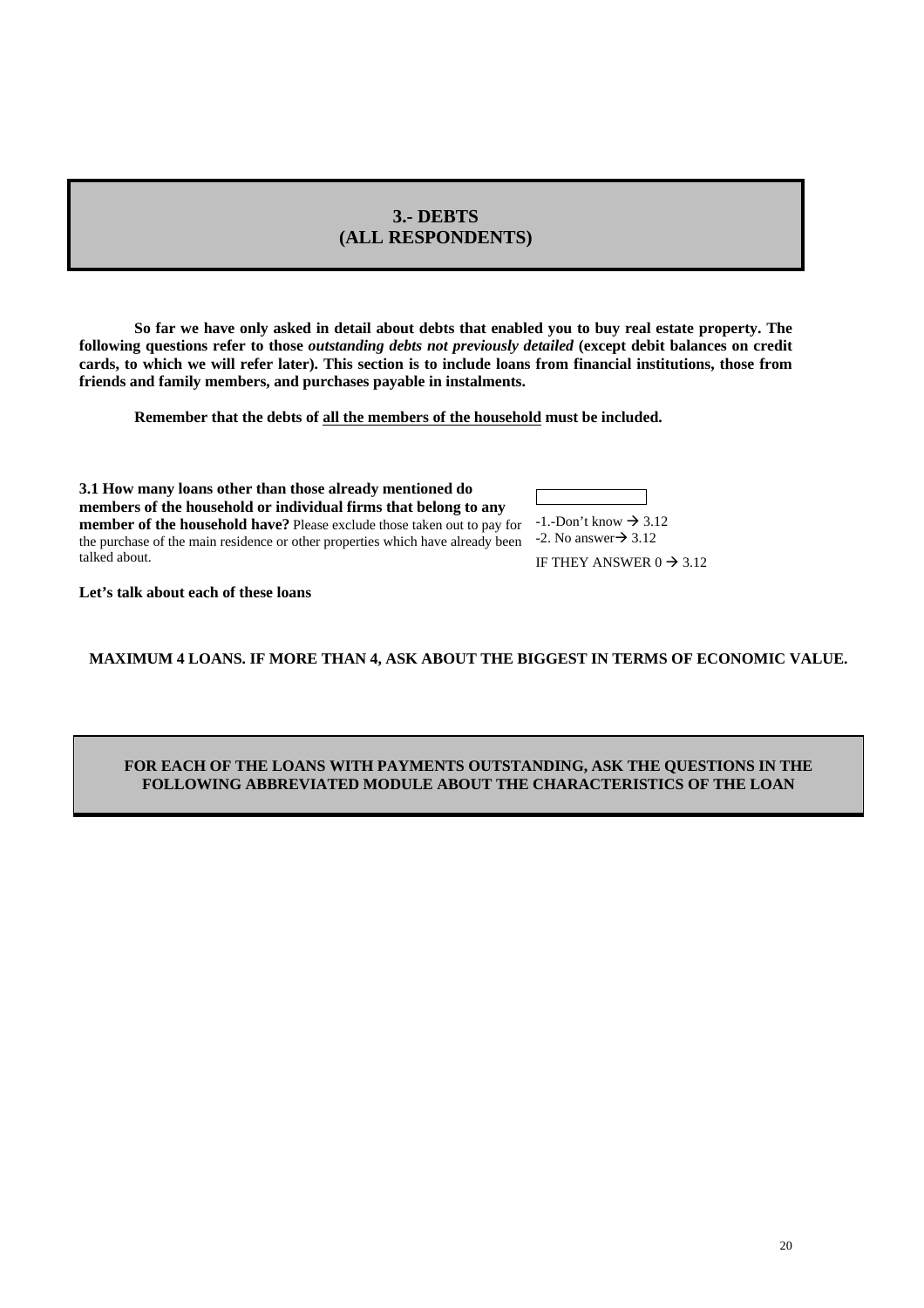## 3.- DEBTS
## (ALL RESPONDENTS)

**So far we have only asked in detail about debts that enabled you to buy real estate property. The following questions refer to those *outstanding debts not previously detailed* (except debit balances on credit cards, to which we will refer later). This section is to include loans from financial institutions, those from friends and family members, and purchases payable in instalments.**

**Remember that the debts of <u>all the members of the household</u> must be included.**

**3.1 How many loans other than those already mentioned do members of the household or individual firms that belong to any member of the household have?** Please exclude those taken out to pay for the purchase of the main residence or other properties which have already been talked about.

[ ]

-1.-Don't know → 3.12
-2. No answer→ 3.12
IF THEY ANSWER 0 → 3.12

**Let's talk about each of these loans**

**MAXIMUM 4 LOANS. IF MORE THAN 4, ASK ABOUT THE BIGGEST IN TERMS OF ECONOMIC VALUE.**

**FOR EACH OF THE LOANS WITH PAYMENTS OUTSTANDING, ASK THE QUESTIONS IN THE FOLLOWING ABBREVIATED MODULE ABOUT THE CHARACTERISTICS OF THE LOAN**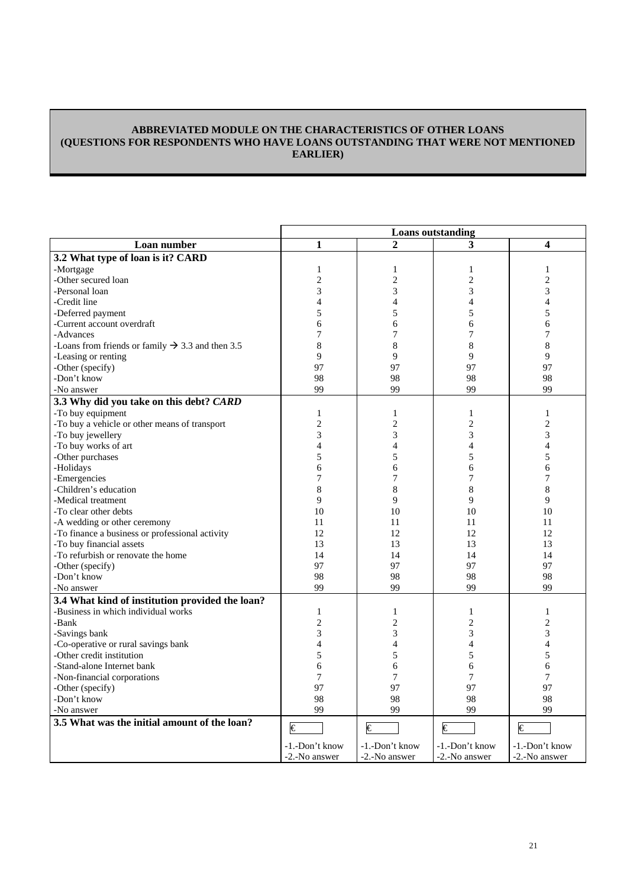**ABBREVIATED MODULE ON THE CHARACTERISTICS OF OTHER LOANS (QUESTIONS FOR RESPONDENTS WHO HAVE LOANS OUTSTANDING THAT WERE NOT MENTIONED EARLIER)**

| | Loans outstanding | | | |
|---|---|---|---|---|
| **Loan number** | **1** | **2** | **3** | **4** |
| **3.2 What type of loan is it? CARD** | | | | |
| -Mortgage | 1 | 1 | 1 | 1 |
| -Other secured loan | 2 | 2 | 2 | 2 |
| -Personal loan | 3 | 3 | 3 | 3 |
| -Credit line | 4 | 4 | 4 | 4 |
| -Deferred payment | 5 | 5 | 5 | 5 |
| -Current account overdraft | 6 | 6 | 6 | 6 |
| -Advances | 7 | 7 | 7 | 7 |
| -Loans from friends or family → 3.3 and then 3.5 | 8 | 8 | 8 | 8 |
| -Leasing or renting | 9 | 9 | 9 | 9 |
| -Other (specify) | 97 | 97 | 97 | 97 |
| -Don't know | 98 | 98 | 98 | 98 |
| -No answer | 99 | 99 | 99 | 99 |
| **3.3 Why did you take on this debt? *CARD*** | | | | |
| -To buy equipment | 1 | 1 | 1 | 1 |
| -To buy a vehicle or other means of transport | 2 | 2 | 2 | 2 |
| -To buy jewellery | 3 | 3 | 3 | 3 |
| -To buy works of art | 4 | 4 | 4 | 4 |
| -Other purchases | 5 | 5 | 5 | 5 |
| -Holidays | 6 | 6 | 6 | 6 |
| -Emergencies | 7 | 7 | 7 | 7 |
| -Children's education | 8 | 8 | 8 | 8 |
| -Medical treatment | 9 | 9 | 9 | 9 |
| -To clear other debts | 10 | 10 | 10 | 10 |
| -A wedding or other ceremony | 11 | 11 | 11 | 11 |
| -To finance a business or professional activity | 12 | 12 | 12 | 12 |
| -To buy financial assets | 13 | 13 | 13 | 13 |
| -To refurbish or renovate the home | 14 | 14 | 14 | 14 |
| -Other (specify) | 97 | 97 | 97 | 97 |
| -Don't know | 98 | 98 | 98 | 98 |
| -No answer | 99 | 99 | 99 | 99 |
| **3.4 What kind of institution provided the loan?** | | | | |
| -Business in which individual works | 1 | 1 | 1 | 1 |
| -Bank | 2 | 2 | 2 | 2 |
| -Savings bank | 3 | 3 | 3 | 3 |
| -Co-operative or rural savings bank | 4 | 4 | 4 | 4 |
| -Other credit institution | 5 | 5 | 5 | 5 |
| -Stand-alone Internet bank | 6 | 6 | 6 | 6 |
| -Non-financial corporations | 7 | 7 | 7 | 7 |
| -Other (specify) | 97 | 97 | 97 | 97 |
| -Don't know | 98 | 98 | 98 | 98 |
| -No answer | 99 | 99 | 99 | 99 |
| **3.5 What was the initial amount of the loan?** | € ____ -1.-Don't know -2.-No answer | € ____ -1.-Don't know -2.-No answer | € ____ -1.-Don't know -2.-No answer | € ____ -1.-Don't know -2.-No answer |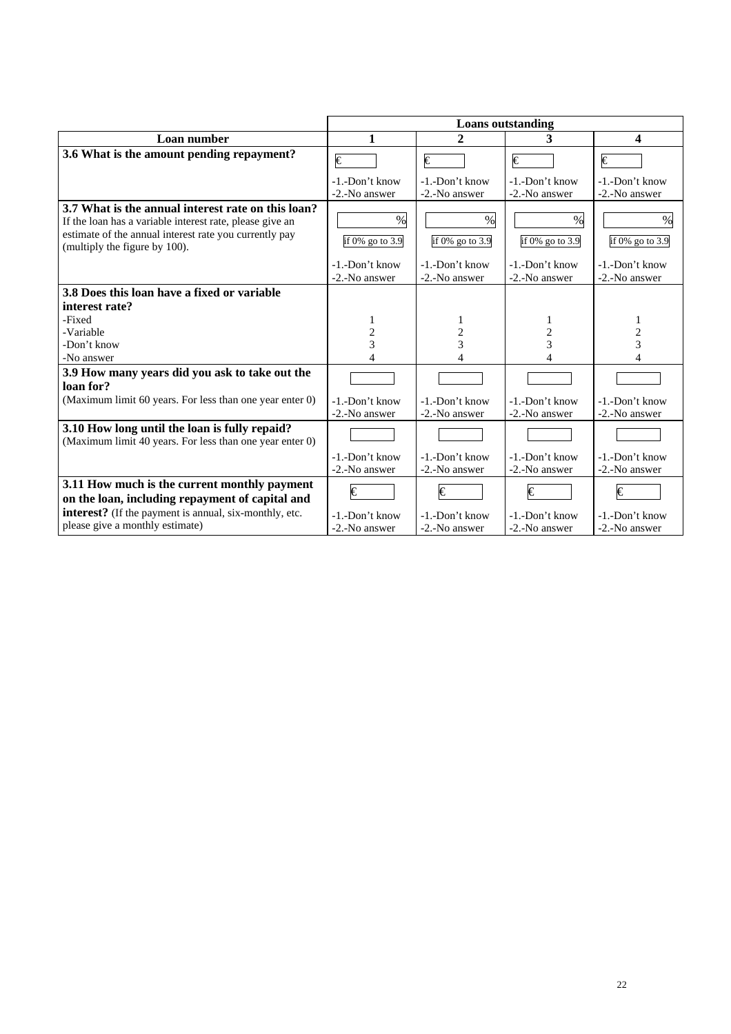| | Loans outstanding | | | |
|---|---|---|---|---|
| **Loan number** | **1** | **2** | **3** | **4** |
| **3.6 What is the amount pending repayment?** | € <br> -1.-Don't know <br> -2.-No answer | € <br> -1.-Don't know <br> -2.-No answer | € <br> -1.-Don't know <br> -2.-No answer | € <br> -1.-Don't know <br> -2.-No answer |
| **3.7 What is the annual interest rate on this loan?** If the loan has a variable interest rate, please give an estimate of the annual interest rate you currently pay (multiply the figure by 100). | % <br> if 0% go to 3.9 <br> -1.-Don't know <br> -2.-No answer | % <br> if 0% go to 3.9 <br> -1.-Don't know <br> -2.-No answer | % <br> if 0% go to 3.9 <br> -1.-Don't know <br> -2.-No answer | % <br> if 0% go to 3.9 <br> -1.-Don't know <br> -2.-No answer |
| **3.8 Does this loan have a fixed or variable interest rate?** <br> -Fixed <br> -Variable <br> -Don't know <br> -No answer | <br> 1 <br> 2 <br> 3 <br> 4 | <br> 1 <br> 2 <br> 3 <br> 4 | <br> 1 <br> 2 <br> 3 <br> 4 | <br> 1 <br> 2 <br> 3 <br> 4 |
| **3.9 How many years did you ask to take out the loan for?** (Maximum limit 60 years. For less than one year enter 0) | -1.-Don't know <br> -2.-No answer | -1.-Don't know <br> -2.-No answer | -1.-Don't know <br> -2.-No answer | -1.-Don't know <br> -2.-No answer |
| **3.10 How long until the loan is fully repaid?** (Maximum limit 40 years. For less than one year enter 0) | -1.-Don't know <br> -2.-No answer | -1.-Don't know <br> -2.-No answer | -1.-Don't know <br> -2.-No answer | -1.-Don't know <br> -2.-No answer |
| **3.11 How much is the current monthly payment on the loan, including repayment of capital and interest?** (If the payment is annual, six-monthly, etc. please give a monthly estimate) | € <br> -1.-Don't know <br> -2.-No answer | € <br> -1.-Don't know <br> -2.-No answer | € <br> -1.-Don't know <br> -2.-No answer | € <br> -1.-Don't know <br> -2.-No answer |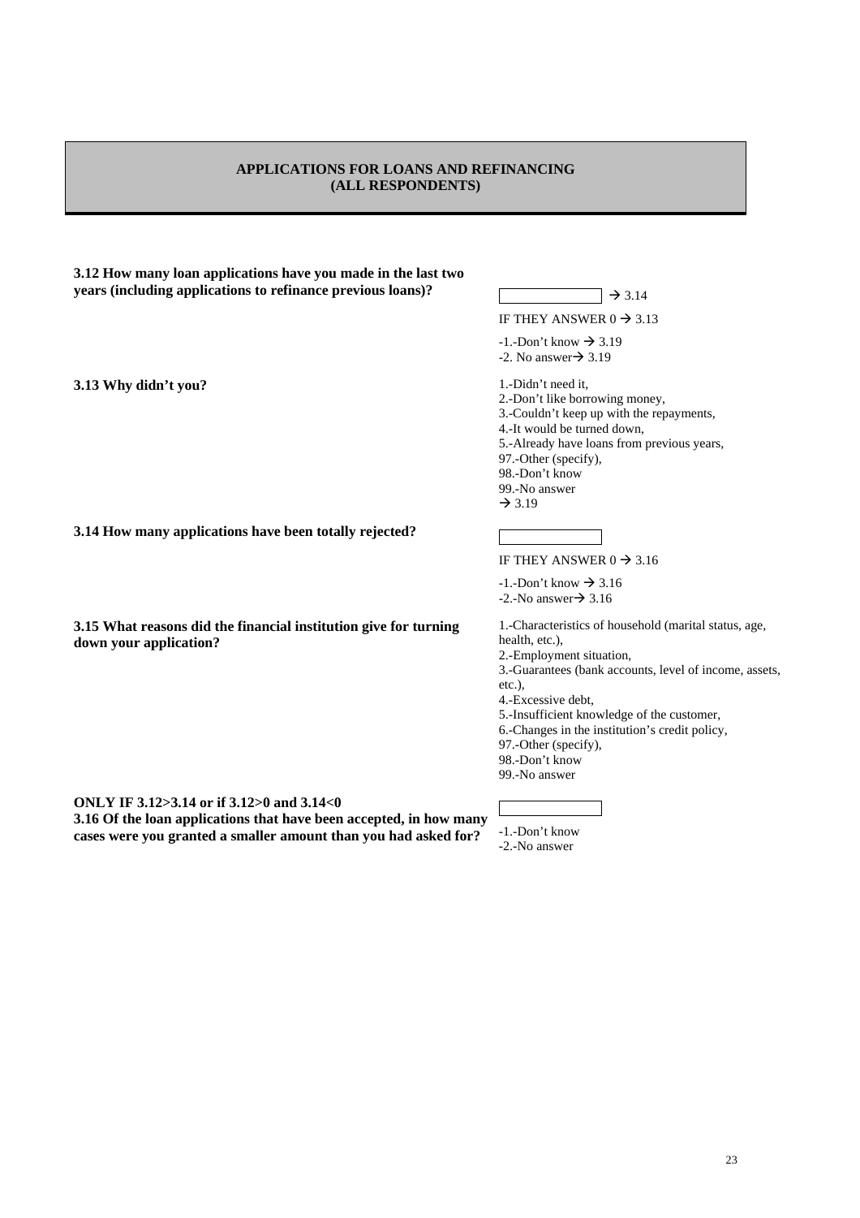## APPLICATIONS FOR LOANS AND REFINANCING (ALL RESPONDENTS)

**3.12 How many loan applications have you made in the last two years (including applications to refinance previous loans)?**

[ ] → 3.14

IF THEY ANSWER 0 → 3.13

-1.-Don't know → 3.19
-2. No answer→ 3.19

**3.13 Why didn't you?**

1.-Didn't need it,
2.-Don't like borrowing money,
3.-Couldn't keep up with the repayments,
4.-It would be turned down,
5.-Already have loans from previous years,
97.-Other (specify),
98.-Don't know
99.-No answer
→ 3.19

**3.14 How many applications have been totally rejected?**

[ ]

IF THEY ANSWER 0 → 3.16

-1.-Don't know → 3.16
-2.-No answer→ 3.16

**3.15 What reasons did the financial institution give for turning down your application?**

1.-Characteristics of household (marital status, age, health, etc.),
2.-Employment situation,
3.-Guarantees (bank accounts, level of income, assets, etc.),
4.-Excessive debt,
5.-Insufficient knowledge of the customer,
6.-Changes in the institution's credit policy,
97.-Other (specify),
98.-Don't know
99.-No answer

**ONLY IF 3.12>3.14 or if 3.12>0 and 3.14<0**
**3.16 Of the loan applications that have been accepted, in how many cases were you granted a smaller amount than you had asked for?**

[ ]

-1.-Don't know
-2.-No answer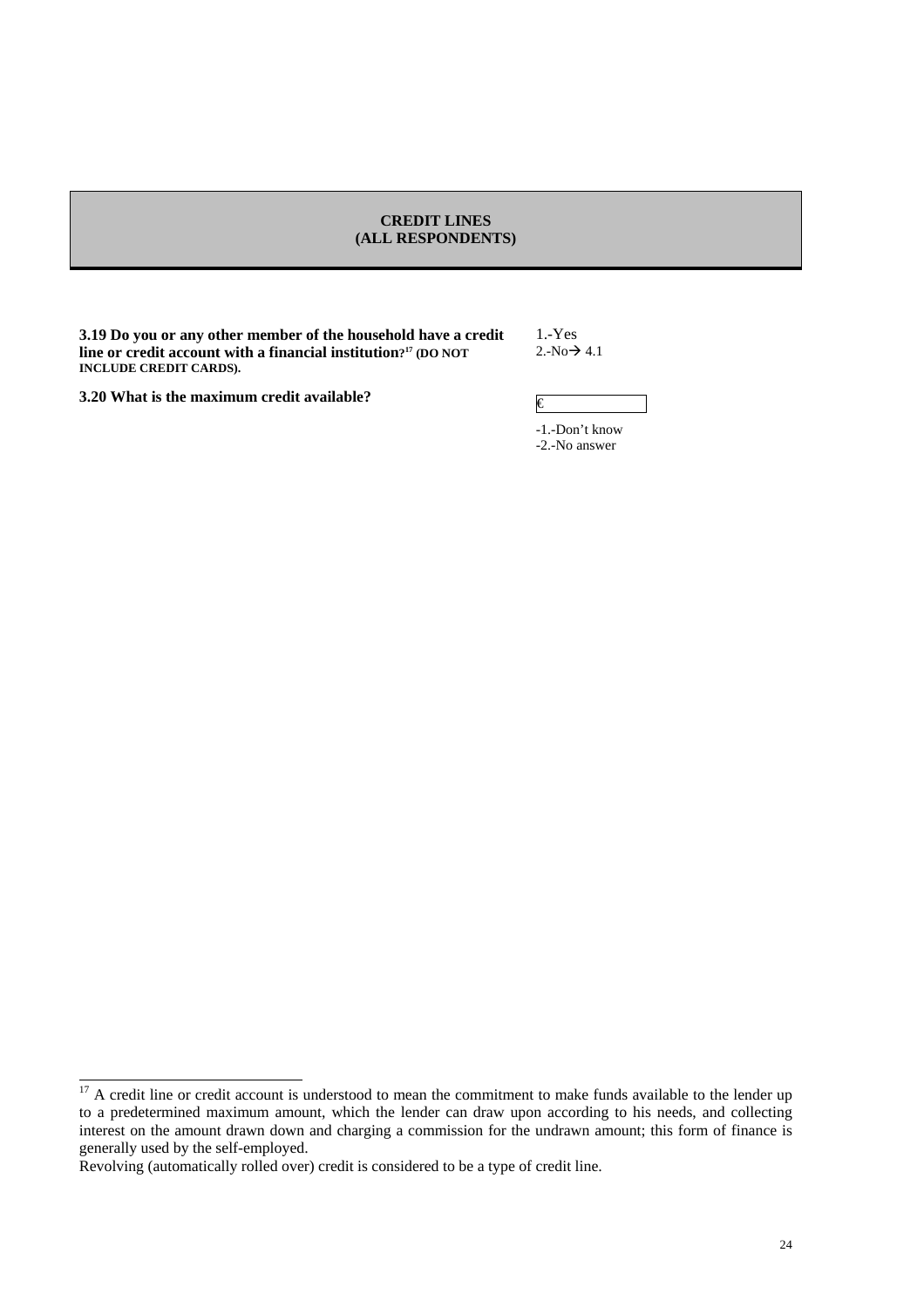## CREDIT LINES
## (ALL RESPONDENTS)

| | |
|---|---|
| **3.19 Do you or any other member of the household have a credit line or credit account with a financial institution?[17] (DO NOT INCLUDE CREDIT CARDS).** | 1.-Yes<br>2.-No→ 4.1 |
| **3.20 What is the maximum credit available?** | € ______<br>-1.-Don't know<br>-2.-No answer |

[17] A credit line or credit account is understood to mean the commitment to make funds available to the lender up to a predetermined maximum amount, which the lender can draw upon according to his needs, and collecting interest on the amount drawn down and charging a commission for the undrawn amount; this form of finance is generally used by the self-employed.

Revolving (automatically rolled over) credit is considered to be a type of credit line.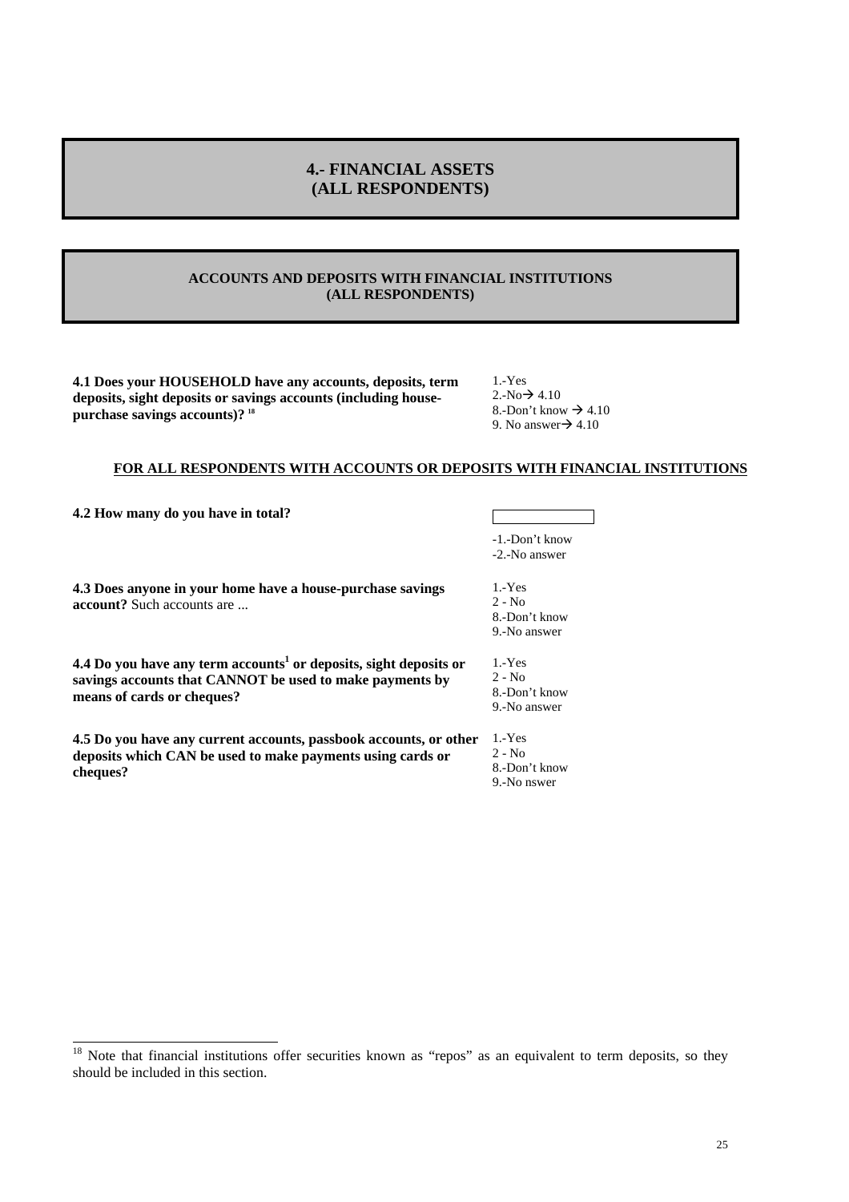# 4.- FINANCIAL ASSETS (ALL RESPONDENTS)

## ACCOUNTS AND DEPOSITS WITH FINANCIAL INSTITUTIONS (ALL RESPONDENTS)

**4.1 Does your HOUSEHOLD have any accounts, deposits, term deposits, sight deposits or savings accounts (including house-purchase savings accounts)?** [18]

1.-Yes
2.-No→ 4.10
8.-Don't know → 4.10
9. No answer→ 4.10

**FOR ALL RESPONDENTS WITH ACCOUNTS OR DEPOSITS WITH FINANCIAL INSTITUTIONS**

**4.2 How many do you have in total?**

[ ]
-1.-Don't know
-2.-No answer

**4.3 Does anyone in your home have a house-purchase savings account?** Such accounts are ...

1.-Yes
2 - No
8.-Don't know
9.-No answer

**4.4 Do you have any term accounts[1] or deposits, sight deposits or savings accounts that CANNOT be used to make payments by means of cards or cheques?**

1.-Yes
2 - No
8.-Don't know
9.-No answer

**4.5 Do you have any current accounts, passbook accounts, or other deposits which CAN be used to make payments using cards or cheques?**

1.-Yes
2 - No
8.-Don't know
9.-No nswer

---

[18] Note that financial institutions offer securities known as "repos" as an equivalent to term deposits, so they should be included in this section.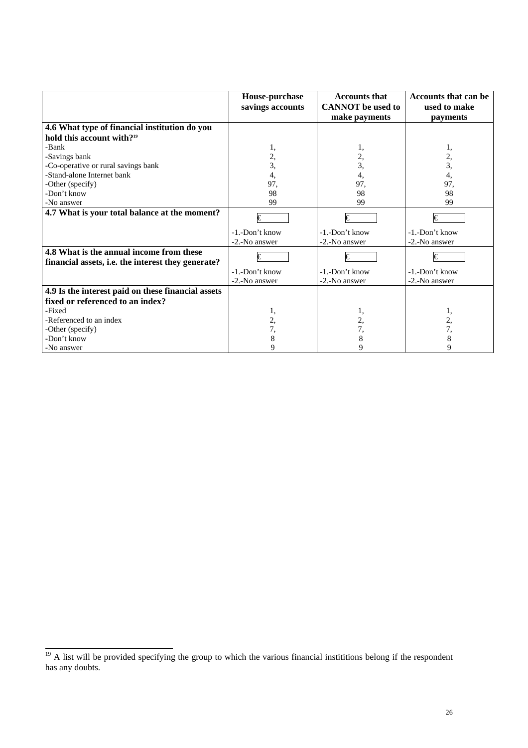| | House-purchase savings accounts | Accounts that CANNOT be used to make payments | Accounts that can be used to make payments |
|---|---|---|---|
| **4.6 What type of financial institution do you hold this account with?**[19] | | | |
| -Bank | 1, | 1, | 1, |
| -Savings bank | 2, | 2, | 2, |
| -Co-operative or rural savings bank | 3, | 3, | 3, |
| -Stand-alone Internet bank | 4, | 4, | 4, |
| -Other (specify) | 97, | 97, | 97, |
| -Don't know | 98 | 98 | 98 |
| -No answer | 99 | 99 | 99 |
| **4.7 What is your total balance at the moment?** | € | € | € |
| | -1.-Don't know | -1.-Don't know | -1.-Don't know |
| | -2.-No answer | -2.-No answer | -2.-No answer |
| **4.8 What is the annual income from these financial assets, i.e. the interest they generate?** | € | € | € |
| | -1.-Don't know | -1.-Don't know | -1.-Don't know |
| | -2.-No answer | -2.-No answer | -2.-No answer |
| **4.9 Is the interest paid on these financial assets fixed or referenced to an index?** | | | |
| -Fixed | 1, | 1, | 1, |
| -Referenced to an index | 2, | 2, | 2, |
| -Other (specify) | 7, | 7, | 7, |
| -Don't know | 8 | 8 | 8 |
| -No answer | 9 | 9 | 9 |

[19] A list will be provided specifying the group to which the various financial institititions belong if the respondent has any doubts.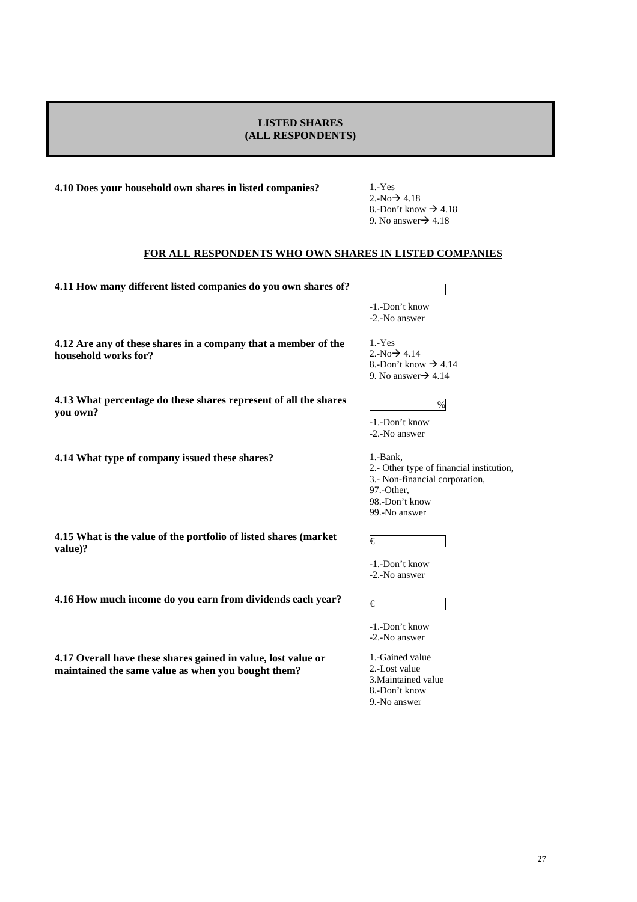## LISTED SHARES
## (ALL RESPONDENTS)

**4.10 Does your household own shares in listed companies?**

1.-Yes
2.-No→ 4.18
8.-Don't know → 4.18
9. No answer→ 4.18

**FOR ALL RESPONDENTS WHO OWN SHARES IN LISTED COMPANIES**

**4.11 How many different listed companies do you own shares of?**

[ ]
-1.-Don't know
-2.-No answer

**4.12 Are any of these shares in a company that a member of the household works for?**

1.-Yes
2.-No→ 4.14
8.-Don't know → 4.14
9. No answer→ 4.14

**4.13 What percentage do these shares represent of all the shares you own?**

[ ] %
-1.-Don't know
-2.-No answer

**4.14 What type of company issued these shares?**

1.-Bank,
2.- Other type of financial institution,
3.- Non-financial corporation,
97.-Other,
98.-Don't know
99.-No answer

**4.15 What is the value of the portfolio of listed shares (market value)?**

€ [ ]
-1.-Don't know
-2.-No answer

**4.16 How much income do you earn from dividends each year?**

€ [ ]
-1.-Don't know
-2.-No answer

**4.17 Overall have these shares gained in value, lost value or maintained the same value as when you bought them?**

1.-Gained value
2.-Lost value
3.Maintained value
8.-Don't know
9.-No answer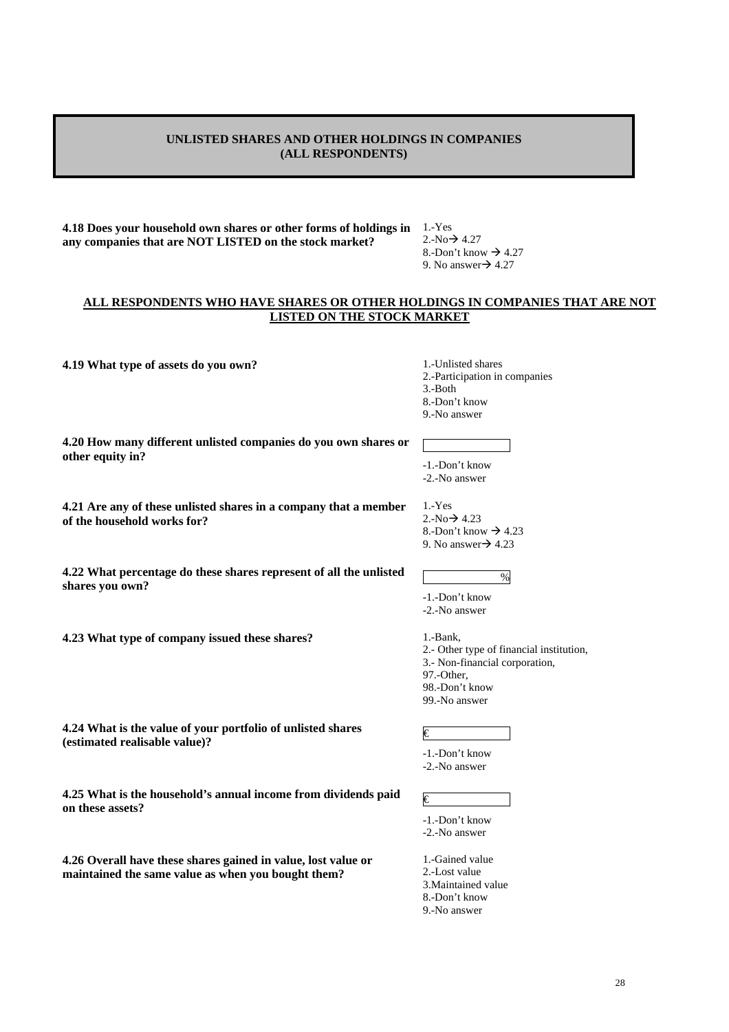## UNLISTED SHARES AND OTHER HOLDINGS IN COMPANIES (ALL RESPONDENTS)

**4.18 Does your household own shares or other forms of holdings in any companies that are NOT LISTED on the stock market?**

1.-Yes
2.-No→ 4.27
8.-Don't know → 4.27
9. No answer→ 4.27

**ALL RESPONDENTS WHO HAVE SHARES OR OTHER HOLDINGS IN COMPANIES THAT ARE NOT LISTED ON THE STOCK MARKET**

**4.19 What type of assets do you own?**

1.-Unlisted shares
2.-Participation in companies
3.-Both
8.-Don't know
9.-No answer

**4.20 How many different unlisted companies do you own shares or other equity in?**

[ ]
-1.-Don't know
-2.-No answer

**4.21 Are any of these unlisted shares in a company that a member of the household works for?**

1.-Yes
2.-No→ 4.23
8.-Don't know → 4.23
9. No answer→ 4.23

**4.22 What percentage do these shares represent of all the unlisted shares you own?**

[ ] %
-1.-Don't know
-2.-No answer

**4.23 What type of company issued these shares?**

1.-Bank,
2.- Other type of financial institution,
3.- Non-financial corporation,
97.-Other,
98.-Don't know
99.-No answer

**4.24 What is the value of your portfolio of unlisted shares (estimated realisable value)?**

€ [ ]
-1.-Don't know
-2.-No answer

**4.25 What is the household's annual income from dividends paid on these assets?**

€ [ ]
-1.-Don't know
-2.-No answer

**4.26 Overall have these shares gained in value, lost value or maintained the same value as when you bought them?**

1.-Gained value
2.-Lost value
3.Maintained value
8.-Don't know
9.-No answer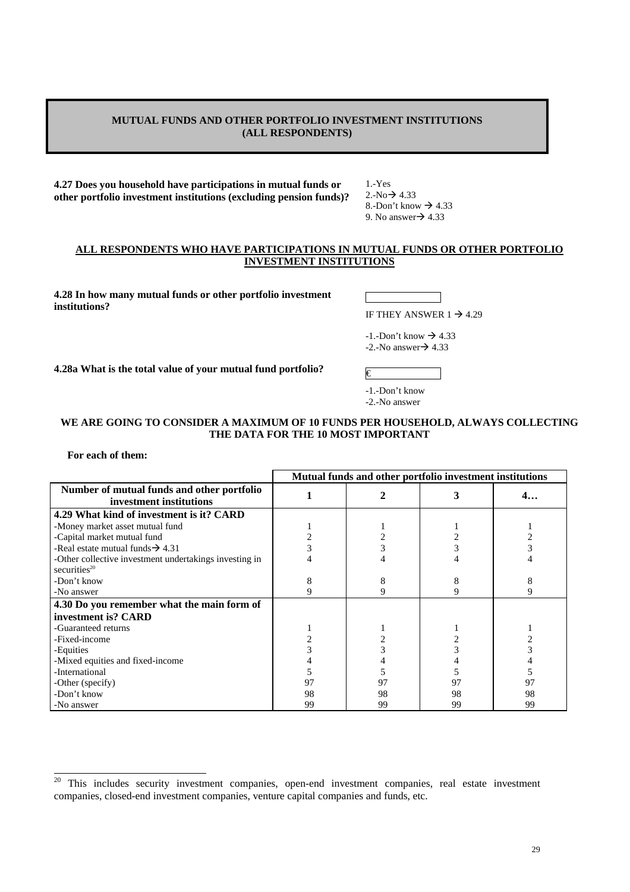## MUTUAL FUNDS AND OTHER PORTFOLIO INVESTMENT INSTITUTIONS (ALL RESPONDENTS)

**4.27 Does you household have participations in mutual funds or other portfolio investment institutions (excluding pension funds)?**

1.-Yes
2.-No→ 4.33
8.-Don't know → 4.33
9. No answer→ 4.33

**ALL RESPONDENTS WHO HAVE PARTICIPATIONS IN MUTUAL FUNDS OR OTHER PORTFOLIO INVESTMENT INSTITUTIONS**

**4.28 In how many mutual funds or other portfolio investment institutions?**

[ ]

IF THEY ANSWER 1 → 4.29

-1.-Don't know → 4.33
-2.-No answer→ 4.33

**4.28a What is the total value of your mutual fund portfolio?**

€ [ ]

-1.-Don't know
-2.-No answer

**WE ARE GOING TO CONSIDER A MAXIMUM OF 10 FUNDS PER HOUSEHOLD, ALWAYS COLLECTING THE DATA FOR THE 10 MOST IMPORTANT**

**For each of them:**

| | Mutual funds and other portfolio investment institutions | | | |
|---|---|---|---|---|
| **Number of mutual funds and other portfolio investment institutions** | **1** | **2** | **3** | **4…** |
| **4.29 What kind of investment is it? CARD** | | | | |
| -Money market asset mutual fund | 1 | 1 | 1 | 1 |
| -Capital market mutual fund | 2 | 2 | 2 | 2 |
| -Real estate mutual funds→ 4.31 | 3 | 3 | 3 | 3 |
| -Other collective investment undertakings investing in securities[20] | 4 | 4 | 4 | 4 |
| -Don't know | 8 | 8 | 8 | 8 |
| -No answer | 9 | 9 | 9 | 9 |
| **4.30 Do you remember what the main form of investment is? CARD** | | | | |
| -Guaranteed returns | 1 | 1 | 1 | 1 |
| -Fixed-income | 2 | 2 | 2 | 2 |
| -Equities | 3 | 3 | 3 | 3 |
| -Mixed equities and fixed-income | 4 | 4 | 4 | 4 |
| -International | 5 | 5 | 5 | 5 |
| -Other (specify) | 97 | 97 | 97 | 97 |
| -Don't know | 98 | 98 | 98 | 98 |
| -No answer | 99 | 99 | 99 | 99 |

[20] This includes security investment companies, open-end investment companies, real estate investment companies, closed-end investment companies, venture capital companies and funds, etc.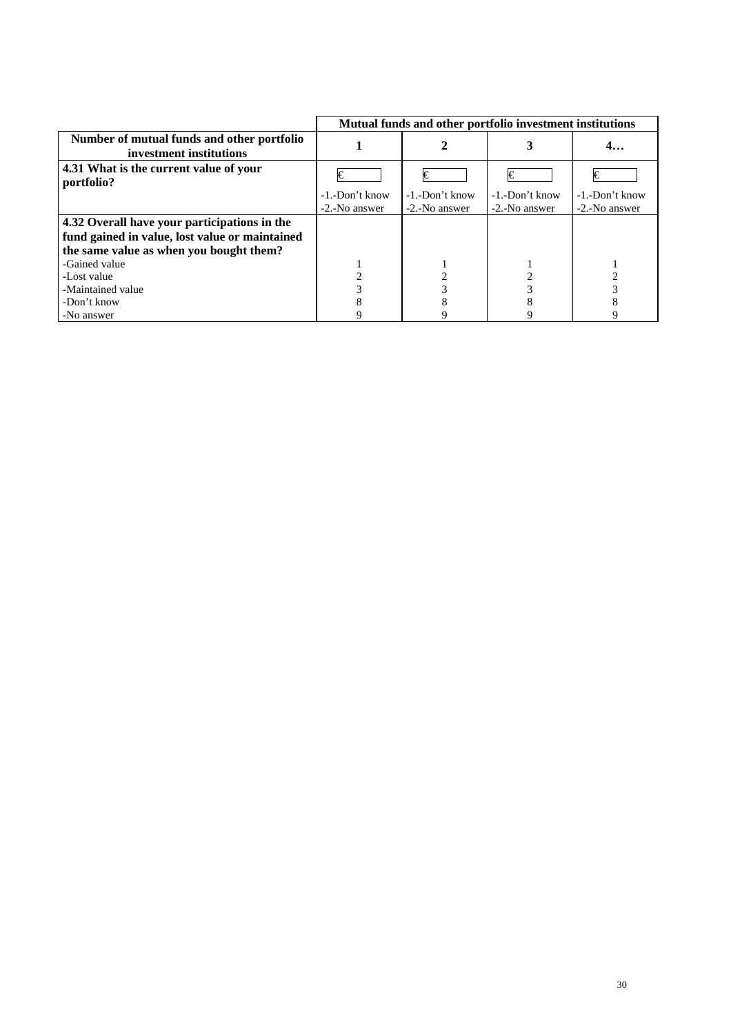| | **Mutual funds and other portfolio investment institutions** | | | |
|---|---|---|---|---|
| **Number of mutual funds and other portfolio investment institutions** | **1** | **2** | **3** | **4…** |
| **4.31 What is the current value of your portfolio?** | € <br> -1.-Don't know <br> -2.-No answer | € <br> -1.-Don't know <br> -2.-No answer | € <br> -1.-Don't know <br> -2.-No answer | € <br> -1.-Don't know <br> -2.-No answer |
| **4.32 Overall have your participations in the fund gained in value, lost value or maintained the same value as when you bought them?** | | | | |
| -Gained value | 1 | 1 | 1 | 1 |
| -Lost value | 2 | 2 | 2 | 2 |
| -Maintained value | 3 | 3 | 3 | 3 |
| -Don't know | 8 | 8 | 8 | 8 |
| -No answer | 9 | 9 | 9 | 9 |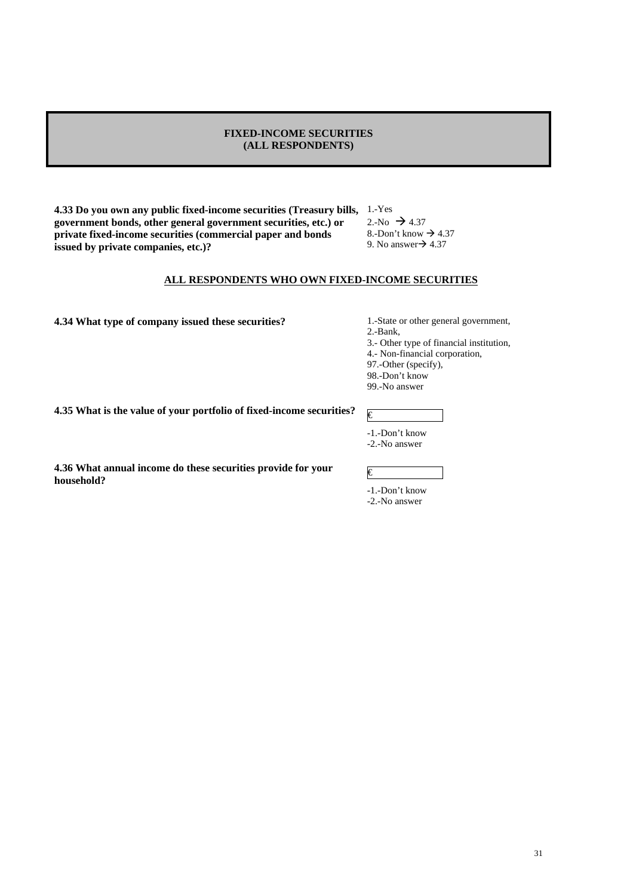## FIXED-INCOME SECURITIES (ALL RESPONDENTS)

**4.33 Do you own any public fixed-income securities (Treasury bills, government bonds, other general government securities, etc.) or private fixed-income securities (commercial paper and bonds issued by private companies, etc.)?**

1.-Yes
2.-No → 4.37
8.-Don't know → 4.37
9. No answer→ 4.37

**ALL RESPONDENTS WHO OWN FIXED-INCOME SECURITIES**

**4.34 What type of company issued these securities?**

1.-State or other general government,
2.-Bank,
3.- Other type of financial institution,
4.- Non-financial corporation,
97.-Other (specify),
98.-Don't know
99.-No answer

**4.35 What is the value of your portfolio of fixed-income securities?**

€ ______

-1.-Don't know
-2.-No answer

**4.36 What annual income do these securities provide for your household?**

€ ______

-1.-Don't know
-2.-No answer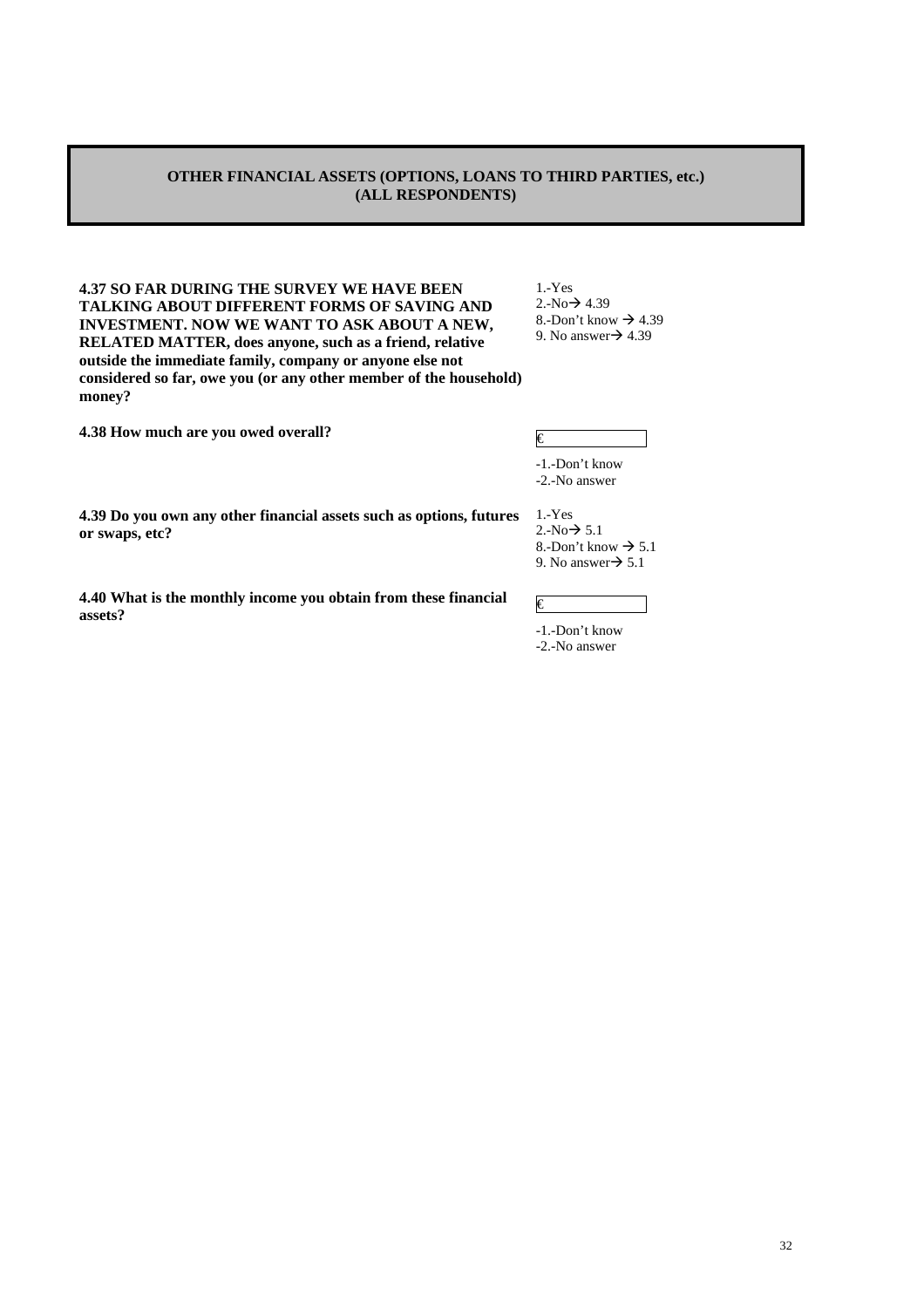## OTHER FINANCIAL ASSETS (OPTIONS, LOANS TO THIRD PARTIES, etc.) (ALL RESPONDENTS)

**4.37 SO FAR DURING THE SURVEY WE HAVE BEEN TALKING ABOUT DIFFERENT FORMS OF SAVING AND INVESTMENT. NOW WE WANT TO ASK ABOUT A NEW, RELATED MATTER, does anyone, such as a friend, relative outside the immediate family, company or anyone else not considered so far, owe you (or any other member of the household) money?**

1.-Yes
2.-No→ 4.39
8.-Don't know → 4.39
9. No answer→ 4.39

**4.38 How much are you owed overall?**

€ ____________

-1.-Don't know
-2.-No answer

**4.39 Do you own any other financial assets such as options, futures or swaps, etc?**

1.-Yes
2.-No→ 5.1
8.-Don't know → 5.1
9. No answer→ 5.1

**4.40 What is the monthly income you obtain from these financial assets?**

€ ____________

-1.-Don't know
-2.-No answer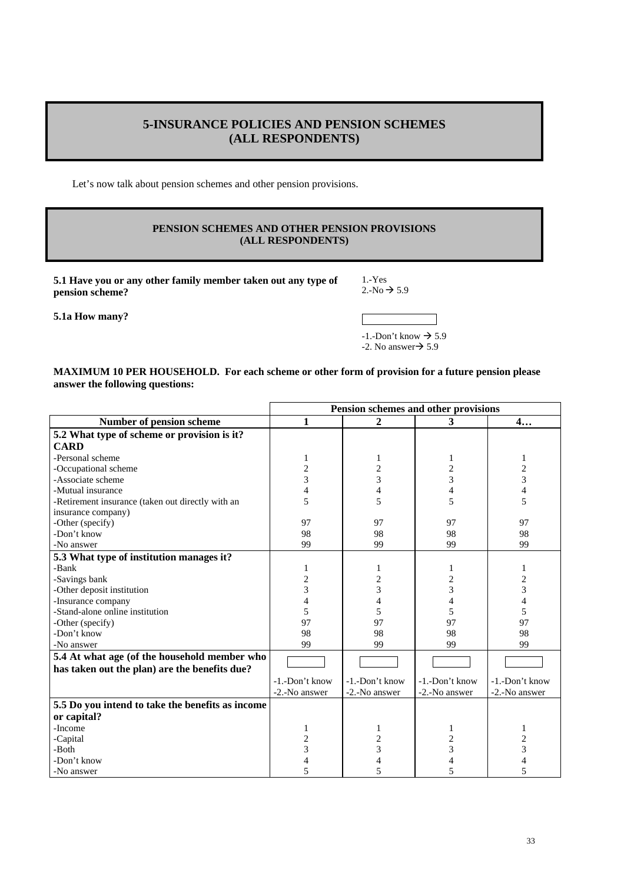## 5-INSURANCE POLICIES AND PENSION SCHEMES (ALL RESPONDENTS)

Let's now talk about pension schemes and other pension provisions.

### PENSION SCHEMES AND OTHER PENSION PROVISIONS (ALL RESPONDENTS)

**5.1 Have you or any other family member taken out any type of pension scheme?**

1.-Yes
2.-No → 5.9

**5.1a How many?**

[ ]

-1.-Don't know → 5.9
-2. No answer→ 5.9

**MAXIMUM 10 PER HOUSEHOLD. For each scheme or other form of provision for a future pension please answer the following questions:**

| | Pension schemes and other provisions | | | |
|---|---|---|---|---|
| **Number of pension scheme** | **1** | **2** | **3** | **4…** |
| **5.2 What type of scheme or provision is it? CARD** | | | | |
| -Personal scheme | 1 | 1 | 1 | 1 |
| -Occupational scheme | 2 | 2 | 2 | 2 |
| -Associate scheme | 3 | 3 | 3 | 3 |
| -Mutual insurance | 4 | 4 | 4 | 4 |
| -Retirement insurance (taken out directly with an insurance company) | 5 | 5 | 5 | 5 |
| -Other (specify) | 97 | 97 | 97 | 97 |
| -Don't know | 98 | 98 | 98 | 98 |
| -No answer | 99 | 99 | 99 | 99 |
| **5.3 What type of institution manages it?** | | | | |
| -Bank | 1 | 1 | 1 | 1 |
| -Savings bank | 2 | 2 | 2 | 2 |
| -Other deposit institution | 3 | 3 | 3 | 3 |
| -Insurance company | 4 | 4 | 4 | 4 |
| -Stand-alone online institution | 5 | 5 | 5 | 5 |
| -Other (specify) | 97 | 97 | 97 | 97 |
| -Don't know | 98 | 98 | 98 | 98 |
| -No answer | 99 | 99 | 99 | 99 |
| **5.4 At what age (of the household member who has taken out the plan) are the benefits due?** | [ ] -1.-Don't know -2.-No answer | [ ] -1.-Don't know -2.-No answer | [ ] -1.-Don't know -2.-No answer | [ ] -1.-Don't know -2.-No answer |
| **5.5 Do you intend to take the benefits as income or capital?** | | | | |
| -Income | 1 | 1 | 1 | 1 |
| -Capital | 2 | 2 | 2 | 2 |
| -Both | 3 | 3 | 3 | 3 |
| -Don't know | 4 | 4 | 4 | 4 |
| -No answer | 5 | 5 | 5 | 5 |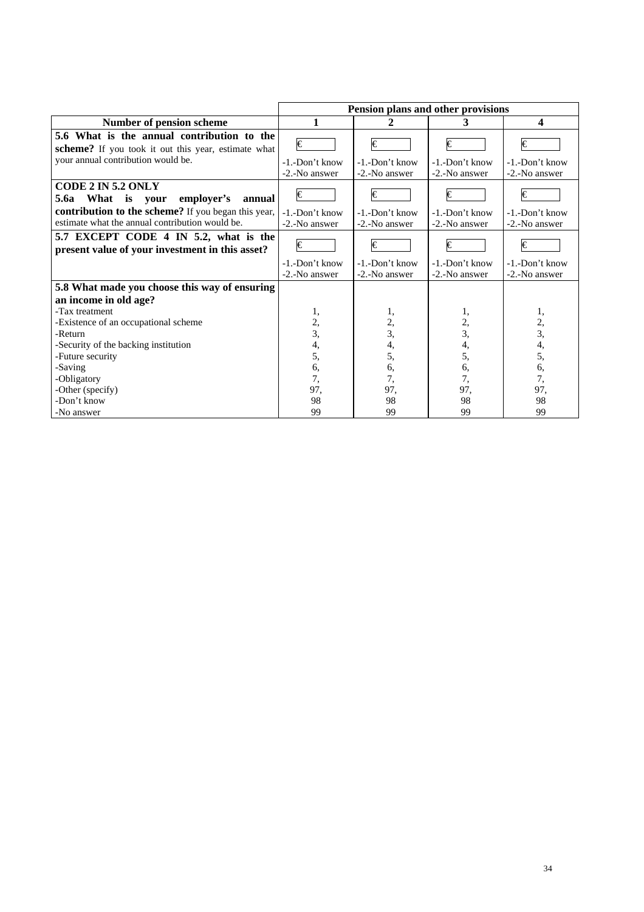| | Pension plans and other provisions | | | |
|---|---|---|---|---|
| **Number of pension scheme** | **1** | **2** | **3** | **4** |
| **5.6 What is the annual contribution to the scheme?** If you took it out this year, estimate what your annual contribution would be. | € ____ -1.-Don't know -2.-No answer | € ____ -1.-Don't know -2.-No answer | € ____ -1.-Don't know -2.-No answer | € ____ -1.-Don't know -2.-No answer |
| **CODE 2 IN 5.2 ONLY** **5.6a What is your employer's annual contribution to the scheme?** If you began this year, estimate what the annual contribution would be. | € ____ -1.-Don't know -2.-No answer | € ____ -1.-Don't know -2.-No answer | € ____ -1.-Don't know -2.-No answer | € ____ -1.-Don't know -2.-No answer |
| **5.7 EXCEPT CODE 4 IN 5.2, what is the present value of your investment in this asset?** | € ____ -1.-Don't know -2.-No answer | € ____ -1.-Don't know -2.-No answer | € ____ -1.-Don't know -2.-No answer | € ____ -1.-Don't know -2.-No answer |
| **5.8 What made you choose this way of ensuring an income in old age?** | | | | |
| -Tax treatment | 1, | 1, | 1, | 1, |
| -Existence of an occupational scheme | 2, | 2, | 2, | 2, |
| -Return | 3, | 3, | 3, | 3, |
| -Security of the backing institution | 4, | 4, | 4, | 4, |
| -Future security | 5, | 5, | 5, | 5, |
| -Saving | 6, | 6, | 6, | 6, |
| -Obligatory | 7, | 7, | 7, | 7, |
| -Other (specify) | 97, | 97, | 97, | 97, |
| -Don't know | 98 | 98 | 98 | 98 |
| -No answer | 99 | 99 | 99 | 99 |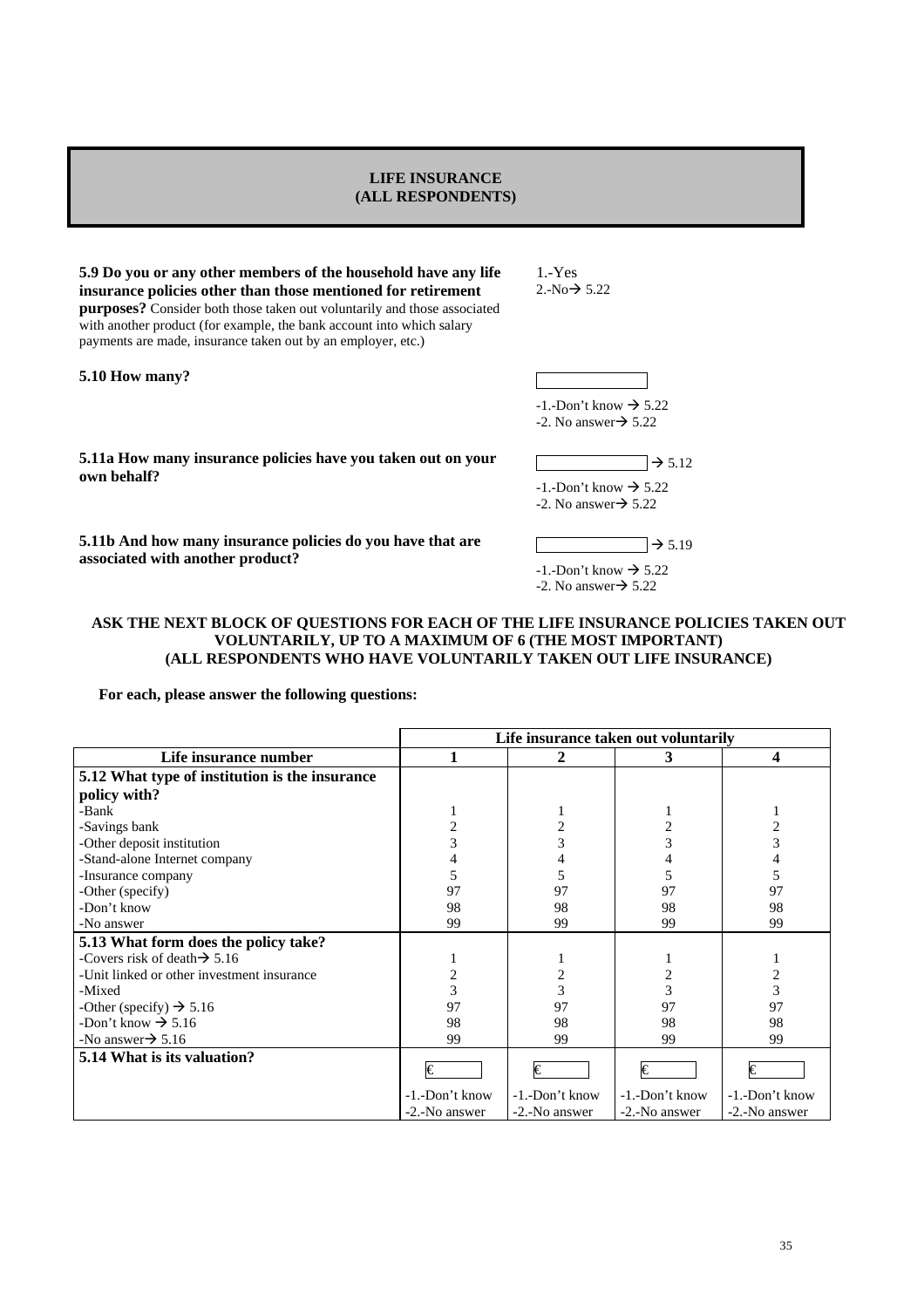## LIFE INSURANCE
## (ALL RESPONDENTS)

**5.9 Do you or any other members of the household have any life insurance policies other than those mentioned for retirement purposes?** Consider both those taken out voluntarily and those associated with another product (for example, the bank account into which salary payments are made, insurance taken out by an employer, etc.)

1.-Yes
2.-No→ 5.22

**5.10 How many?**

[ ]

-1.-Don't know → 5.22
-2. No answer→ 5.22

**5.11a How many insurance policies have you taken out on your own behalf?**

[ ] → 5.12

-1.-Don't know → 5.22
-2. No answer→ 5.22

**5.11b And how many insurance policies do you have that are associated with another product?**

[ ] → 5.19

-1.-Don't know → 5.22
-2. No answer→ 5.22

**ASK THE NEXT BLOCK OF QUESTIONS FOR EACH OF THE LIFE INSURANCE POLICIES TAKEN OUT VOLUNTARILY, UP TO A MAXIMUM OF 6 (THE MOST IMPORTANT)**
**(ALL RESPONDENTS WHO HAVE VOLUNTARILY TAKEN OUT LIFE INSURANCE)**

**For each, please answer the following questions:**

| | Life insurance taken out voluntarily | | | |
|---|---|---|---|---|
| **Life insurance number** | **1** | **2** | **3** | **4** |
| **5.12 What type of institution is the insurance policy with?** | | | | |
| -Bank | 1 | 1 | 1 | 1 |
| -Savings bank | 2 | 2 | 2 | 2 |
| -Other deposit institution | 3 | 3 | 3 | 3 |
| -Stand-alone Internet company | 4 | 4 | 4 | 4 |
| -Insurance company | 5 | 5 | 5 | 5 |
| -Other (specify) | 97 | 97 | 97 | 97 |
| -Don't know | 98 | 98 | 98 | 98 |
| -No answer | 99 | 99 | 99 | 99 |
| **5.13 What form does the policy take?** | | | | |
| -Covers risk of death→ 5.16 | 1 | 1 | 1 | 1 |
| -Unit linked or other investment insurance | 2 | 2 | 2 | 2 |
| -Mixed | 3 | 3 | 3 | 3 |
| -Other (specify) → 5.16 | 97 | 97 | 97 | 97 |
| -Don't know → 5.16 | 98 | 98 | 98 | 98 |
| -No answer→ 5.16 | 99 | 99 | 99 | 99 |
| **5.14 What is its valuation?** | € [ ] | € [ ] | € [ ] | € [ ] |
| | -1.-Don't know | -1.-Don't know | -1.-Don't know | -1.-Don't know |
| | -2.-No answer | -2.-No answer | -2.-No answer | -2.-No answer |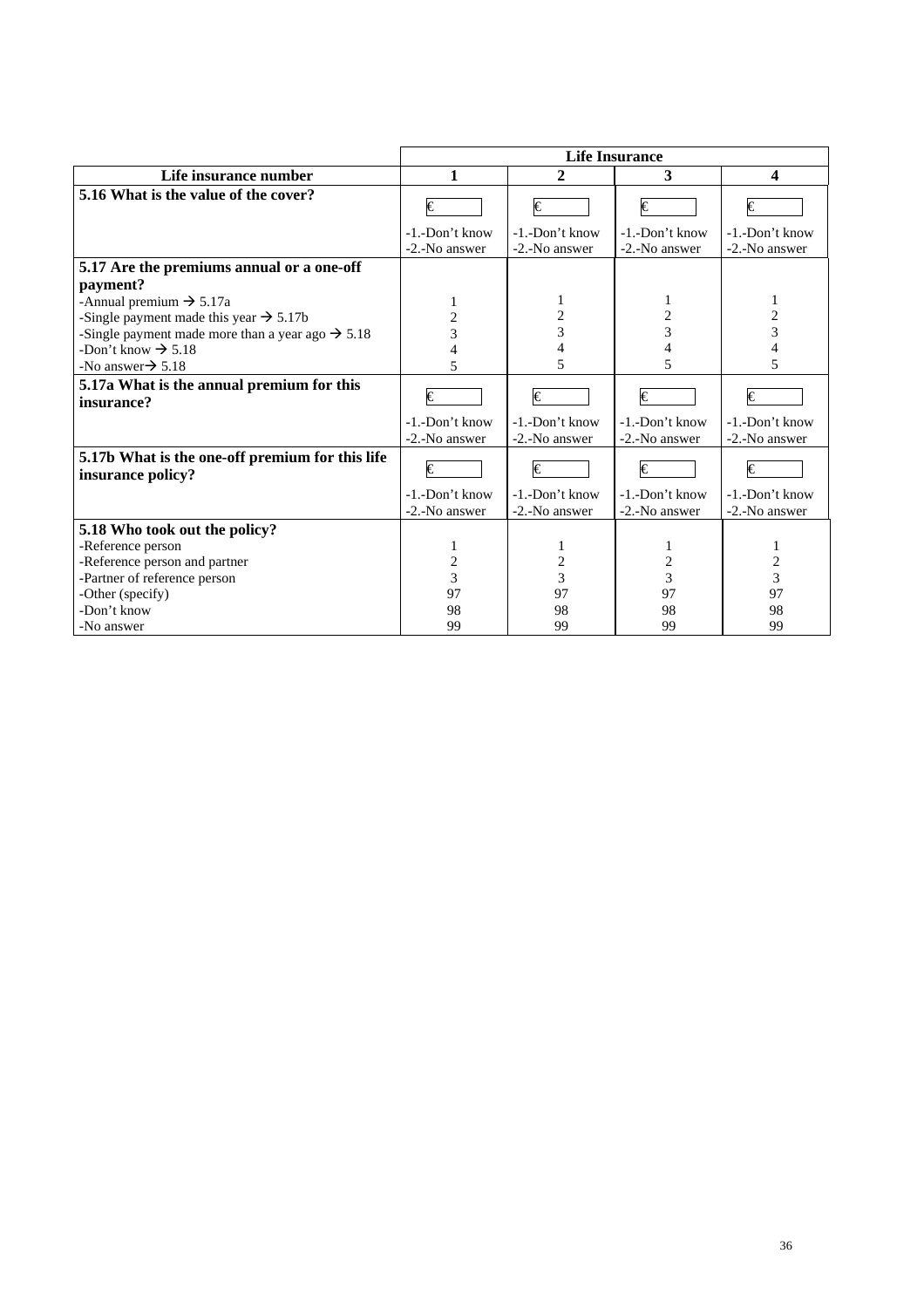| | Life Insurance | | | |
|---|---|---|---|---|
| **Life insurance number** | **1** | **2** | **3** | **4** |
| **5.16 What is the value of the cover?** | € <br> -1.-Don't know <br> -2.-No answer | € <br> -1.-Don't know <br> -2.-No answer | € <br> -1.-Don't know <br> -2.-No answer | € <br> -1.-Don't know <br> -2.-No answer |
| **5.17 Are the premiums annual or a one-off payment?** <br> -Annual premium → 5.17a <br> -Single payment made this year → 5.17b <br> -Single payment made more than a year ago → 5.18 <br> -Don't know → 5.18 <br> -No answer→ 5.18 | <br> 1 <br> 2 <br> 3 <br> 4 <br> 5 | <br> 1 <br> 2 <br> 3 <br> 4 <br> 5 | <br> 1 <br> 2 <br> 3 <br> 4 <br> 5 | <br> 1 <br> 2 <br> 3 <br> 4 <br> 5 |
| **5.17a What is the annual premium for this insurance?** | € <br> -1.-Don't know <br> -2.-No answer | € <br> -1.-Don't know <br> -2.-No answer | € <br> -1.-Don't know <br> -2.-No answer | € <br> -1.-Don't know <br> -2.-No answer |
| **5.17b What is the one-off premium for this life insurance policy?** | € <br> -1.-Don't know <br> -2.-No answer | € <br> -1.-Don't know <br> -2.-No answer | € <br> -1.-Don't know <br> -2.-No answer | € <br> -1.-Don't know <br> -2.-No answer |
| **5.18 Who took out the policy?** <br> -Reference person <br> -Reference person and partner <br> -Partner of reference person <br> -Other (specify) <br> -Don't know <br> -No answer | <br> 1 <br> 2 <br> 3 <br> 97 <br> 98 <br> 99 | <br> 1 <br> 2 <br> 3 <br> 97 <br> 98 <br> 99 | <br> 1 <br> 2 <br> 3 <br> 97 <br> 98 <br> 99 | <br> 1 <br> 2 <br> 3 <br> 97 <br> 98 <br> 99 |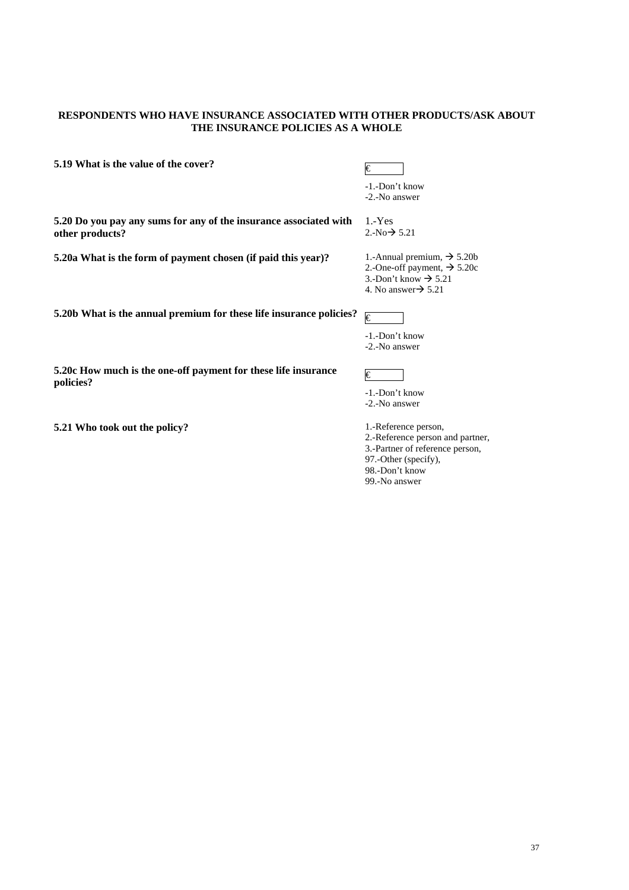**RESPONDENTS WHO HAVE INSURANCE ASSOCIATED WITH OTHER PRODUCTS/ASK ABOUT THE INSURANCE POLICIES AS A WHOLE**

| | |
|---|---|
| **5.19 What is the value of the cover?** | € <br> -1.-Don't know <br> -2.-No answer |
| **5.20 Do you pay any sums for any of the insurance associated with other products?** | 1.-Yes <br> 2.-No→ 5.21 |
| **5.20a What is the form of payment chosen (if paid this year)?** | 1.-Annual premium, → 5.20b <br> 2.-One-off payment, → 5.20c <br> 3.-Don't know → 5.21 <br> 4. No answer→ 5.21 |
| **5.20b What is the annual premium for these life insurance policies?** | € <br> -1.-Don't know <br> -2.-No answer |
| **5.20c How much is the one-off payment for these life insurance policies?** | € <br> -1.-Don't know <br> -2.-No answer |
| **5.21 Who took out the policy?** | 1.-Reference person, <br> 2.-Reference person and partner, <br> 3.-Partner of reference person, <br> 97.-Other (specify), <br> 98.-Don't know <br> 99.-No answer |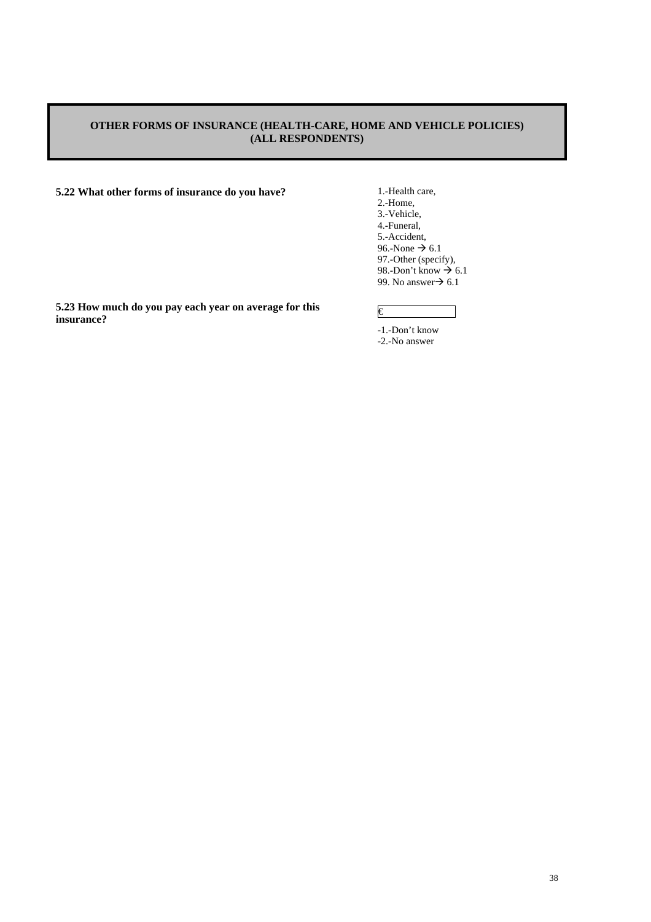## OTHER FORMS OF INSURANCE (HEALTH-CARE, HOME AND VEHICLE POLICIES) (ALL RESPONDENTS)

**5.22 What other forms of insurance do you have?**

1.-Health care,
2.-Home,
3.-Vehicle,
4.-Funeral,
5.-Accident,
96.-None → 6.1
97.-Other (specify),
98.-Don't know → 6.1
99. No answer→ 6.1

**5.23 How much do you pay each year on average for this insurance?**

€ ____________

-1.-Don't know
-2.-No answer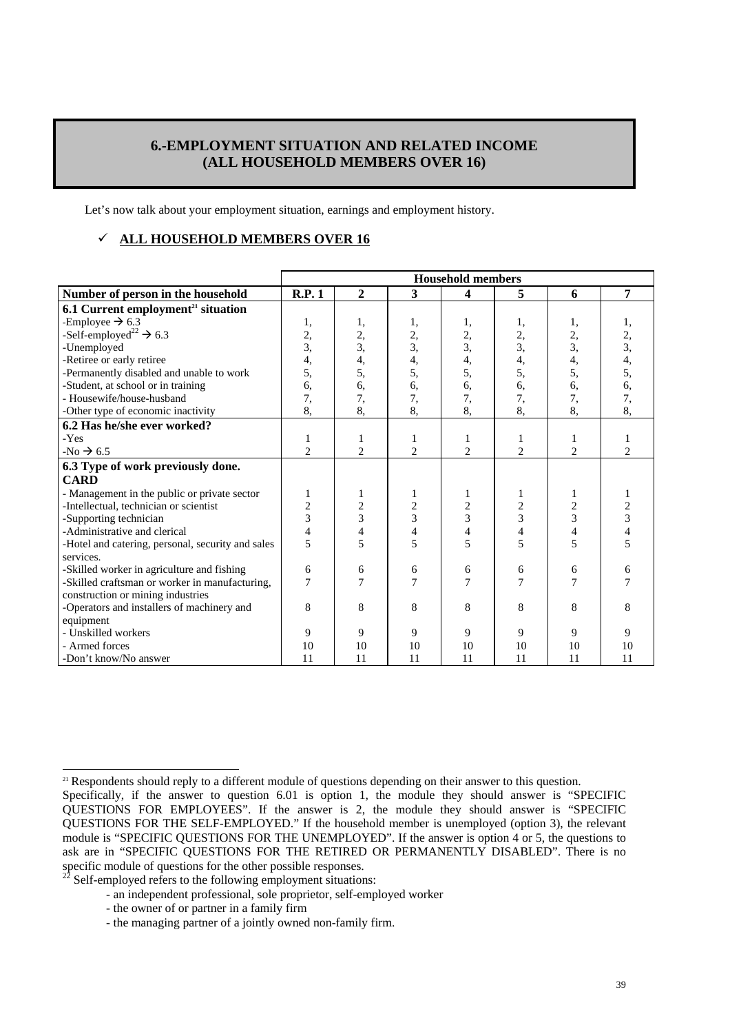## 6.-EMPLOYMENT SITUATION AND RELATED INCOME (ALL HOUSEHOLD MEMBERS OVER 16)

Let's now talk about your employment situation, earnings and employment history.

✓ **ALL HOUSEHOLD MEMBERS OVER 16**

| | Household members | | | | | | |
|---|---|---|---|---|---|---|---|
| **Number of person in the household** | **R.P. 1** | **2** | **3** | **4** | **5** | **6** | **7** |
| **6.1 Current employment[21] situation** | | | | | | | |
| -Employee → 6.3 | 1, | 1, | 1, | 1, | 1, | 1, | 1, |
| -Self-employed[22] → 6.3 | 2, | 2, | 2, | 2, | 2, | 2, | 2, |
| -Unemployed | 3, | 3, | 3, | 3, | 3, | 3, | 3, |
| -Retiree or early retiree | 4, | 4, | 4, | 4, | 4, | 4, | 4, |
| -Permanently disabled and unable to work | 5, | 5, | 5, | 5, | 5, | 5, | 5, |
| -Student, at school or in training | 6, | 6, | 6, | 6, | 6, | 6, | 6, |
| - Housewife/house-husband | 7, | 7, | 7, | 7, | 7, | 7, | 7, |
| -Other type of economic inactivity | 8, | 8, | 8, | 8, | 8, | 8, | 8, |
| **6.2 Has he/she ever worked?** | | | | | | | |
| -Yes | 1 | 1 | 1 | 1 | 1 | 1 | 1 |
| -No → 6.5 | 2 | 2 | 2 | 2 | 2 | 2 | 2 |
| **6.3 Type of work previously done. CARD** | | | | | | | |
| - Management in the public or private sector | 1 | 1 | 1 | 1 | 1 | 1 | 1 |
| -Intellectual, technician or scientist | 2 | 2 | 2 | 2 | 2 | 2 | 2 |
| -Supporting technician | 3 | 3 | 3 | 3 | 3 | 3 | 3 |
| -Administrative and clerical | 4 | 4 | 4 | 4 | 4 | 4 | 4 |
| -Hotel and catering, personal, security and sales services. | 5 | 5 | 5 | 5 | 5 | 5 | 5 |
| -Skilled worker in agriculture and fishing | 6 | 6 | 6 | 6 | 6 | 6 | 6 |
| -Skilled craftsman or worker in manufacturing, construction or mining industries | 7 | 7 | 7 | 7 | 7 | 7 | 7 |
| -Operators and installers of machinery and equipment | 8 | 8 | 8 | 8 | 8 | 8 | 8 |
| - Unskilled workers | 9 | 9 | 9 | 9 | 9 | 9 | 9 |
| - Armed forces | 10 | 10 | 10 | 10 | 10 | 10 | 10 |
| -Don't know/No answer | 11 | 11 | 11 | 11 | 11 | 11 | 11 |

[21] Respondents should reply to a different module of questions depending on their answer to this question. Specifically, if the answer to question 6.01 is option 1, the module they should answer is "SPECIFIC QUESTIONS FOR EMPLOYEES". If the answer is 2, the module they should answer is "SPECIFIC QUESTIONS FOR THE SELF-EMPLOYED." If the household member is unemployed (option 3), the relevant module is "SPECIFIC QUESTIONS FOR THE UNEMPLOYED". If the answer is option 4 or 5, the questions to ask are in "SPECIFIC QUESTIONS FOR THE RETIRED OR PERMANENTLY DISABLED". There is no specific module of questions for the other possible responses.

[22] Self-employed refers to the following employment situations:

- an independent professional, sole proprietor, self-employed worker
- the owner of or partner in a family firm
- the managing partner of a jointly owned non-family firm.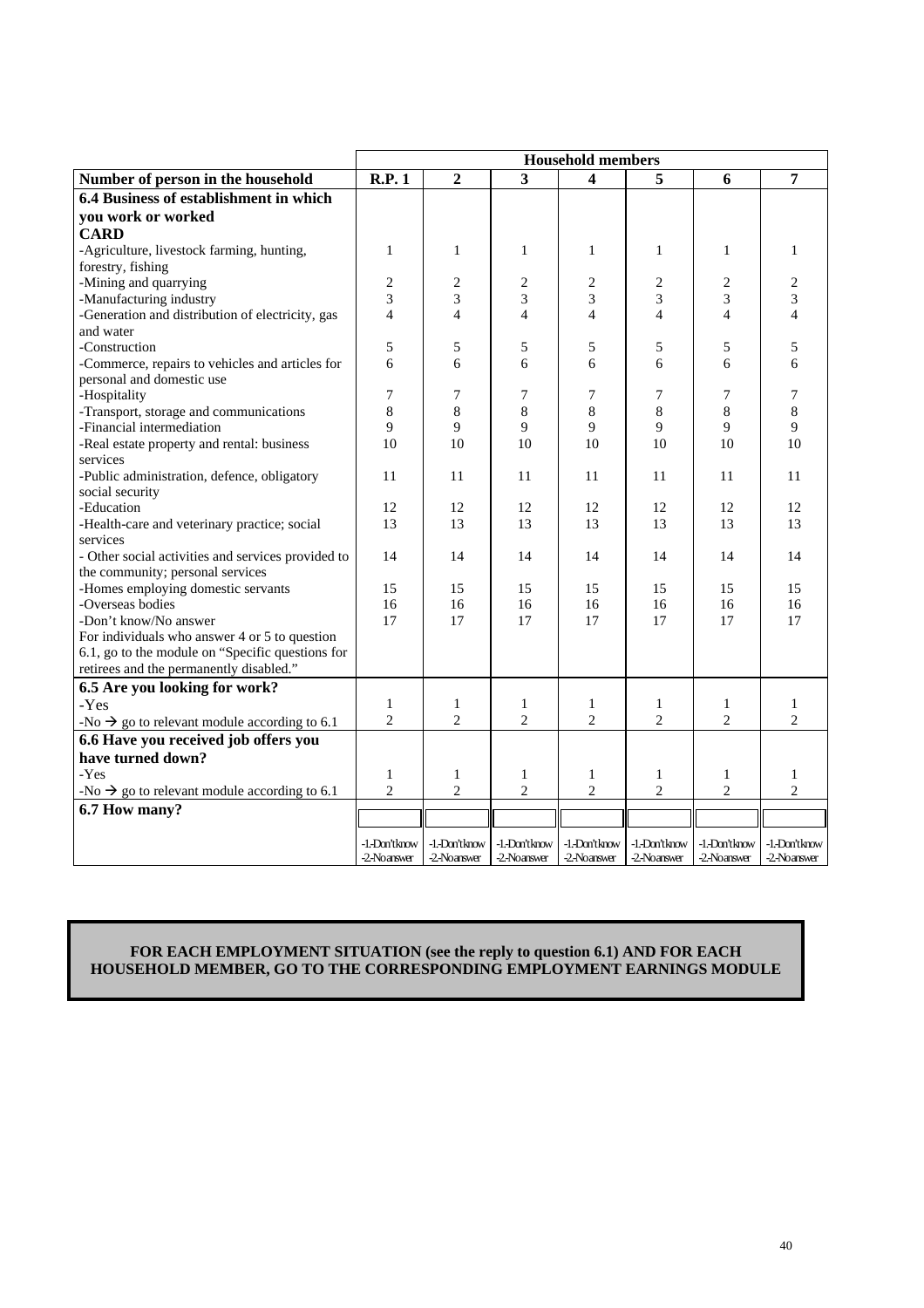| | Household members | | | | | | |
|---|---|---|---|---|---|---|---|
| **Number of person in the household** | **R.P. 1** | **2** | **3** | **4** | **5** | **6** | **7** |
| **6.4 Business of establishment in which you work or worked** | | | | | | | |
| **CARD** | | | | | | | |
| -Agriculture, livestock farming, hunting, forestry, fishing | 1 | 1 | 1 | 1 | 1 | 1 | 1 |
| -Mining and quarrying | 2 | 2 | 2 | 2 | 2 | 2 | 2 |
| -Manufacturing industry | 3 | 3 | 3 | 3 | 3 | 3 | 3 |
| -Generation and distribution of electricity, gas and water | 4 | 4 | 4 | 4 | 4 | 4 | 4 |
| -Construction | 5 | 5 | 5 | 5 | 5 | 5 | 5 |
| -Commerce, repairs to vehicles and articles for personal and domestic use | 6 | 6 | 6 | 6 | 6 | 6 | 6 |
| -Hospitality | 7 | 7 | 7 | 7 | 7 | 7 | 7 |
| -Transport, storage and communications | 8 | 8 | 8 | 8 | 8 | 8 | 8 |
| -Financial intermediation | 9 | 9 | 9 | 9 | 9 | 9 | 9 |
| -Real estate property and rental: business services | 10 | 10 | 10 | 10 | 10 | 10 | 10 |
| -Public administration, defence, obligatory social security | 11 | 11 | 11 | 11 | 11 | 11 | 11 |
| -Education | 12 | 12 | 12 | 12 | 12 | 12 | 12 |
| -Health-care and veterinary practice; social services | 13 | 13 | 13 | 13 | 13 | 13 | 13 |
| - Other social activities and services provided to the community; personal services | 14 | 14 | 14 | 14 | 14 | 14 | 14 |
| -Homes employing domestic servants | 15 | 15 | 15 | 15 | 15 | 15 | 15 |
| -Overseas bodies | 16 | 16 | 16 | 16 | 16 | 16 | 16 |
| -Don't know/No answer | 17 | 17 | 17 | 17 | 17 | 17 | 17 |
| For individuals who answer 4 or 5 to question 6.1, go to the module on "Specific questions for retirees and the permanently disabled." | | | | | | | |
| **6.5 Are you looking for work?** | | | | | | | |
| -Yes | 1 | 1 | 1 | 1 | 1 | 1 | 1 |
| -No → go to relevant module according to 6.1 | 2 | 2 | 2 | 2 | 2 | 2 | 2 |
| **6.6 Have you received job offers you have turned down?** | | | | | | | |
| -Yes | 1 | 1 | 1 | 1 | 1 | 1 | 1 |
| -No → go to relevant module according to 6.1 | 2 | 2 | 2 | 2 | 2 | 2 | 2 |
| **6.7 How many?** | | | | | | | |
| | -1-Don't know<br>-2-No answer | -1-Don't know<br>-2-No answer | -1-Don't know<br>-2-No answer | -1-Don't know<br>-2-No answer | -1-Don't know<br>-2-No answer | -1-Don't know<br>-2-No answer | -1-Don't know<br>-2-No answer |

**FOR EACH EMPLOYMENT SITUATION (see the reply to question 6.1) AND FOR EACH HOUSEHOLD MEMBER, GO TO THE CORRESPONDING EMPLOYMENT EARNINGS MODULE**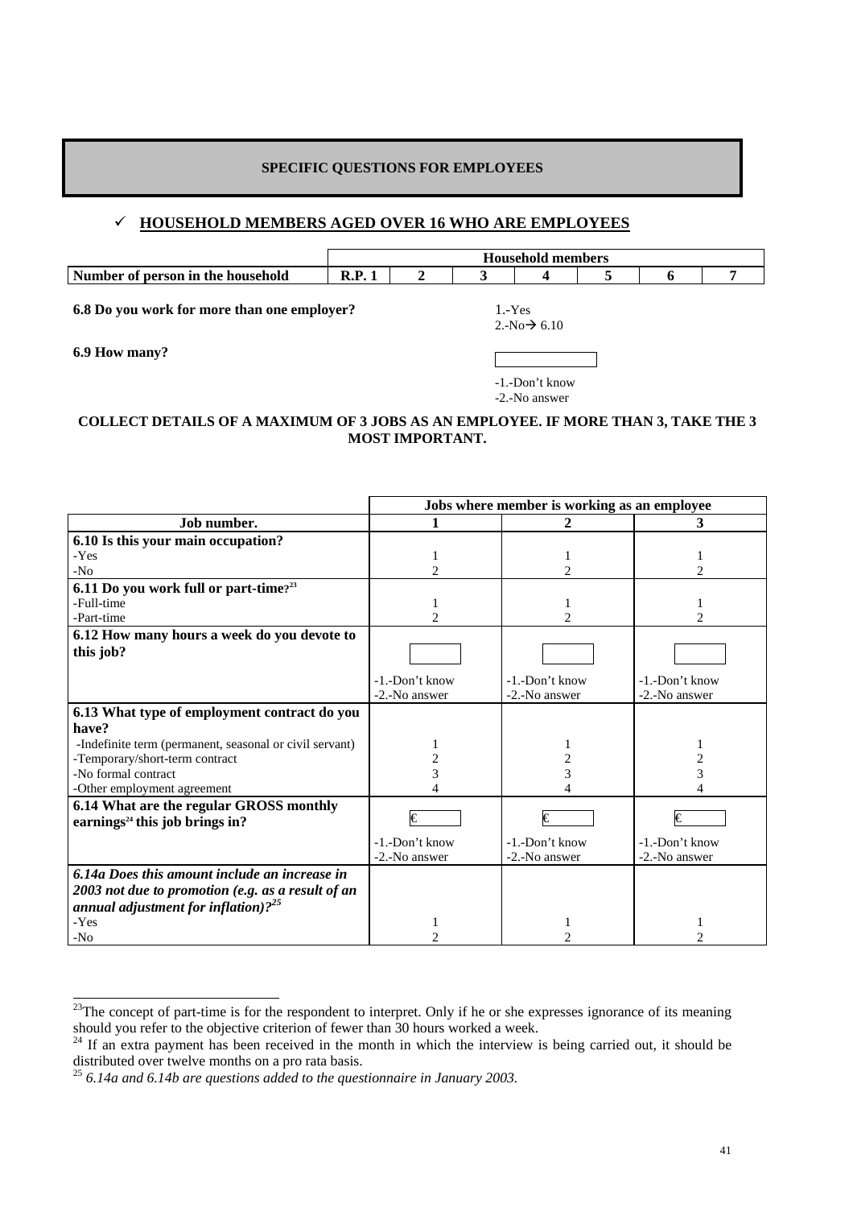**SPECIFIC QUESTIONS FOR EMPLOYEES**

## ✓ HOUSEHOLD MEMBERS AGED OVER 16 WHO ARE EMPLOYEES

| | Household members | | | | | | |
|---|---|---|---|---|---|---|---|
| **Number of person in the household** | **R.P. 1** | **2** | **3** | **4** | **5** | **6** | **7** |

**6.8 Do you work for more than one employer?**

1.-Yes
2.-No→ 6.10

**6.9 How many?**

[ ]

-1.-Don't know
-2.-No answer

**COLLECT DETAILS OF A MAXIMUM OF 3 JOBS AS AN EMPLOYEE. IF MORE THAN 3, TAKE THE 3 MOST IMPORTANT.**

| | Jobs where member is working as an employee | | |
|---|---|---|---|
| **Job number.** | **1** | **2** | **3** |
| **6.10 Is this your main occupation?** | | | |
| -Yes | 1 | 1 | 1 |
| -No | 2 | 2 | 2 |
| **6.11 Do you work full or part-time?**[23] | | | |
| -Full-time | 1 | 1 | 1 |
| -Part-time | 2 | 2 | 2 |
| **6.12 How many hours a week do you devote to this job?** | [ ] | [ ] | [ ] |
| | -1.-Don't know<br>-2.-No answer | -1.-Don't know<br>-2.-No answer | -1.-Don't know<br>-2.-No answer |
| **6.13 What type of employment contract do you have?** | | | |
| -Indefinite term (permanent, seasonal or civil servant) | 1 | 1 | 1 |
| -Temporary/short-term contract | 2 | 2 | 2 |
| -No formal contract | 3 | 3 | 3 |
| -Other employment agreement | 4 | 4 | 4 |
| **6.14 What are the regular GROSS monthly earnings**[24] **this job brings in?** | € | € | € |
| | -1.-Don't know<br>-2.-No answer | -1.-Don't know<br>-2.-No answer | -1.-Don't know<br>-2.-No answer |
| ***6.14a Does this amount include an increase in 2003 not due to promotion (e.g. as a result of an annual adjustment for inflation)?***[25] | | | |
| -Yes | 1 | 1 | 1 |
| -No | 2 | 2 | 2 |

---

[23] The concept of part-time is for the respondent to interpret. Only if he or she expresses ignorance of its meaning should you refer to the objective criterion of fewer than 30 hours worked a week.

[24] If an extra payment has been received in the month in which the interview is being carried out, it should be distributed over twelve months on a pro rata basis.

[25] *6.14a and 6.14b are questions added to the questionnaire in January 2003.*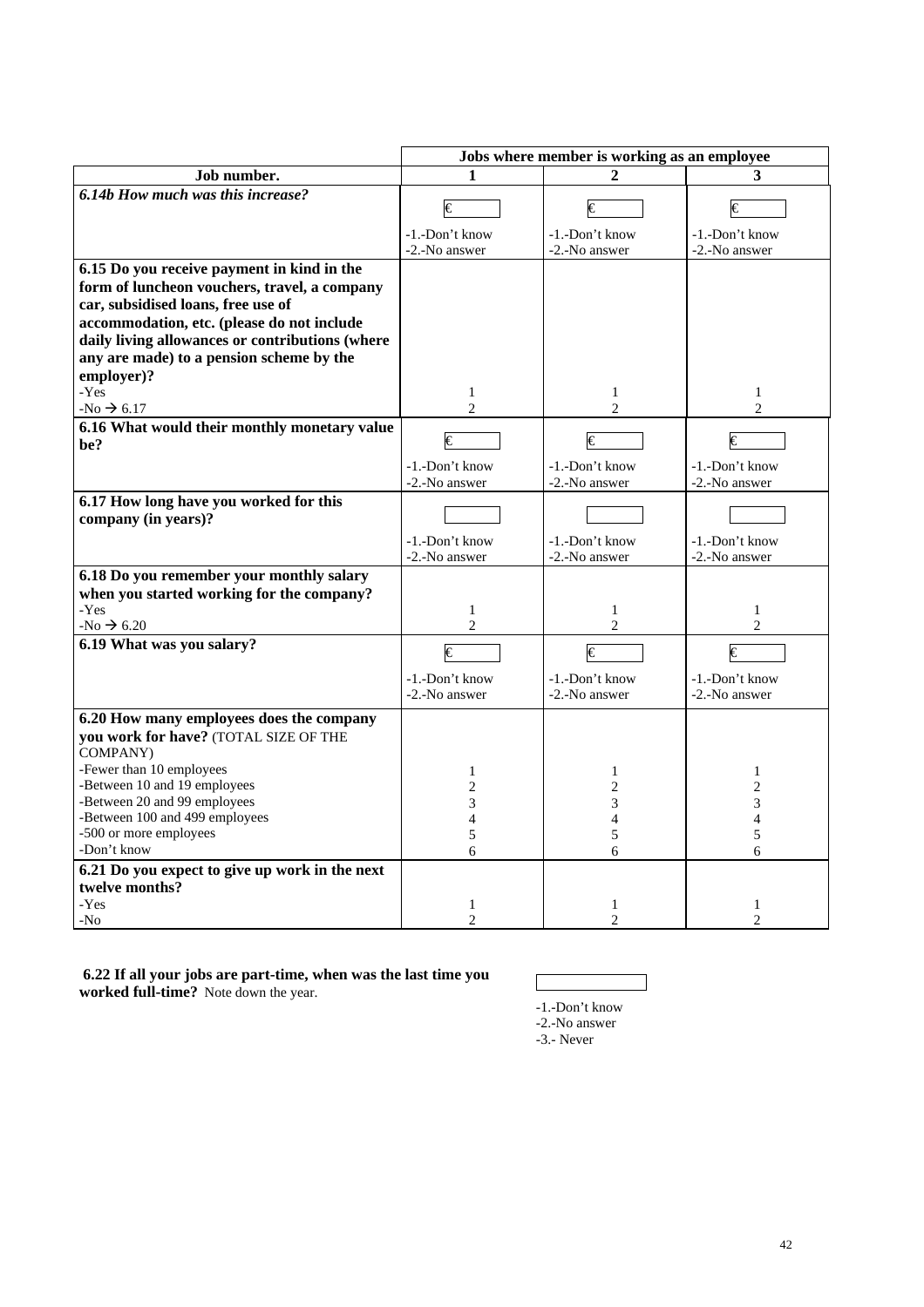| | Jobs where member is working as an employee | | |
|---|---|---|---|
| **Job number.** | **1** | **2** | **3** |
| ***6.14b How much was this increase?*** | € <br> -1.-Don't know <br> -2.-No answer | € <br> -1.-Don't know <br> -2.-No answer | € <br> -1.-Don't know <br> -2.-No answer |
| **6.15 Do you receive payment in kind in the form of luncheon vouchers, travel, a company car, subsidised loans, free use of accommodation, etc. (please do not include daily living allowances or contributions (where any are made) to a pension scheme by the employer)?** <br> -Yes <br> -No → 6.17 | <br> 1 <br> 2 | <br> 1 <br> 2 | <br> 1 <br> 2 |
| **6.16 What would their monthly monetary value be?** | € <br> -1.-Don't know <br> -2.-No answer | € <br> -1.-Don't know <br> -2.-No answer | € <br> -1.-Don't know <br> -2.-No answer |
| **6.17 How long have you worked for this company (in years)?** | -1.-Don't know <br> -2.-No answer | -1.-Don't know <br> -2.-No answer | -1.-Don't know <br> -2.-No answer |
| **6.18 Do you remember your monthly salary when you started working for the company?** <br> -Yes <br> -No → 6.20 | <br> 1 <br> 2 | <br> 1 <br> 2 | <br> 1 <br> 2 |
| **6.19 What was you salary?** | € <br> -1.-Don't know <br> -2.-No answer | € <br> -1.-Don't know <br> -2.-No answer | € <br> -1.-Don't know <br> -2.-No answer |
| **6.20 How many employees does the company you work for have?** (TOTAL SIZE OF THE COMPANY) <br> -Fewer than 10 employees <br> -Between 10 and 19 employees <br> -Between 20 and 99 employees <br> -Between 100 and 499 employees <br> -500 or more employees <br> -Don't know | <br> 1 <br> 2 <br> 3 <br> 4 <br> 5 <br> 6 | <br> 1 <br> 2 <br> 3 <br> 4 <br> 5 <br> 6 | <br> 1 <br> 2 <br> 3 <br> 4 <br> 5 <br> 6 |
| **6.21 Do you expect to give up work in the next twelve months?** <br> -Yes <br> -No | <br> 1 <br> 2 | <br> 1 <br> 2 | <br> 1 <br> 2 |

**6.22 If all your jobs are part-time, when was the last time you worked full-time?** Note down the year.

-1.-Don't know
-2.-No answer
-3.- Never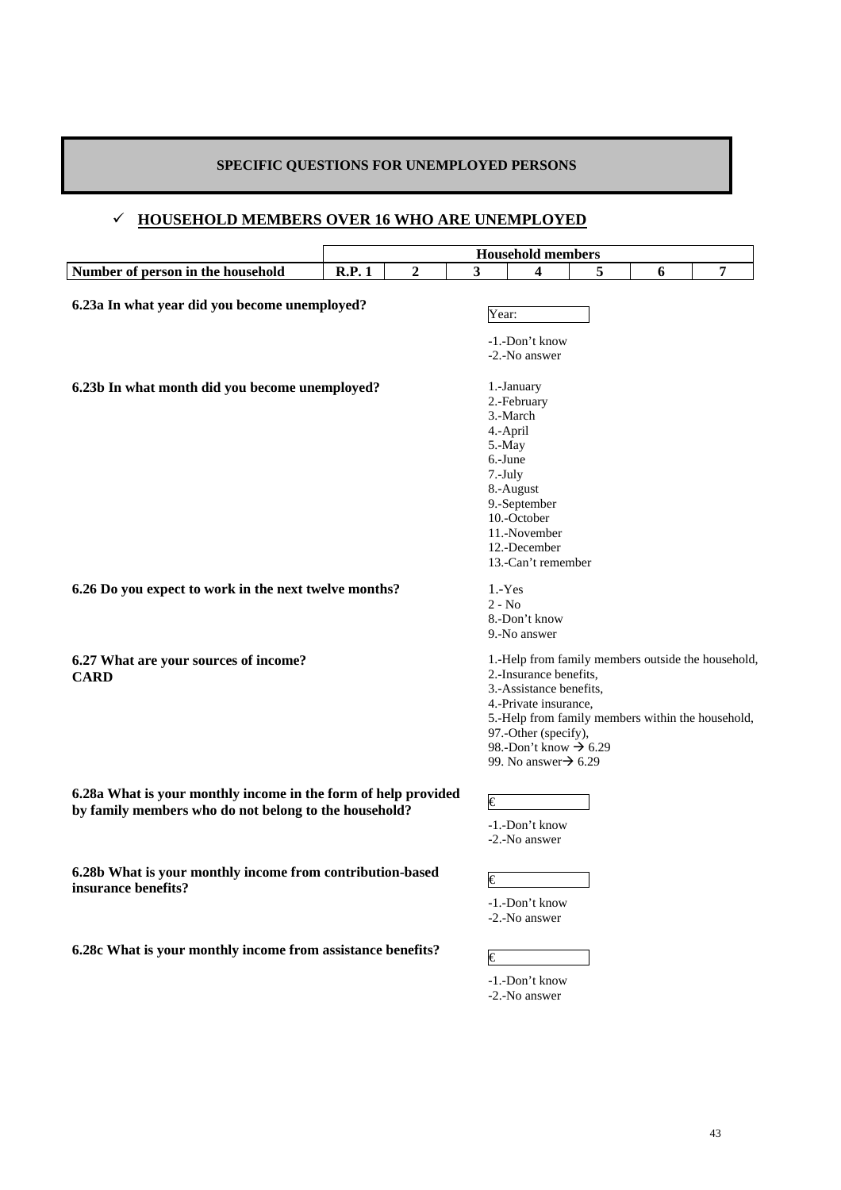## SPECIFIC QUESTIONS FOR UNEMPLOYED PERSONS

✓ **HOUSEHOLD MEMBERS OVER 16 WHO ARE UNEMPLOYED**

| | Household members | | | | | | |
|---|---|---|---|---|---|---|---|
| **Number of person in the household** | **R.P. 1** | **2** | **3** | **4** | **5** | **6** | **7** |

**6.23a In what year did you become unemployed?**

Year: ______

-1.-Don't know
-2.-No answer

**6.23b In what month did you become unemployed?**

1.-January
2.-February
3.-March
4.-April
5.-May
6.-June
7.-July
8.-August
9.-September
10.-October
11.-November
12.-December
13.-Can't remember

**6.26 Do you expect to work in the next twelve months?**

1.-Yes
2 - No
8.-Don't know
9.-No answer

**6.27 What are your sources of income?**
**CARD**

1.-Help from family members outside the household,
2.-Insurance benefits,
3.-Assistance benefits,
4.-Private insurance,
5.-Help from family members within the household,
97.-Other (specify),
98.-Don't know → 6.29
99. No answer→ 6.29

**6.28a What is your monthly income in the form of help provided by family members who do not belong to the household?**

€ ______

-1.-Don't know
-2.-No answer

**6.28b What is your monthly income from contribution-based insurance benefits?**

€ ______

-1.-Don't know
-2.-No answer

**6.28c What is your monthly income from assistance benefits?**

€ ______

-1.-Don't know
-2.-No answer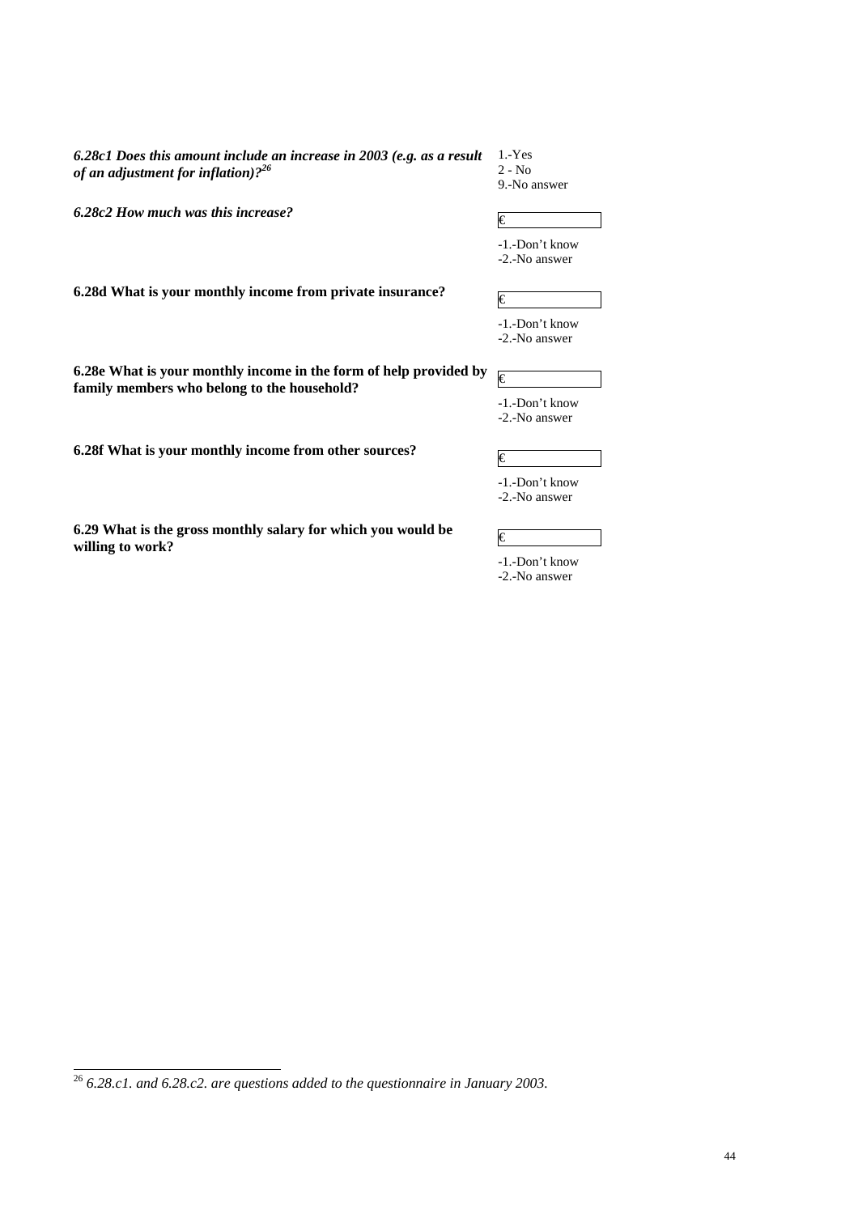***6.28c1 Does this amount include an increase in 2003 (e.g. as a result of an adjustment for inflation)?*** [26]

1.-Yes
2 - No
9.-No answer

***6.28c2 How much was this increase?***

€ 

-1.-Don't know
-2.-No answer

**6.28d What is your monthly income from private insurance?**

€ 

-1.-Don't know
-2.-No answer

**6.28e What is your monthly income in the form of help provided by family members who belong to the household?**

€ 

-1.-Don't know
-2.-No answer

**6.28f What is your monthly income from other sources?**

€ 

-1.-Don't know
-2.-No answer

**6.29 What is the gross monthly salary for which you would be willing to work?**

€ 

-1.-Don't know
-2.-No answer

---

[26] *6.28.c1. and 6.28.c2. are questions added to the questionnaire in January 2003.*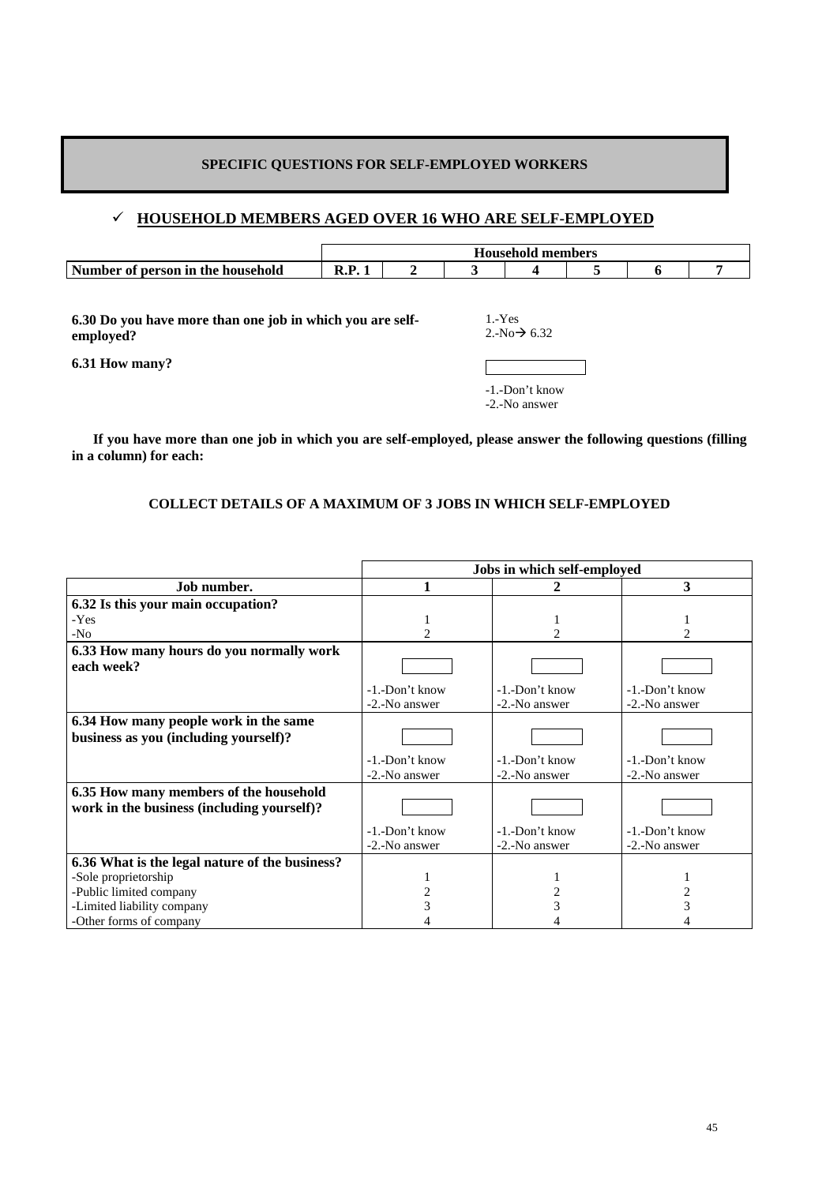**SPECIFIC QUESTIONS FOR SELF-EMPLOYED WORKERS**

## ✓ HOUSEHOLD MEMBERS AGED OVER 16 WHO ARE SELF-EMPLOYED

| | Household members | | | | | | |
|---|---|---|---|---|---|---|---|
| **Number of person in the household** | **R.P. 1** | **2** | **3** | **4** | **5** | **6** | **7** |

**6.30 Do you have more than one job in which you are self-employed?**

1.-Yes
2.-No→ 6.32

**6.31 How many?**

[ ]

-1.-Don't know
-2.-No answer

**If you have more than one job in which you are self-employed, please answer the following questions (filling in a column) for each:**

**COLLECT DETAILS OF A MAXIMUM OF 3 JOBS IN WHICH SELF-EMPLOYED**

| | Jobs in which self-employed | | |
|---|---|---|---|
| **Job number.** | **1** | **2** | **3** |
| **6.32 Is this your main occupation?**<br>-Yes<br>-No | <br>1<br>2 | <br>1<br>2 | <br>1<br>2 |
| **6.33 How many hours do you normally work each week?** | [ ]<br>-1.-Don't know<br>-2.-No answer | [ ]<br>-1.-Don't know<br>-2.-No answer | [ ]<br>-1.-Don't know<br>-2.-No answer |
| **6.34 How many people work in the same business as you (including yourself)?** | [ ]<br>-1.-Don't know<br>-2.-No answer | [ ]<br>-1.-Don't know<br>-2.-No answer | [ ]<br>-1.-Don't know<br>-2.-No answer |
| **6.35 How many members of the household work in the business (including yourself)?** | [ ]<br>-1.-Don't know<br>-2.-No answer | [ ]<br>-1.-Don't know<br>-2.-No answer | [ ]<br>-1.-Don't know<br>-2.-No answer |
| **6.36 What is the legal nature of the business?**<br>-Sole proprietorship<br>-Public limited company<br>-Limited liability company<br>-Other forms of company | <br>1<br>2<br>3<br>4 | <br>1<br>2<br>3<br>4 | <br>1<br>2<br>3<br>4 |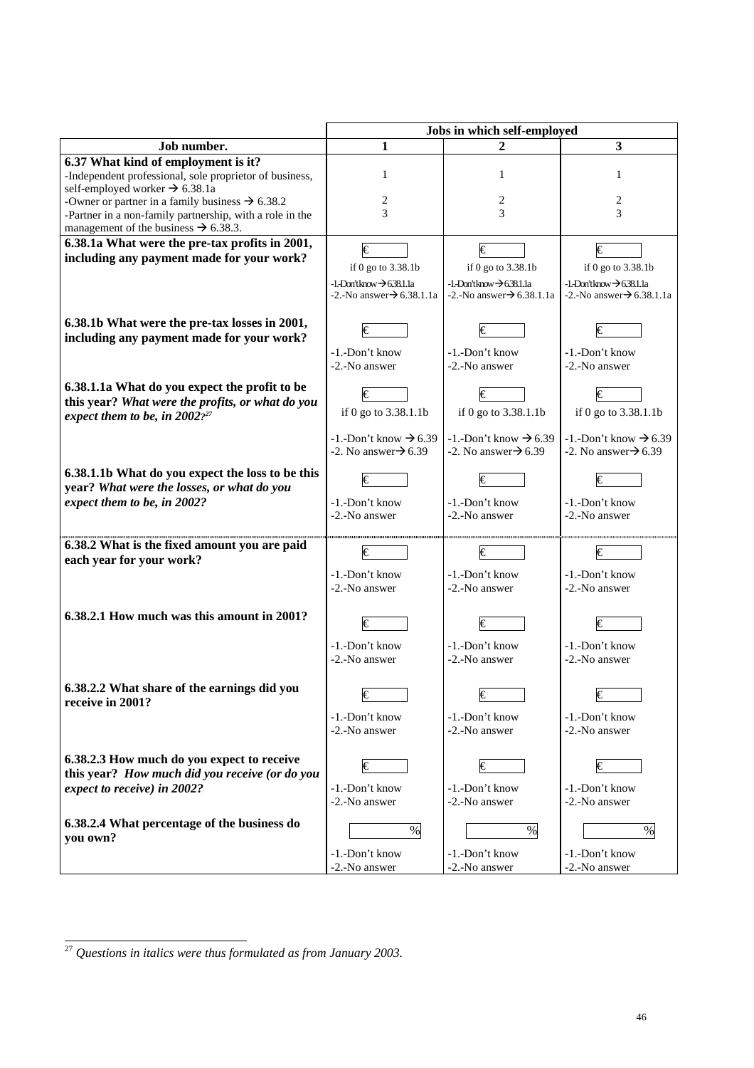| | Jobs in which self-employed | | |
|---|---|---|---|
| **Job number.** | **1** | **2** | **3** |
| **6.37 What kind of employment is it?**<br>-Independent professional, sole proprietor of business, self-employed worker → 6.38.1a<br>-Owner or partner in a family business → 6.38.2<br>-Partner in a non-family partnership, with a role in the management of the business → 6.38.3. | 1<br><br>2<br>3 | 1<br><br>2<br>3 | 1<br><br>2<br>3 |
| **6.38.1a What were the pre-tax profits in 2001, including any payment made for your work?** | € ___<br>if 0 go to 3.38.1b<br>-1.-Don't know → 6.38.1.1a<br>-2.-No answer → 6.38.1.1a | € ___<br>if 0 go to 3.38.1b<br>-1.-Don't know → 6.38.1.1a<br>-2.-No answer → 6.38.1.1a | € ___<br>if 0 go to 3.38.1b<br>-1.-Don't know → 6.38.1.1a<br>-2.-No answer → 6.38.1.1a |
| **6.38.1b What were the pre-tax losses in 2001, including any payment made for your work?** | € ___<br>-1.-Don't know<br>-2.-No answer | € ___<br>-1.-Don't know<br>-2.-No answer | € ___<br>-1.-Don't know<br>-2.-No answer |
| **6.38.1.1a What do you expect the profit to be this year?** ***What were the profits, or what do you expect them to be, in 2002?***[27] | € ___<br>if 0 go to 3.38.1.1b<br>-1.-Don't know → 6.39<br>-2. No answer → 6.39 | € ___<br>if 0 go to 3.38.1.1b<br>-1.-Don't know → 6.39<br>-2. No answer → 6.39 | € ___<br>if 0 go to 3.38.1.1b<br>-1.-Don't know → 6.39<br>-2. No answer → 6.39 |
| **6.38.1.1b What do you expect the loss to be this year?** ***What were the losses, or what do you expect them to be, in 2002?*** | € ___<br>-1.-Don't know<br>-2.-No answer | € ___<br>-1.-Don't know<br>-2.-No answer | € ___<br>-1.-Don't know<br>-2.-No answer |
| **6.38.2 What is the fixed amount you are paid each year for your work?** | € ___<br>-1.-Don't know<br>-2.-No answer | € ___<br>-1.-Don't know<br>-2.-No answer | € ___<br>-1.-Don't know<br>-2.-No answer |
| **6.38.2.1 How much was this amount in 2001?** | € ___<br>-1.-Don't know<br>-2.-No answer | € ___<br>-1.-Don't know<br>-2.-No answer | € ___<br>-1.-Don't know<br>-2.-No answer |
| **6.38.2.2 What share of the earnings did you receive in 2001?** | € ___<br>-1.-Don't know<br>-2.-No answer | € ___<br>-1.-Don't know<br>-2.-No answer | € ___<br>-1.-Don't know<br>-2.-No answer |
| **6.38.2.3 How much do you expect to receive this year?** ***How much did you receive (or do you expect to receive) in 2002?*** | € ___<br>-1.-Don't know<br>-2.-No answer | € ___<br>-1.-Don't know<br>-2.-No answer | € ___<br>-1.-Don't know<br>-2.-No answer |
| **6.38.2.4 What percentage of the business do you own?** | ___ %<br>-1.-Don't know<br>-2.-No answer | ___ %<br>-1.-Don't know<br>-2.-No answer | ___ %<br>-1.-Don't know<br>-2.-No answer |

---

[27] *Questions in italics were thus formulated as from January 2003.*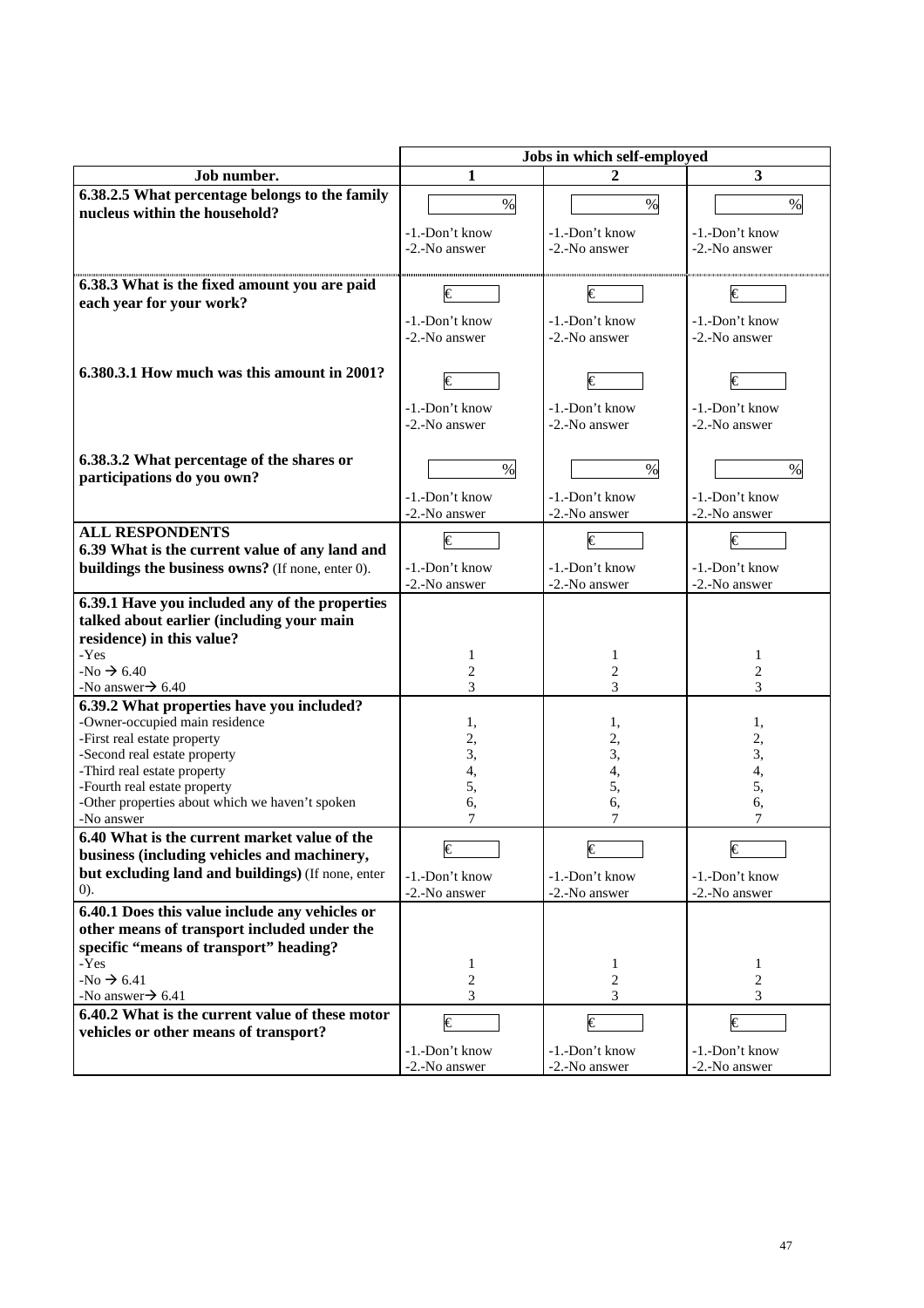| | Jobs in which self-employed | | |
|---|---|---|---|
| **Job number.** | **1** | **2** | **3** |
| **6.38.2.5 What percentage belongs to the family nucleus within the household?** | % <br> -1.-Don't know <br> -2.-No answer | % <br> -1.-Don't know <br> -2.-No answer | % <br> -1.-Don't know <br> -2.-No answer |
| **6.38.3 What is the fixed amount you are paid each year for your work?** | € <br> -1.-Don't know <br> -2.-No answer | € <br> -1.-Don't know <br> -2.-No answer | € <br> -1.-Don't know <br> -2.-No answer |
| **6.380.3.1 How much was this amount in 2001?** | € <br> -1.-Don't know <br> -2.-No answer | € <br> -1.-Don't know <br> -2.-No answer | € <br> -1.-Don't know <br> -2.-No answer |
| **6.38.3.2 What percentage of the shares or participations do you own?** | % <br> -1.-Don't know <br> -2.-No answer | % <br> -1.-Don't know <br> -2.-No answer | % <br> -1.-Don't know <br> -2.-No answer |
| **ALL RESPONDENTS** <br> **6.39 What is the current value of any land and buildings the business owns?** (If none, enter 0). | € <br> -1.-Don't know <br> -2.-No answer | € <br> -1.-Don't know <br> -2.-No answer | € <br> -1.-Don't know <br> -2.-No answer |
| **6.39.1 Have you included any of the properties talked about earlier (including your main residence) in this value?** | | | |
| -Yes | 1 | 1 | 1 |
| -No → 6.40 | 2 | 2 | 2 |
| -No answer→ 6.40 | 3 | 3 | 3 |
| **6.39.2 What properties have you included?** | | | |
| -Owner-occupied main residence | 1, | 1, | 1, |
| -First real estate property | 2, | 2, | 2, |
| -Second real estate property | 3, | 3, | 3, |
| -Third real estate property | 4, | 4, | 4, |
| -Fourth real estate property | 5, | 5, | 5, |
| -Other properties about which we haven't spoken | 6, | 6, | 6, |
| -No answer | 7 | 7 | 7 |
| **6.40 What is the current market value of the business (including vehicles and machinery, but excluding land and buildings)** (If none, enter 0). | € <br> -1.-Don't know <br> -2.-No answer | € <br> -1.-Don't know <br> -2.-No answer | € <br> -1.-Don't know <br> -2.-No answer |
| **6.40.1 Does this value include any vehicles or other means of transport included under the specific "means of transport" heading?** | | | |
| -Yes | 1 | 1 | 1 |
| -No → 6.41 | 2 | 2 | 2 |
| -No answer→ 6.41 | 3 | 3 | 3 |
| **6.40.2 What is the current value of these motor vehicles or other means of transport?** | € <br> -1.-Don't know <br> -2.-No answer | € <br> -1.-Don't know <br> -2.-No answer | € <br> -1.-Don't know <br> -2.-No answer |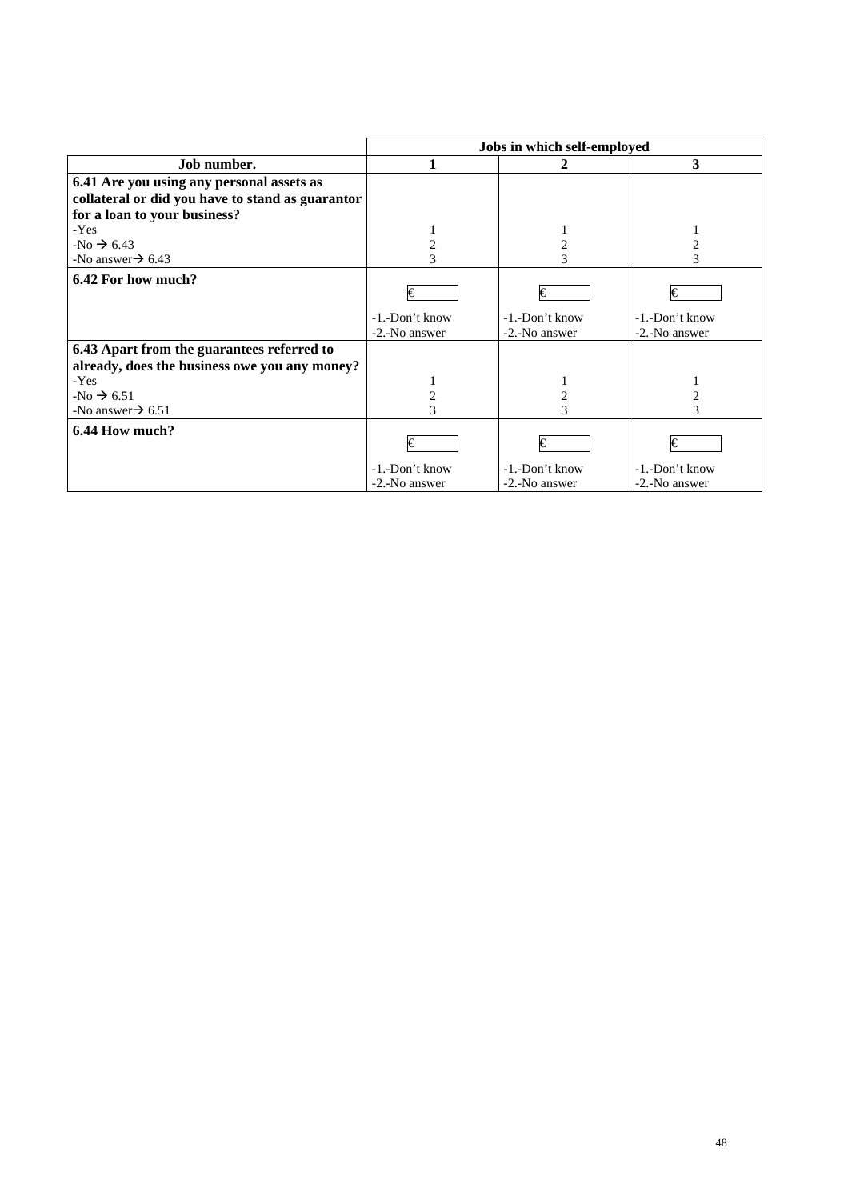| | Jobs in which self-employed | | |
|---|---|---|---|
| **Job number.** | **1** | **2** | **3** |
| **6.41 Are you using any personal assets as collateral or did you have to stand as guarantor for a loan to your business?**<br>-Yes<br>-No → 6.43<br>-No answer→ 6.43 | <br><br>1<br>2<br>3 | <br><br>1<br>2<br>3 | <br><br>1<br>2<br>3 |
| **6.42 For how much?** | € <br>-1.-Don't know<br>-2.-No answer | € <br>-1.-Don't know<br>-2.-No answer | € <br>-1.-Don't know<br>-2.-No answer |
| **6.43 Apart from the guarantees referred to already, does the business owe you any money?**<br>-Yes<br>-No → 6.51<br>-No answer→ 6.51 | <br>1<br>2<br>3 | <br>1<br>2<br>3 | <br>1<br>2<br>3 |
| **6.44 How much?** | € <br>-1.-Don't know<br>-2.-No answer | € <br>-1.-Don't know<br>-2.-No answer | € <br>-1.-Don't know<br>-2.-No answer |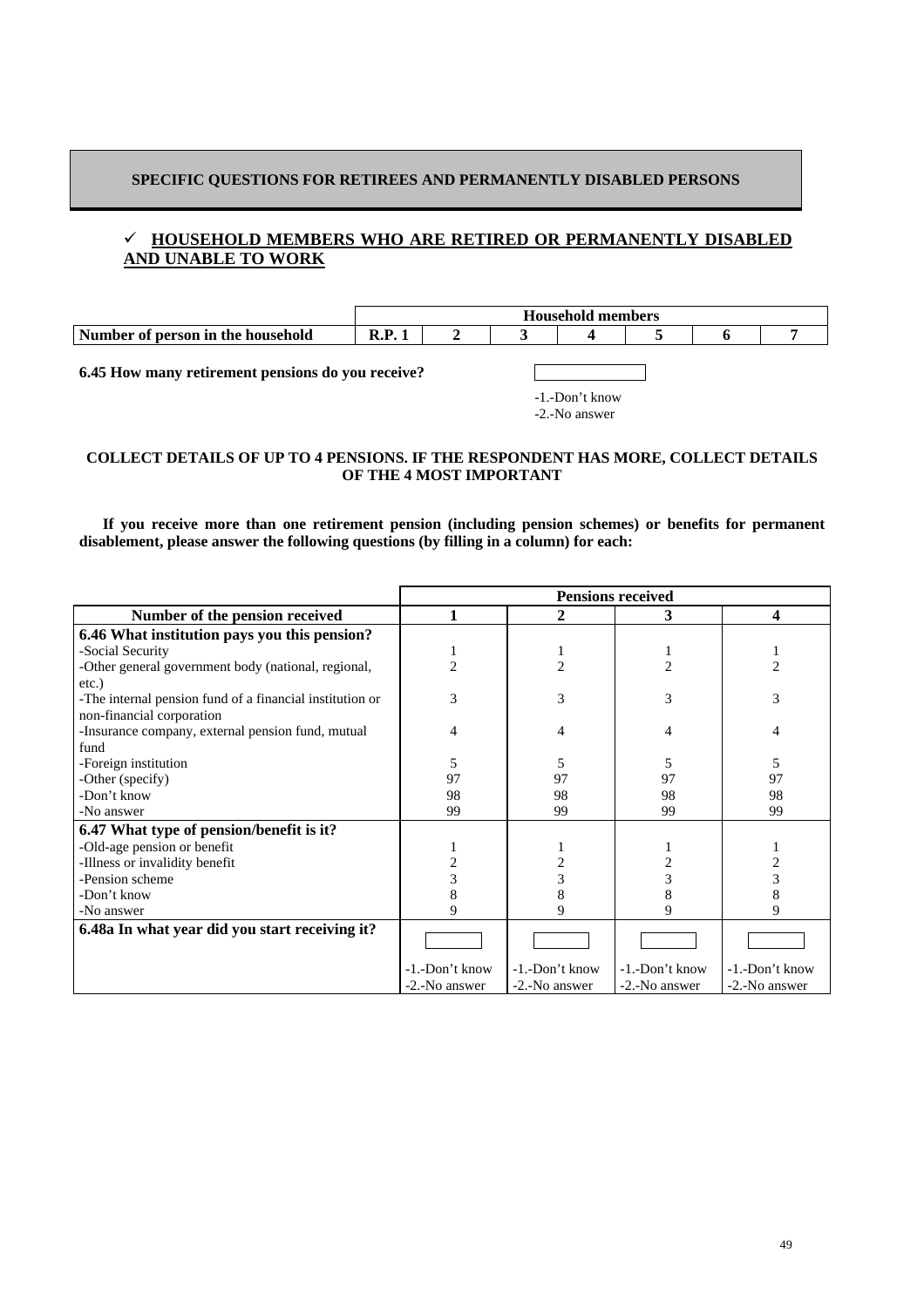## SPECIFIC QUESTIONS FOR RETIREES AND PERMANENTLY DISABLED PERSONS

### ✓ HOUSEHOLD MEMBERS WHO ARE RETIRED OR PERMANENTLY DISABLED AND UNABLE TO WORK

| | Household members | | | | | | |
|---|---|---|---|---|---|---|---|
| **Number of person in the household** | **R.P. 1** | **2** | **3** | **4** | **5** | **6** | **7** |

**6.45 How many retirement pensions do you receive?** [ ]

-1.-Don't know
-2.-No answer

**COLLECT DETAILS OF UP TO 4 PENSIONS. IF THE RESPONDENT HAS MORE, COLLECT DETAILS OF THE 4 MOST IMPORTANT**

**If you receive more than one retirement pension (including pension schemes) or benefits for permanent disablement, please answer the following questions (by filling in a column) for each:**

| | Pensions received | | | |
|---|---|---|---|---|
| **Number of the pension received** | **1** | **2** | **3** | **4** |
| **6.46 What institution pays you this pension?** | | | | |
| -Social Security | 1 | 1 | 1 | 1 |
| -Other general government body (national, regional, etc.) | 2 | 2 | 2 | 2 |
| -The internal pension fund of a financial institution or non-financial corporation | 3 | 3 | 3 | 3 |
| -Insurance company, external pension fund, mutual fund | 4 | 4 | 4 | 4 |
| -Foreign institution | 5 | 5 | 5 | 5 |
| -Other (specify) | 97 | 97 | 97 | 97 |
| -Don't know | 98 | 98 | 98 | 98 |
| -No answer | 99 | 99 | 99 | 99 |
| **6.47 What type of pension/benefit is it?** | | | | |
| -Old-age pension or benefit | 1 | 1 | 1 | 1 |
| -Illness or invalidity benefit | 2 | 2 | 2 | 2 |
| -Pension scheme | 3 | 3 | 3 | 3 |
| -Don't know | 8 | 8 | 8 | 8 |
| -No answer | 9 | 9 | 9 | 9 |
| **6.48a In what year did you start receiving it?** | [ ] -1.-Don't know -2.-No answer | [ ] -1.-Don't know -2.-No answer | [ ] -1.-Don't know -2.-No answer | [ ] -1.-Don't know -2.-No answer |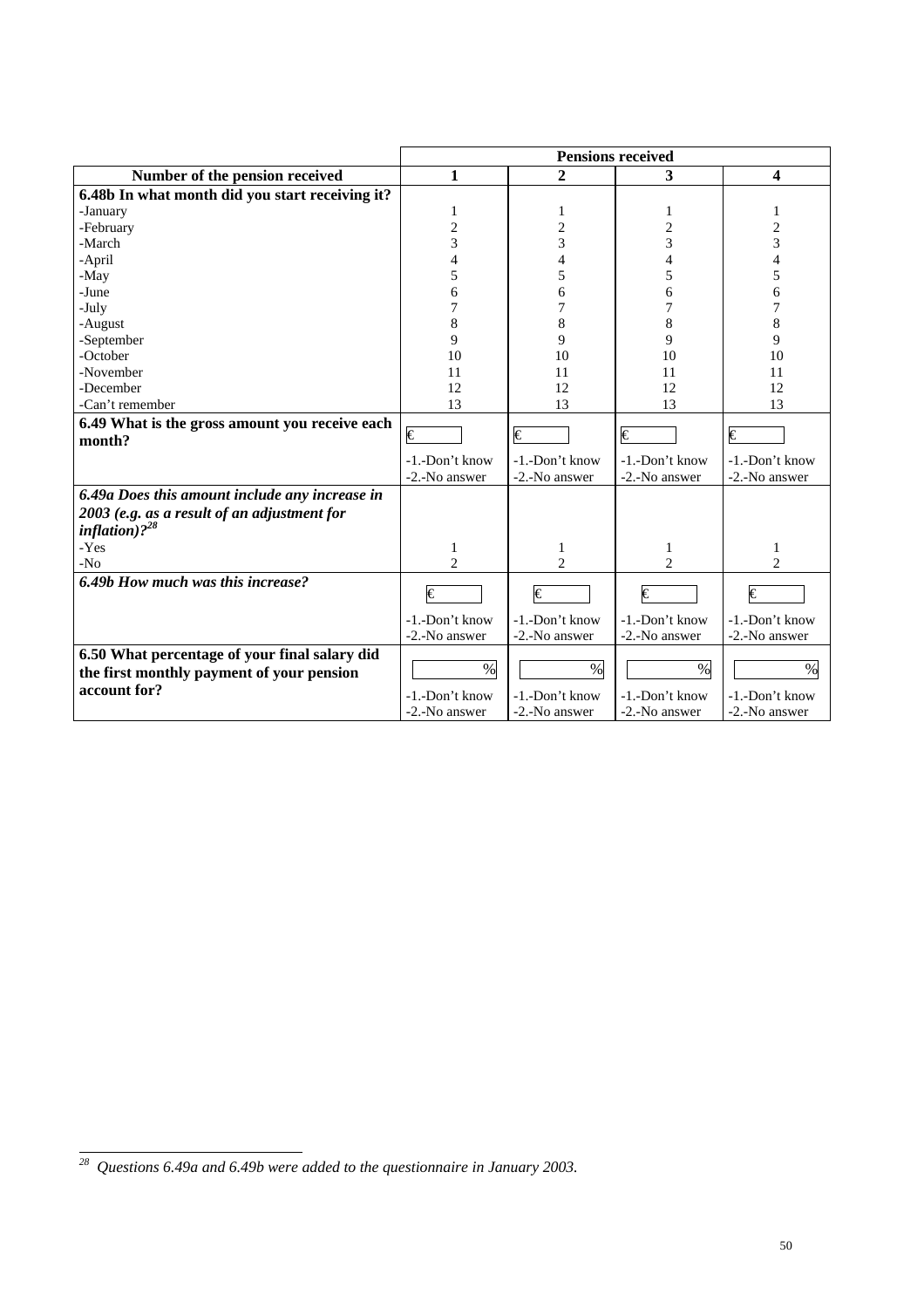| | Pensions received | | | |
|---|---|---|---|---|
| **Number of the pension received** | **1** | **2** | **3** | **4** |
| **6.48b In what month did you start receiving it?** | | | | |
| -January | 1 | 1 | 1 | 1 |
| -February | 2 | 2 | 2 | 2 |
| -March | 3 | 3 | 3 | 3 |
| -April | 4 | 4 | 4 | 4 |
| -May | 5 | 5 | 5 | 5 |
| -June | 6 | 6 | 6 | 6 |
| -July | 7 | 7 | 7 | 7 |
| -August | 8 | 8 | 8 | 8 |
| -September | 9 | 9 | 9 | 9 |
| -October | 10 | 10 | 10 | 10 |
| -November | 11 | 11 | 11 | 11 |
| -December | 12 | 12 | 12 | 12 |
| -Can't remember | 13 | 13 | 13 | 13 |
| **6.49 What is the gross amount you receive each month?** | € <br> -1.-Don't know <br> -2.-No answer | € <br> -1.-Don't know <br> -2.-No answer | € <br> -1.-Don't know <br> -2.-No answer | € <br> -1.-Don't know <br> -2.-No answer |
| ***6.49a Does this amount include any increase in 2003 (e.g. as a result of an adjustment for inflation)?***[28] | | | | |
| -Yes | 1 | 1 | 1 | 1 |
| -No | 2 | 2 | 2 | 2 |
| ***6.49b How much was this increase?*** | € <br> -1.-Don't know <br> -2.-No answer | € <br> -1.-Don't know <br> -2.-No answer | € <br> -1.-Don't know <br> -2.-No answer | € <br> -1.-Don't know <br> -2.-No answer |
| **6.50 What percentage of your final salary did the first monthly payment of your pension account for?** | % <br> -1.-Don't know <br> -2.-No answer | % <br> -1.-Don't know <br> -2.-No answer | % <br> -1.-Don't know <br> -2.-No answer | % <br> -1.-Don't know <br> -2.-No answer |

[28] *Questions 6.49a and 6.49b were added to the questionnaire in January 2003.*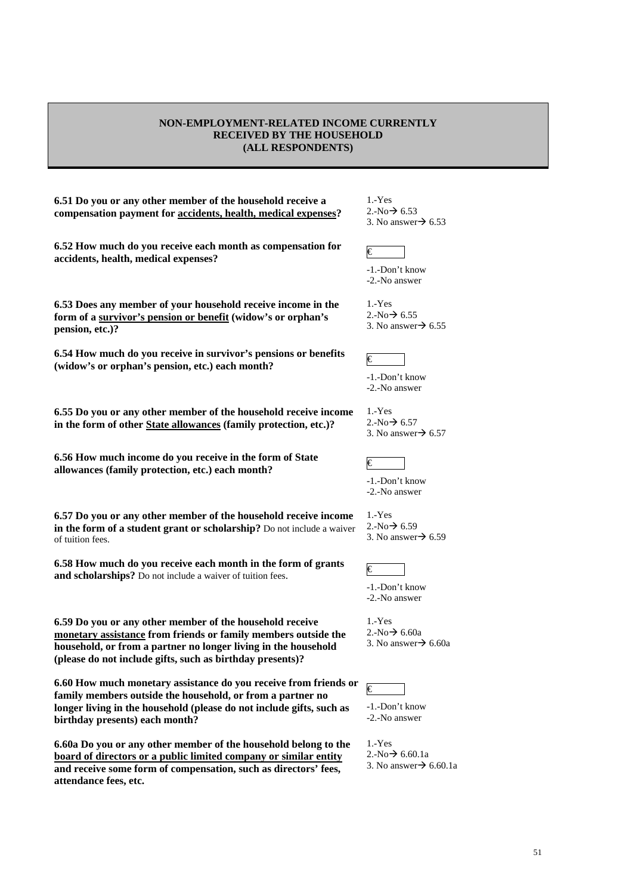**NON-EMPLOYMENT-RELATED INCOME CURRENTLY RECEIVED BY THE HOUSEHOLD (ALL RESPONDENTS)**

**6.51 Do you or any other member of the household receive a compensation payment for <u>accidents, health, medical expenses</u>?**

1.-Yes
2.-No→ 6.53
3. No answer→ 6.53

**6.52 How much do you receive each month as compensation for accidents, health, medical expenses?**

€ ______
-1.-Don't know
-2.-No answer

**6.53 Does any member of your household receive income in the form of a <u>survivor's pension or benefit</u> (widow's or orphan's pension, etc.)?**

1.-Yes
2.-No→ 6.55
3. No answer→ 6.55

**6.54 How much do you receive in survivor's pensions or benefits (widow's or orphan's pension, etc.) each month?**

€ ______
-1.-Don't know
-2.-No answer

**6.55 Do you or any other member of the household receive income in the form of other <u>State allowances</u> (family protection, etc.)?**

1.-Yes
2.-No→ 6.57
3. No answer→ 6.57

**6.56 How much income do you receive in the form of State allowances (family protection, etc.) each month?**

€ ______
-1.-Don't know
-2.-No answer

**6.57 Do you or any other member of the household receive income in the form of a student grant or scholarship?** Do not include a waiver of tuition fees.

1.-Yes
2.-No→ 6.59
3. No answer→ 6.59

**6.58 How much do you receive each month in the form of grants and scholarships?** Do not include a waiver of tuition fees.

€ ______
-1.-Don't know
-2.-No answer

**6.59 Do you or any other member of the household receive <u>monetary assistance</u> from friends or family members outside the household, or from a partner no longer living in the household (please do not include gifts, such as birthday presents)?**

1.-Yes
2.-No→ 6.60a
3. No answer→ 6.60a

**6.60 How much monetary assistance do you receive from friends or family members outside the household, or from a partner no longer living in the household (please do not include gifts, such as birthday presents) each month?**

€ ______
-1.-Don't know
-2.-No answer

**6.60a Do you or any other member of the household belong to the <u>board of directors or a public limited company or similar entity</u> and receive some form of compensation, such as directors' fees, attendance fees, etc.**

1.-Yes
2.-No→ 6.60.1a
3. No answer→ 6.60.1a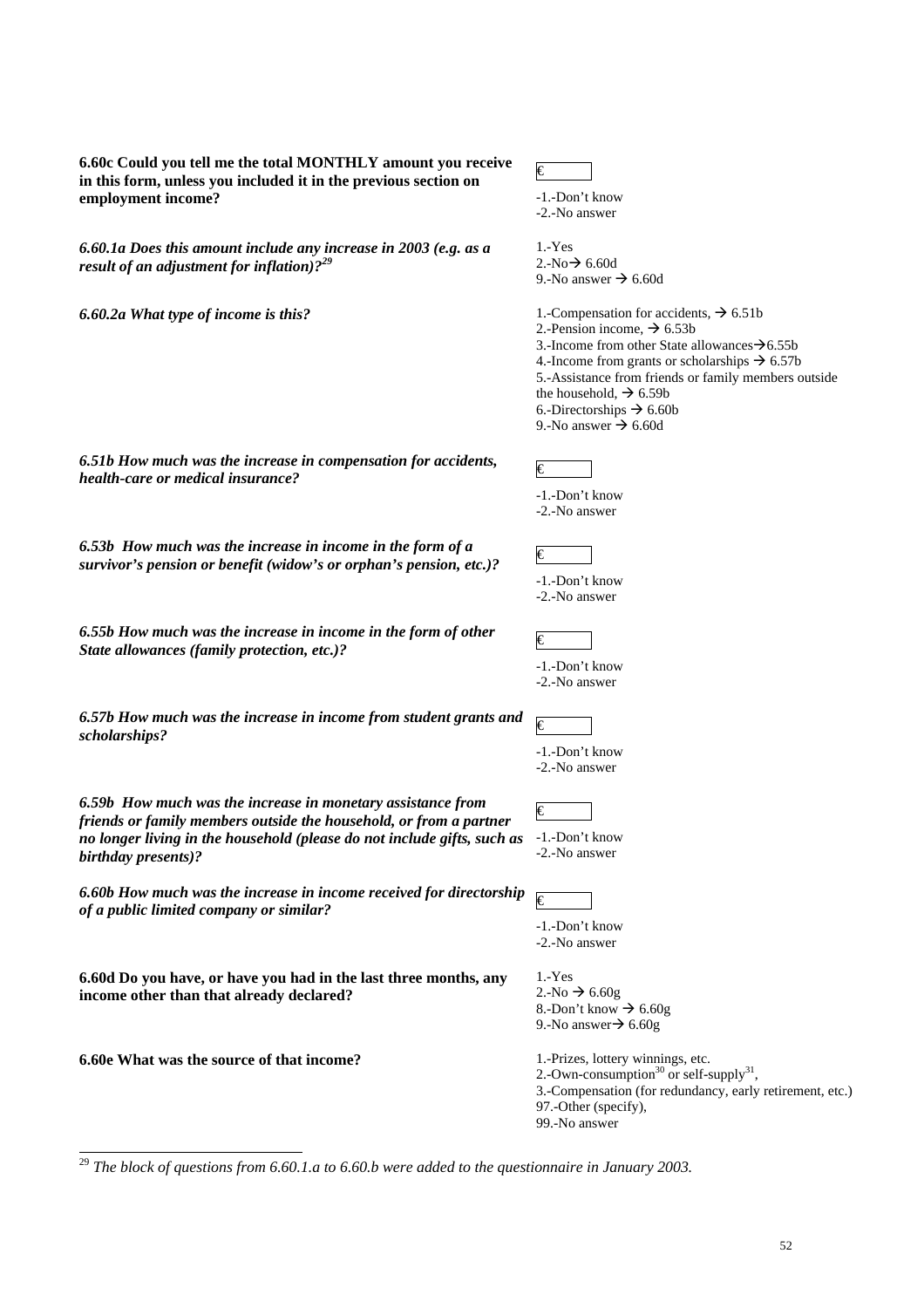**6.60c Could you tell me the total MONTHLY amount you receive in this form, unless you included it in the previous section on employment income?**

€

-1.-Don't know
-2.-No answer

***6.60.1a Does this amount include any increase in 2003 (e.g. as a result of an adjustment for inflation)?*[29]**

1.-Yes
2.-No→ 6.60d
9.-No answer → 6.60d

***6.60.2a What type of income is this?***

1.-Compensation for accidents, → 6.51b
2.-Pension income, → 6.53b
3.-Income from other State allowances→6.55b
4.-Income from grants or scholarships → 6.57b
5.-Assistance from friends or family members outside the household, → 6.59b
6.-Directorships → 6.60b
9.-No answer → 6.60d

***6.51b How much was the increase in compensation for accidents, health-care or medical insurance?***

€

-1.-Don't know
-2.-No answer

***6.53b How much was the increase in income in the form of a survivor's pension or benefit (widow's or orphan's pension, etc.)?***

€

-1.-Don't know
-2.-No answer

***6.55b How much was the increase in income in the form of other State allowances (family protection, etc.)?***

€

-1.-Don't know
-2.-No answer

***6.57b How much was the increase in income from student grants and scholarships?***

€

-1.-Don't know
-2.-No answer

***6.59b How much was the increase in monetary assistance from friends or family members outside the household, or from a partner no longer living in the household (please do not include gifts, such as birthday presents)?***

€

-1.-Don't know
-2.-No answer

***6.60b How much was the increase in income received for directorship of a public limited company or similar?***

€

-1.-Don't know
-2.-No answer

**6.60d Do you have, or have you had in the last three months, any income other than that already declared?**

1.-Yes
2.-No → 6.60g
8.-Don't know → 6.60g
9.-No answer→ 6.60g

**6.60e What was the source of that income?**

1.-Prizes, lottery winnings, etc.
2.-Own-consumption[30] or self-supply[31],
3.-Compensation (for redundancy, early retirement, etc.)
97.-Other (specify),
99.-No answer

---

[29] *The block of questions from 6.60.1.a to 6.60.b were added to the questionnaire in January 2003.*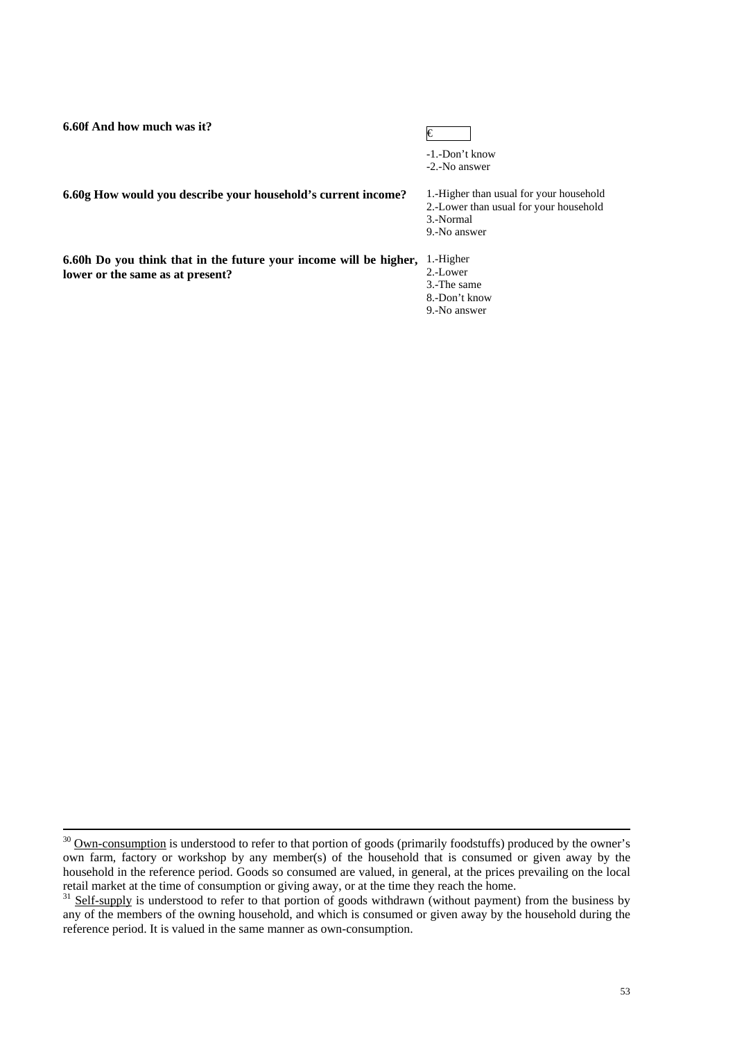**6.60f And how much was it?**

€ ____

-1.-Don't know
-2.-No answer

**6.60g How would you describe your household's current income?**

1.-Higher than usual for your household
2.-Lower than usual for your household
3.-Normal
9.-No answer

**6.60h Do you think that in the future your income will be higher, lower or the same as at present?**

1.-Higher
2.-Lower
3.-The same
8.-Don't know
9.-No answer

---

[30] Own-consumption is understood to refer to that portion of goods (primarily foodstuffs) produced by the owner's own farm, factory or workshop by any member(s) of the household that is consumed or given away by the household in the reference period. Goods so consumed are valued, in general, at the prices prevailing on the local retail market at the time of consumption or giving away, or at the time they reach the home.

[31] Self-supply is understood to refer to that portion of goods withdrawn (without payment) from the business by any of the members of the owning household, and which is consumed or given away by the household during the reference period. It is valued in the same manner as own-consumption.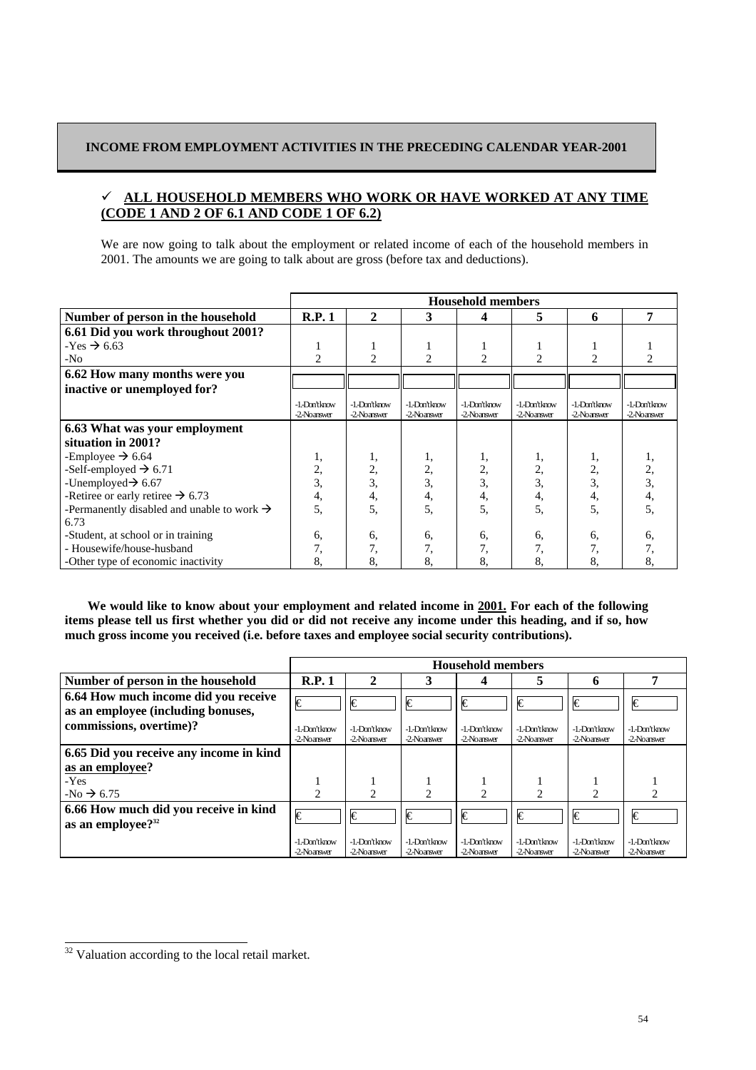## INCOME FROM EMPLOYMENT ACTIVITIES IN THE PRECEDING CALENDAR YEAR-2001

✓ **ALL HOUSEHOLD MEMBERS WHO WORK OR HAVE WORKED AT ANY TIME (CODE 1 AND 2 OF 6.1 AND CODE 1 OF 6.2)**

We are now going to talk about the employment or related income of each of the household members in 2001. The amounts we are going to talk about are gross (before tax and deductions).

| | Household members | | | | | | |
|---|---|---|---|---|---|---|---|
| **Number of person in the household** | **R.P. 1** | **2** | **3** | **4** | **5** | **6** | **7** |
| **6.61 Did you work throughout 2001?**<br>-Yes → 6.63<br>-No | 1<br>2 | 1<br>2 | 1<br>2 | 1<br>2 | 1<br>2 | 1<br>2 | 1<br>2 |
| **6.62 How many months were you inactive or unemployed for?** | -1-Don't know<br>-2-No answer | -1-Don't know<br>-2-No answer | -1-Don't know<br>-2-No answer | -1-Don't know<br>-2-No answer | -1-Don't know<br>-2-No answer | -1-Don't know<br>-2-No answer | -1-Don't know<br>-2-No answer |
| **6.63 What was your employment situation in 2001?**<br>-Employee → 6.64<br>-Self-employed → 6.71<br>-Unemployed→ 6.67<br>-Retiree or early retiree → 6.73<br>-Permanently disabled and unable to work → 6.73<br>-Student, at school or in training<br>- Housewife/house-husband<br>-Other type of economic inactivity | 1,<br>2,<br>3,<br>4,<br>5,<br>6,<br>7,<br>8, | 1,<br>2,<br>3,<br>4,<br>5,<br>6,<br>7,<br>8, | 1,<br>2,<br>3,<br>4,<br>5,<br>6,<br>7,<br>8, | 1,<br>2,<br>3,<br>4,<br>5,<br>6,<br>7,<br>8, | 1,<br>2,<br>3,<br>4,<br>5,<br>6,<br>7,<br>8, | 1,<br>2,<br>3,<br>4,<br>5,<br>6,<br>7,<br>8, | 1,<br>2,<br>3,<br>4,<br>5,<br>6,<br>7,<br>8, |

**We would like to know about your employment and related income in 2001. For each of the following items please tell us first whether you did or did not receive any income under this heading, and if so, how much gross income you received (i.e. before taxes and employee social security contributions).**

| | Household members | | | | | | |
|---|---|---|---|---|---|---|---|
| **Number of person in the household** | **R.P. 1** | **2** | **3** | **4** | **5** | **6** | **7** |
| **6.64 How much income did you receive as an employee (including bonuses, commissions, overtime)?** | €<br>-1-Don't know<br>-2-No answer | €<br>-1-Don't know<br>-2-No answer | €<br>-1-Don't know<br>-2-No answer | €<br>-1-Don't know<br>-2-No answer | €<br>-1-Don't know<br>-2-No answer | €<br>-1-Don't know<br>-2-No answer | €<br>-1-Don't know<br>-2-No answer |
| **6.65 Did you receive any income in kind as an employee?**<br>-Yes<br>-No → 6.75 | 1<br>2 | 1<br>2 | 1<br>2 | 1<br>2 | 1<br>2 | 1<br>2 | 1<br>2 |
| **6.66 How much did you receive in kind as an employee?**[32] | €<br>-1-Don't know<br>-2-No answer | €<br>-1-Don't know<br>-2-No answer | €<br>-1-Don't know<br>-2-No answer | €<br>-1-Don't know<br>-2-No answer | €<br>-1-Don't know<br>-2-No answer | €<br>-1-Don't know<br>-2-No answer | €<br>-1-Don't know<br>-2-No answer |

[32] Valuation according to the local retail market.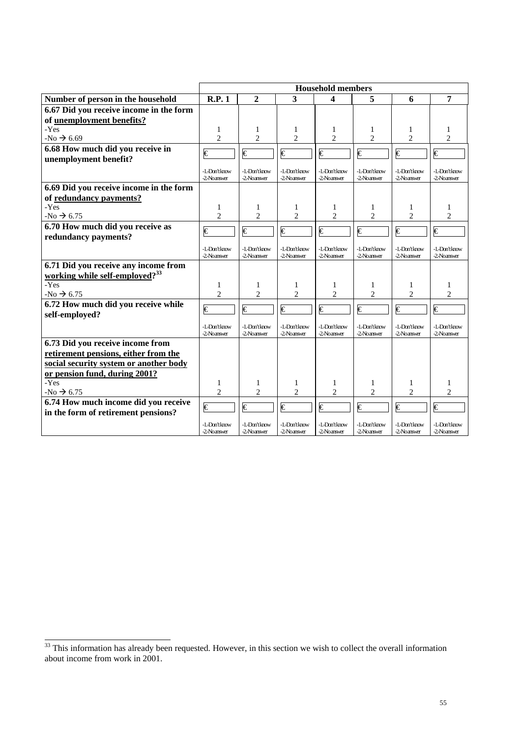| | Household members | | | | | | |
|---|---|---|---|---|---|---|---|
| **Number of person in the household** | **R.P. 1** | **2** | **3** | **4** | **5** | **6** | **7** |
| **6.67 Did you receive income in the form of <u>unemployment benefits?</u>**<br>-Yes<br>-No → 6.69 | <br><br>1<br>2 | <br><br>1<br>2 | <br><br>1<br>2 | <br><br>1<br>2 | <br><br>1<br>2 | <br><br>1<br>2 | <br><br>1<br>2 |
| **6.68 How much did you receive in unemployment benefit?** | €<br>-1-Don't know<br>-2-No answer | €<br>-1-Don't know<br>-2-No answer | €<br>-1-Don't know<br>-2-No answer | €<br>-1-Don't know<br>-2-No answer | €<br>-1-Don't know<br>-2-No answer | €<br>-1-Don't know<br>-2-No answer | €<br>-1-Don't know<br>-2-No answer |
| **6.69 Did you receive income in the form of <u>redundancy payments?</u>**<br>-Yes<br>-No → 6.75 | <br><br>1<br>2 | <br><br>1<br>2 | <br><br>1<br>2 | <br><br>1<br>2 | <br><br>1<br>2 | <br><br>1<br>2 | <br><br>1<br>2 |
| **6.70 How much did you receive as redundancy payments?** | €<br>-1-Don't know<br>-2-No answer | €<br>-1-Don't know<br>-2-No answer | €<br>-1-Don't know<br>-2-No answer | €<br>-1-Don't know<br>-2-No answer | €<br>-1-Don't know<br>-2-No answer | €<br>-1-Don't know<br>-2-No answer | €<br>-1-Don't know<br>-2-No answer |
| **6.71 Did you receive any income from <u>working while self-employed?</u>[33]**<br>-Yes<br>-No → 6.75 | <br><br>1<br>2 | <br><br>1<br>2 | <br><br>1<br>2 | <br><br>1<br>2 | <br><br>1<br>2 | <br><br>1<br>2 | <br><br>1<br>2 |
| **6.72 How much did you receive while self-employed?** | €<br>-1-Don't know<br>-2-No answer | €<br>-1-Don't know<br>-2-No answer | €<br>-1-Don't know<br>-2-No answer | €<br>-1-Don't know<br>-2-No answer | €<br>-1-Don't know<br>-2-No answer | €<br>-1-Don't know<br>-2-No answer | €<br>-1-Don't know<br>-2-No answer |
| **6.73 Did you receive income from <u>retirement pensions, either from the social security system or another body or pension fund, during 2001?</u>**<br>-Yes<br>-No → 6.75 | <br><br>1<br>2 | <br><br>1<br>2 | <br><br>1<br>2 | <br><br>1<br>2 | <br><br>1<br>2 | <br><br>1<br>2 | <br><br>1<br>2 |
| **6.74 How much income did you receive in the form of retirement pensions?** | €<br>-1-Don't know<br>-2-No answer | €<br>-1-Don't know<br>-2-No answer | €<br>-1-Don't know<br>-2-No answer | €<br>-1-Don't know<br>-2-No answer | €<br>-1-Don't know<br>-2-No answer | €<br>-1-Don't know<br>-2-No answer | €<br>-1-Don't know<br>-2-No answer |

[33] This information has already been requested. However, in this section we wish to collect the overall information about income from work in 2001.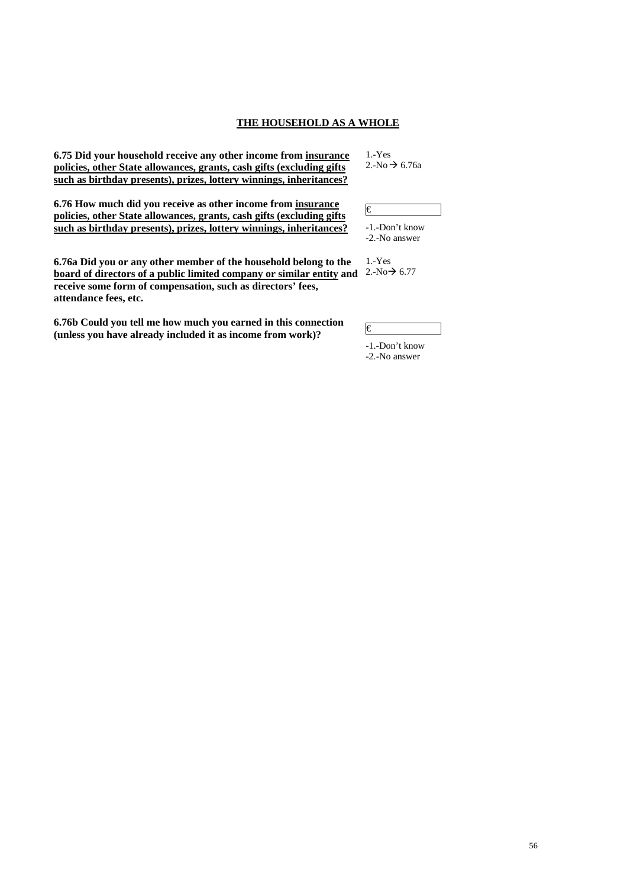## THE HOUSEHOLD AS A WHOLE

**6.75 Did your household receive any other income from <u>insurance policies, other State allowances, grants, cash gifts (excluding gifts such as birthday presents), prizes, lottery winnings, inheritances?</u>**

1.-Yes
2.-No → 6.76a

**6.76 How much did you receive as other income from <u>insurance policies, other State allowances, grants, cash gifts (excluding gifts such as birthday presents), prizes, lottery winnings, inheritances?</u>**

€

-1.-Don't know
-2.-No answer

**6.76a Did you or any other member of the household belong to the <u>board of directors of a public limited company or similar entity</u> and receive some form of compensation, such as directors' fees, attendance fees, etc.**

1.-Yes
2.-No→ 6.77

**6.76b Could you tell me how much you earned in this connection (unless you have already included it as income from work)?**

€

-1.-Don't know
-2.-No answer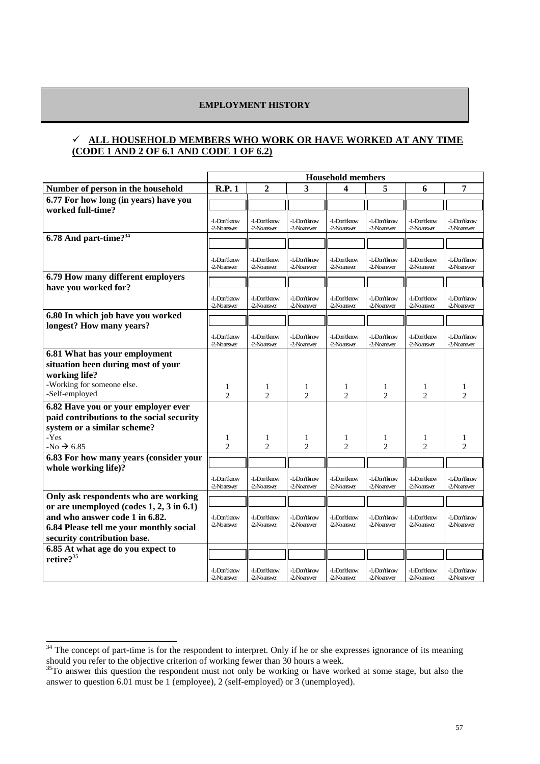**EMPLOYMENT HISTORY**

✓ **ALL HOUSEHOLD MEMBERS WHO WORK OR HAVE WORKED AT ANY TIME (CODE 1 AND 2 OF 6.1 AND CODE 1 OF 6.2)**

| | Household members | | | | | | |
|---|---|---|---|---|---|---|---|
| **Number of person in the household** | **R.P. 1** | **2** | **3** | **4** | **5** | **6** | **7** |
| **6.77 For how long (in years) have you worked full-time?** | [ ] -1-Don't know -2-No answer | [ ] -1-Don't know -2-No answer | [ ] -1-Don't know -2-No answer | [ ] -1-Don't know -2-No answer | [ ] -1-Don't know -2-No answer | [ ] -1-Don't know -2-No answer | [ ] -1-Don't know -2-No answer |
| **6.78 And part-time?**[34] | [ ] -1-Don't know -2-No answer | [ ] -1-Don't know -2-No answer | [ ] -1-Don't know -2-No answer | [ ] -1-Don't know -2-No answer | [ ] -1-Don't know -2-No answer | [ ] -1-Don't know -2-No answer | [ ] -1-Don't know -2-No answer |
| **6.79 How many different employers have you worked for?** | [ ] -1-Don't know -2-No answer | [ ] -1-Don't know -2-No answer | [ ] -1-Don't know -2-No answer | [ ] -1-Don't know -2-No answer | [ ] -1-Don't know -2-No answer | [ ] -1-Don't know -2-No answer | [ ] -1-Don't know -2-No answer |
| **6.80 In which job have you worked longest? How many years?** | [ ] -1-Don't know -2-No answer | [ ] -1-Don't know -2-No answer | [ ] -1-Don't know -2-No answer | [ ] -1-Don't know -2-No answer | [ ] -1-Don't know -2-No answer | [ ] -1-Don't know -2-No answer | [ ] -1-Don't know -2-No answer |
| **6.81 What has your employment situation been during most of your working life?** | | | | | | | |
| -Working for someone else. | 1 | 1 | 1 | 1 | 1 | 1 | 1 |
| -Self-employed | 2 | 2 | 2 | 2 | 2 | 2 | 2 |
| **6.82 Have you or your employer ever paid contributions to the social security system or a similar scheme?** | | | | | | | |
| -Yes | 1 | 1 | 1 | 1 | 1 | 1 | 1 |
| -No → 6.85 | 2 | 2 | 2 | 2 | 2 | 2 | 2 |
| **6.83 For how many years (consider your whole working life)?** | [ ] -1-Don't know -2-No answer | [ ] -1-Don't know -2-No answer | [ ] -1-Don't know -2-No answer | [ ] -1-Don't know -2-No answer | [ ] -1-Don't know -2-No answer | [ ] -1-Don't know -2-No answer | [ ] -1-Don't know -2-No answer |
| **Only ask respondents who are working or are unemployed (codes 1, 2, 3 in 6.1) and who answer code 1 in 6.82. 6.84 Please tell me your monthly social security contribution base.** | [ ] -1-Don't know -2-No answer | [ ] -1-Don't know -2-No answer | [ ] -1-Don't know -2-No answer | [ ] -1-Don't know -2-No answer | [ ] -1-Don't know -2-No answer | [ ] -1-Don't know -2-No answer | [ ] -1-Don't know -2-No answer |
| **6.85 At what age do you expect to retire?**[35] | [ ] -1-Don't know -2-No answer | [ ] -1-Don't know -2-No answer | [ ] -1-Don't know -2-No answer | [ ] -1-Don't know -2-No answer | [ ] -1-Don't know -2-No answer | [ ] -1-Don't know -2-No answer | [ ] -1-Don't know -2-No answer |

---

[34] The concept of part-time is for the respondent to interpret. Only if he or she expresses ignorance of its meaning should you refer to the objective criterion of working fewer than 30 hours a week.

[35] To answer this question the respondent must not only be working or have worked at some stage, but also the answer to question 6.01 must be 1 (employee), 2 (self-employed) or 3 (unemployed).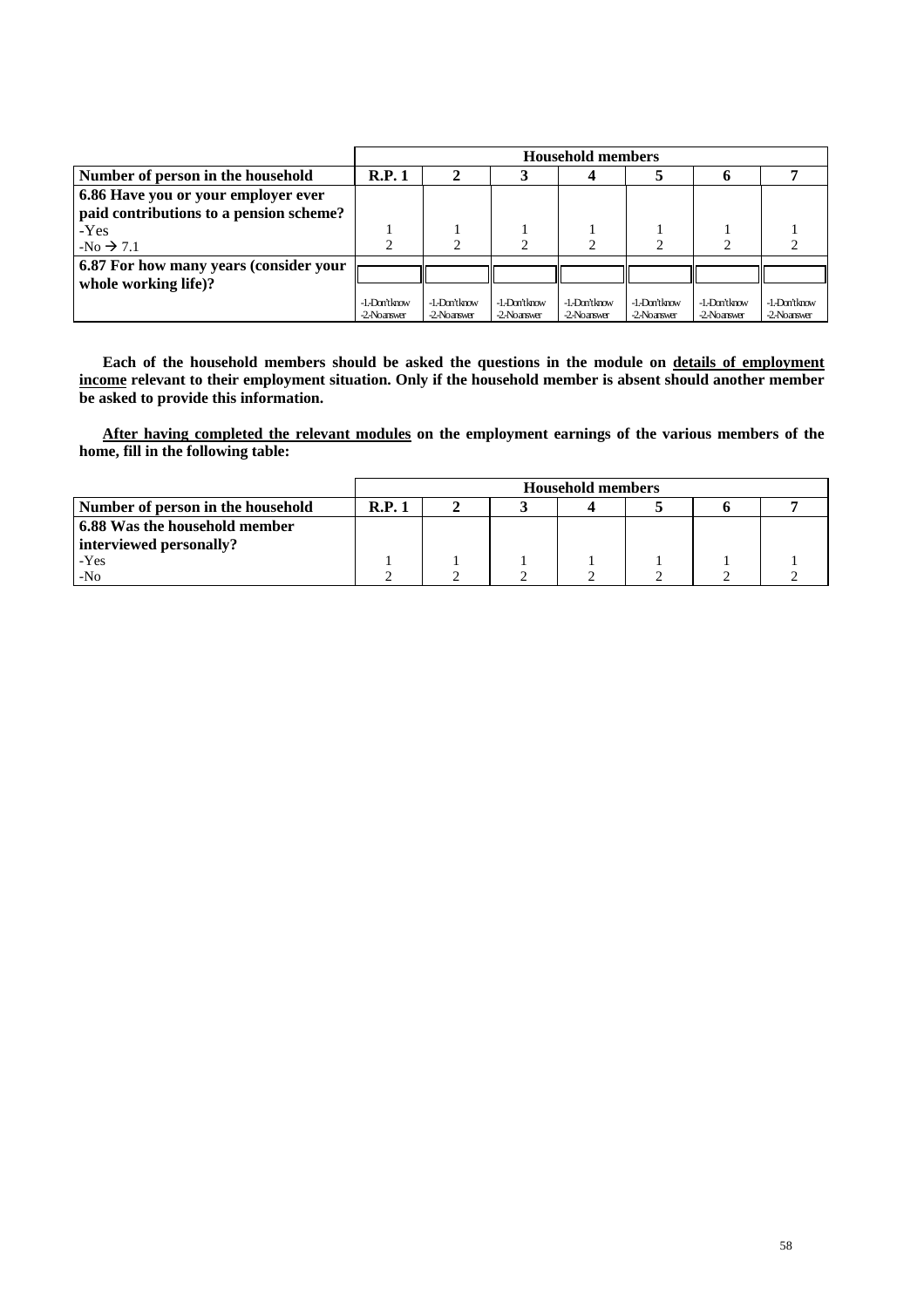| | Household members | | | | | | |
|---|---|---|---|---|---|---|---|
| **Number of person in the household** | **R.P. 1** | **2** | **3** | **4** | **5** | **6** | **7** |
| **6.86 Have you or your employer ever paid contributions to a pension scheme?**<br>-Yes<br>-No → 7.1 | 1<br>2 | 1<br>2 | 1<br>2 | 1<br>2 | 1<br>2 | 1<br>2 | 1<br>2 |
| **6.87 For how many years (consider your whole working life)?** | -1-Don't know<br>-2-No answer | -1-Don't know<br>-2-No answer | -1-Don't know<br>-2-No answer | -1-Don't know<br>-2-No answer | -1-Don't know<br>-2-No answer | -1-Don't know<br>-2-No answer | -1-Don't know<br>-2-No answer |

**Each of the household members should be asked the questions in the module on <u>details of employment income</u> relevant to their employment situation. Only if the household member is absent should another member be asked to provide this information.**

**<u>After having completed the relevant modules</u> on the employment earnings of the various members of the home, fill in the following table:**

| | Household members | | | | | | |
|---|---|---|---|---|---|---|---|
| **Number of person in the household** | **R.P. 1** | **2** | **3** | **4** | **5** | **6** | **7** |
| **6.88 Was the household member interviewed personally?**<br>-Yes<br>-No | 1<br>2 | 1<br>2 | 1<br>2 | 1<br>2 | 1<br>2 | 1<br>2 | 1<br>2 |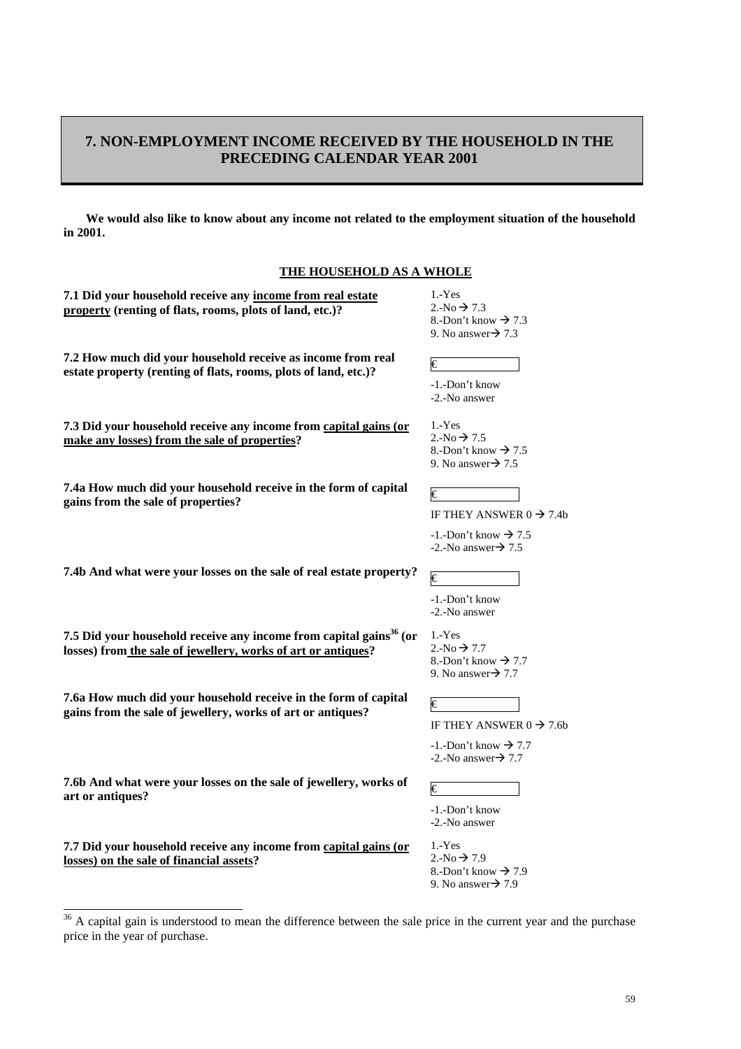## 7. NON-EMPLOYMENT INCOME RECEIVED BY THE HOUSEHOLD IN THE PRECEDING CALENDAR YEAR 2001

**We would also like to know about any income not related to the employment situation of the household in 2001.**

**THE HOUSEHOLD AS A WHOLE**

| Question | Response |
|---|---|
| **7.1 Did your household receive any income from real estate property (renting of flats, rooms, plots of land, etc.)?** | 1.-Yes<br>2.-No → 7.3<br>8.-Don't know → 7.3<br>9. No answer→ 7.3 |
| **7.2 How much did your household receive as income from real estate property (renting of flats, rooms, plots of land, etc.)?** | € \_\_\_\_\_\_<br>-1.-Don't know<br>-2.-No answer |
| **7.3 Did your household receive any income from capital gains (or make any losses) from the sale of properties?** | 1.-Yes<br>2.-No → 7.5<br>8.-Don't know → 7.5<br>9. No answer→ 7.5 |
| **7.4a How much did your household receive in the form of capital gains from the sale of properties?** | € \_\_\_\_\_\_<br>IF THEY ANSWER 0 → 7.4b<br>-1.-Don't know → 7.5<br>-2.-No answer→ 7.5 |
| **7.4b And what were your losses on the sale of real estate property?** | € \_\_\_\_\_\_<br>-1.-Don't know<br>-2.-No answer |
| **7.5 Did your household receive any income from capital gains[36] (or losses) from the sale of jewellery, works of art or antiques?** | 1.-Yes<br>2.-No → 7.7<br>8.-Don't know → 7.7<br>9. No answer→ 7.7 |
| **7.6a How much did your household receive in the form of capital gains from the sale of jewellery, works of art or antiques?** | € \_\_\_\_\_\_<br>IF THEY ANSWER 0 → 7.6b<br>-1.-Don't know → 7.7<br>-2.-No answer→ 7.7 |
| **7.6b And what were your losses on the sale of jewellery, works of art or antiques?** | € \_\_\_\_\_\_<br>-1.-Don't know<br>-2.-No answer |
| **7.7 Did your household receive any income from capital gains (or losses) on the sale of financial assets?** | 1.-Yes<br>2.-No → 7.9<br>8.-Don't know → 7.9<br>9. No answer→ 7.9 |

[36] A capital gain is understood to mean the difference between the sale price in the current year and the purchase price in the year of purchase.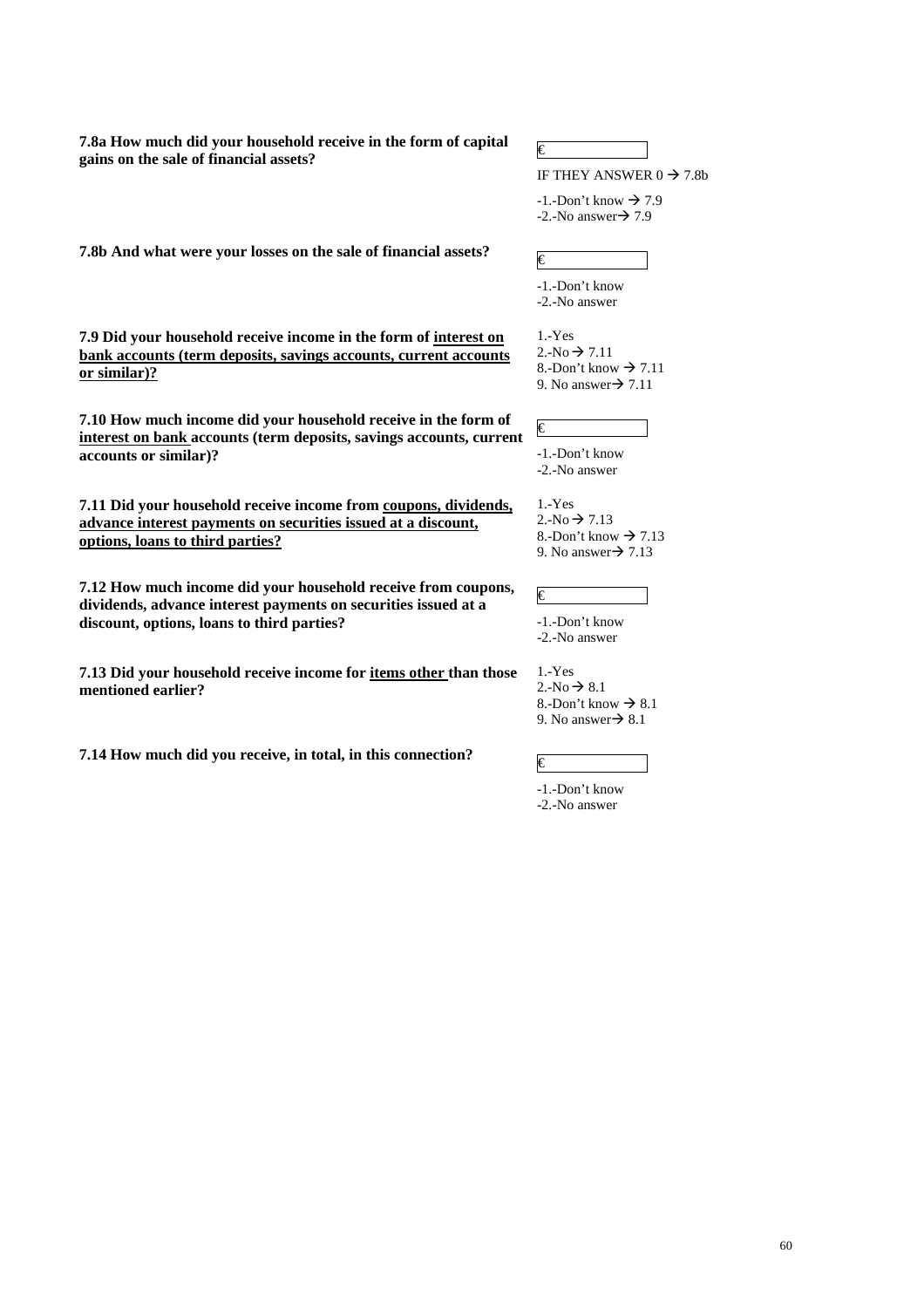**7.8a How much did your household receive in the form of capital gains on the sale of financial assets?**

€ ______

IF THEY ANSWER 0 → 7.8b

-1.-Don't know → 7.9
-2.-No answer → 7.9

**7.8b And what were your losses on the sale of financial assets?**

€ ______

-1.-Don't know
-2.-No answer

**7.9 Did your household receive income in the form of <u>interest on bank accounts (term deposits, savings accounts, current accounts or similar)?</u>**

1.-Yes
2.-No → 7.11
8.-Don't know → 7.11
9. No answer → 7.11

**7.10 How much income did your household receive in the form of <u>interest on bank</u> accounts (term deposits, savings accounts, current accounts or similar)?**

€ ______

-1.-Don't know
-2.-No answer

**7.11 Did your household receive income from <u>coupons, dividends, advance interest payments on securities issued at a discount, options, loans to third parties?</u>**

1.-Yes
2.-No → 7.13
8.-Don't know → 7.13
9. No answer → 7.13

**7.12 How much income did your household receive from coupons, dividends, advance interest payments on securities issued at a discount, options, loans to third parties?**

€ ______

-1.-Don't know
-2.-No answer

**7.13 Did your household receive income for <u>items other</u> than those mentioned earlier?**

1.-Yes
2.-No → 8.1
8.-Don't know → 8.1
9. No answer → 8.1

**7.14 How much did you receive, in total, in this connection?**

€ ______

-1.-Don't know
-2.-No answer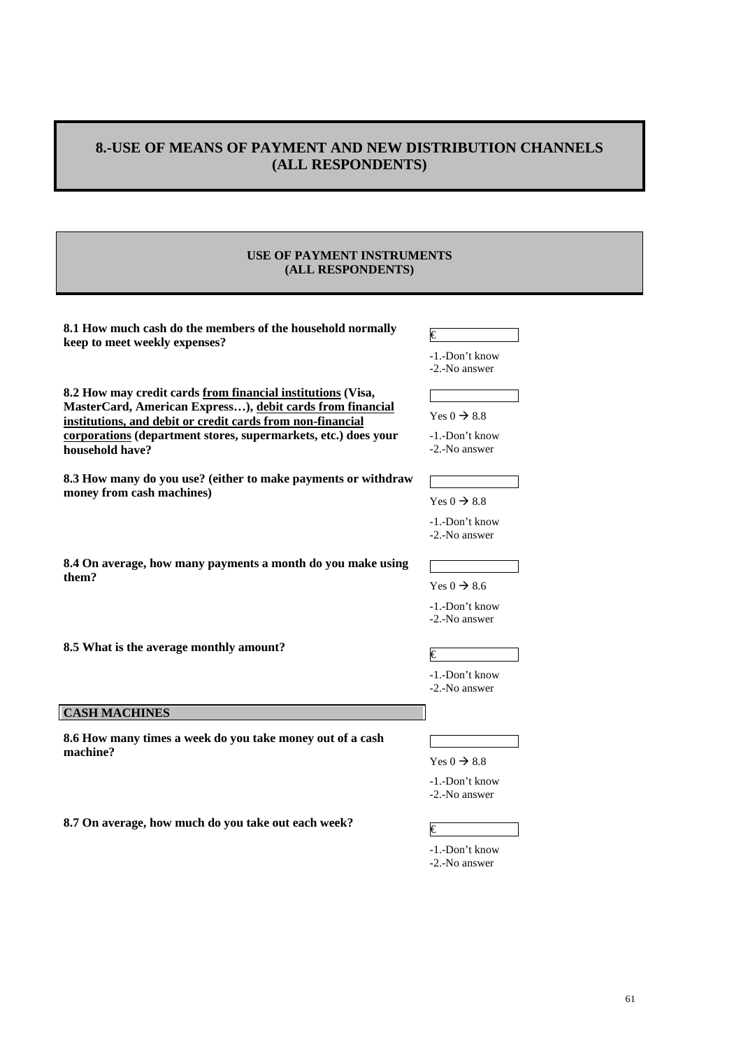# 8.-USE OF MEANS OF PAYMENT AND NEW DISTRIBUTION CHANNELS (ALL RESPONDENTS)

## USE OF PAYMENT INSTRUMENTS (ALL RESPONDENTS)

**8.1 How much cash do the members of the household normally keep to meet weekly expenses?**

€ ______

-1.-Don't know
-2.-No answer

**8.2 How may credit cards <u>from financial institutions</u> (Visa, MasterCard, American Express…), <u>debit cards from financial institutions, and debit or credit cards from non-financial corporations</u> (department stores, supermarkets, etc.) does your household have?**

______

Yes 0 → 8.8

-1.-Don't know
-2.-No answer

**8.3 How many do you use? (either to make payments or withdraw money from cash machines)**

______

Yes 0 → 8.8

-1.-Don't know
-2.-No answer

**8.4 On average, how many payments a month do you make using them?**

______

Yes 0 → 8.6

-1.-Don't know
-2.-No answer

**8.5 What is the average monthly amount?**

€ ______

-1.-Don't know
-2.-No answer

### CASH MACHINES

**8.6 How many times a week do you take money out of a cash machine?**

______

Yes 0 → 8.8

-1.-Don't know
-2.-No answer

**8.7 On average, how much do you take out each week?**

€ ______

-1.-Don't know
-2.-No answer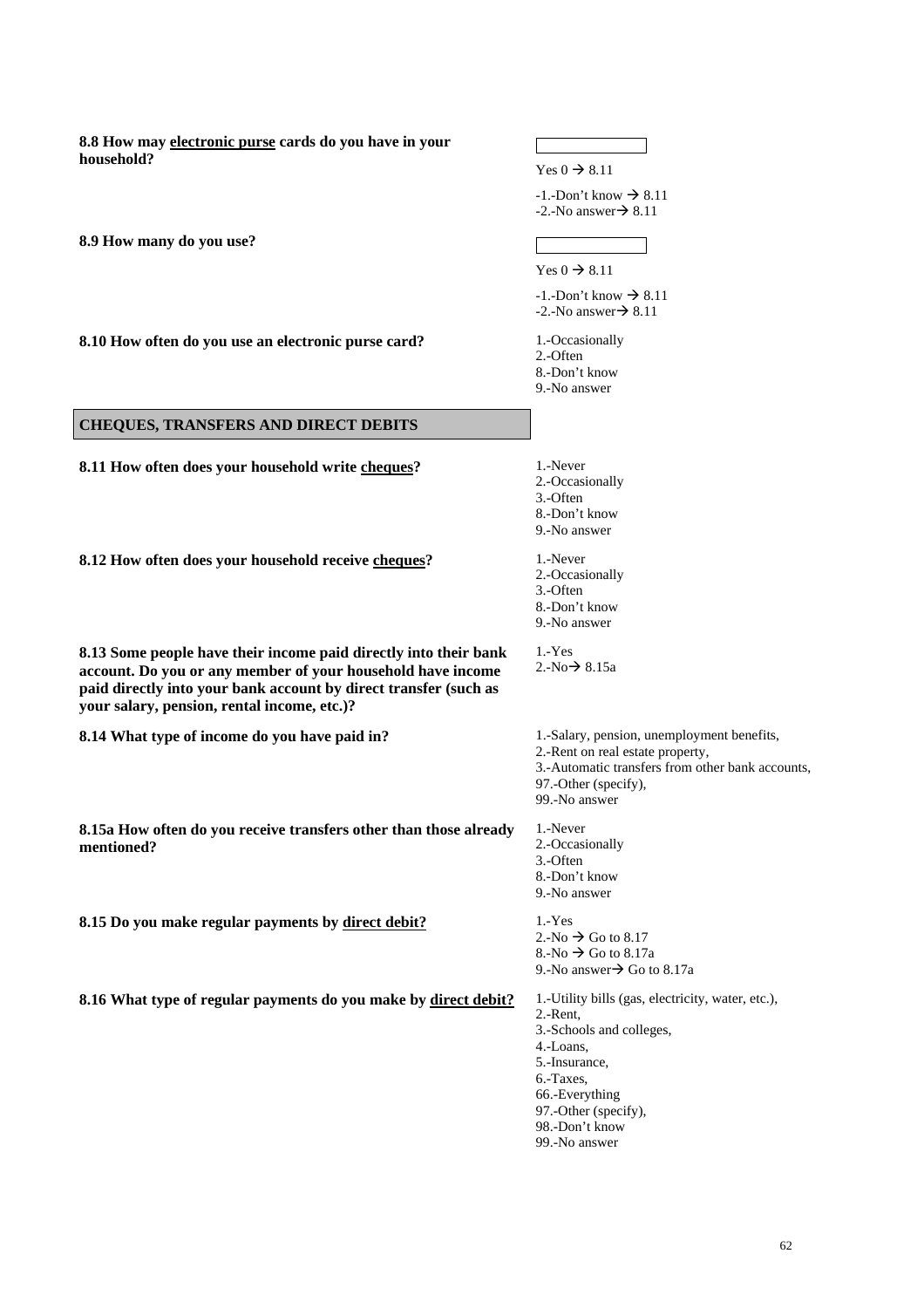**8.8 How may electronic purse cards do you have in your household?**

[ ]

Yes 0 → 8.11

-1.-Don't know → 8.11
-2.-No answer→ 8.11

**8.9 How many do you use?**

[ ]

Yes 0 → 8.11

-1.-Don't know → 8.11
-2.-No answer→ 8.11

**8.10 How often do you use an electronic purse card?**

1.-Occasionally
2.-Often
8.-Don't know
9.-No answer

## CHEQUES, TRANSFERS AND DIRECT DEBITS

**8.11 How often does your household write cheques?**

1.-Never
2.-Occasionally
3.-Often
8.-Don't know
9.-No answer

**8.12 How often does your household receive cheques?**

1.-Never
2.-Occasionally
3.-Often
8.-Don't know
9.-No answer

**8.13 Some people have their income paid directly into their bank account. Do you or any member of your household have income paid directly into your bank account by direct transfer (such as your salary, pension, rental income, etc.)?**

1.-Yes
2.-No→ 8.15a

**8.14 What type of income do you have paid in?**

1.-Salary, pension, unemployment benefits,
2.-Rent on real estate property,
3.-Automatic transfers from other bank accounts,
97.-Other (specify),
99.-No answer

**8.15a How often do you receive transfers other than those already mentioned?**

1.-Never
2.-Occasionally
3.-Often
8.-Don't know
9.-No answer

**8.15 Do you make regular payments by direct debit?**

1.-Yes
2.-No → Go to 8.17
8.-No → Go to 8.17a
9.-No answer→ Go to 8.17a

**8.16 What type of regular payments do you make by direct debit?**

1.-Utility bills (gas, electricity, water, etc.),
2.-Rent,
3.-Schools and colleges,
4.-Loans,
5.-Insurance,
6.-Taxes,
66.-Everything
97.-Other (specify),
98.-Don't know
99.-No answer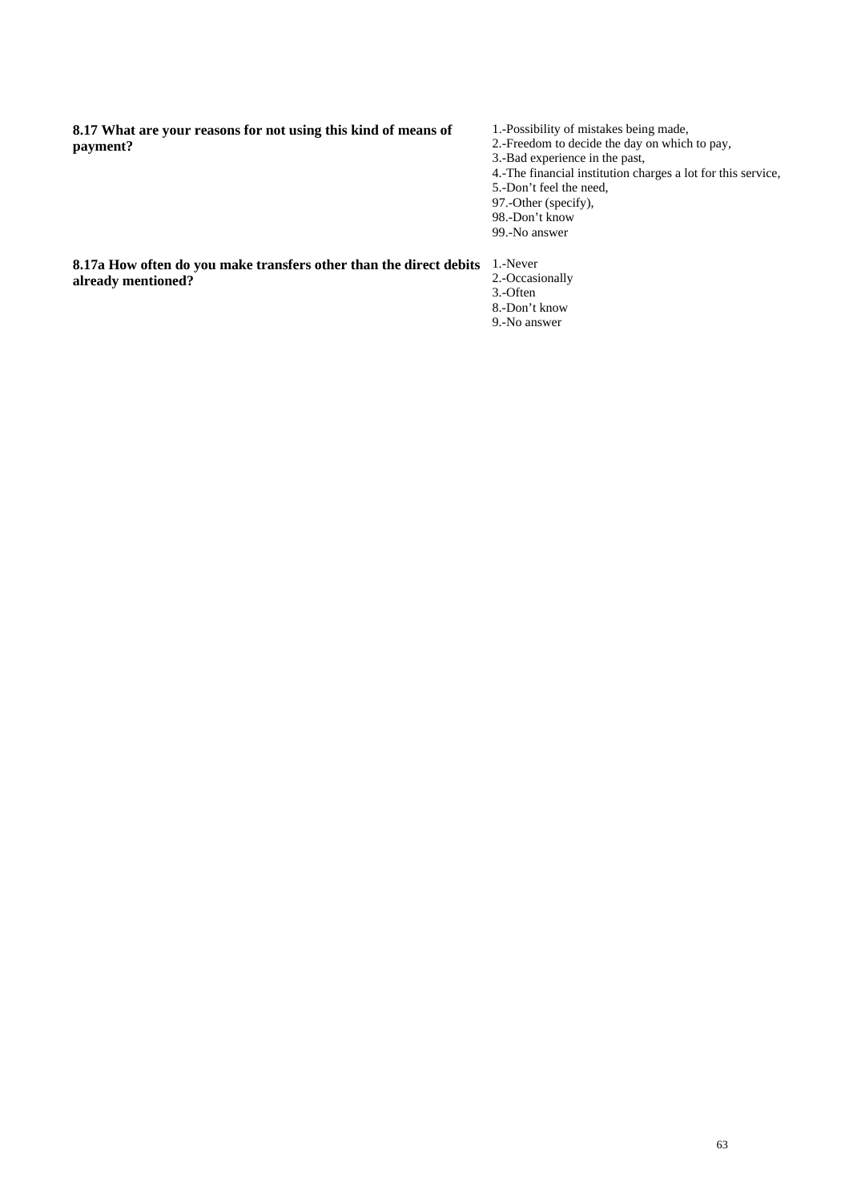**8.17 What are your reasons for not using this kind of means of payment?**

1.-Possibility of mistakes being made,
2.-Freedom to decide the day on which to pay,
3.-Bad experience in the past,
4.-The financial institution charges a lot for this service,
5.-Don't feel the need,
97.-Other (specify),
98.-Don't know
99.-No answer

**8.17a How often do you make transfers other than the direct debits already mentioned?**

1.-Never
2.-Occasionally
3.-Often
8.-Don't know
9.-No answer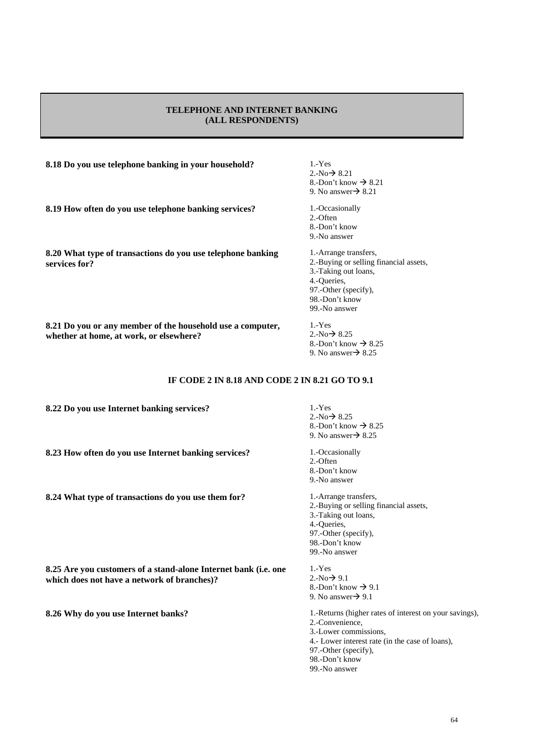## TELEPHONE AND INTERNET BANKING
## (ALL RESPONDENTS)

**8.18 Do you use telephone banking in your household?**

1.-Yes
2.-No→ 8.21
8.-Don't know → 8.21
9. No answer→ 8.21

**8.19 How often do you use telephone banking services?**

1.-Occasionally
2.-Often
8.-Don't know
9.-No answer

**8.20 What type of transactions do you use telephone banking services for?**

1.-Arrange transfers,
2.-Buying or selling financial assets,
3.-Taking out loans,
4.-Queries,
97.-Other (specify),
98.-Don't know
99.-No answer

**8.21 Do you or any member of the household use a computer, whether at home, at work, or elsewhere?**

1.-Yes
2.-No→ 8.25
8.-Don't know → 8.25
9. No answer→ 8.25

**IF CODE 2 IN 8.18 AND CODE 2 IN 8.21 GO TO 9.1**

**8.22 Do you use Internet banking services?**

1.-Yes
2.-No→ 8.25
8.-Don't know → 8.25
9. No answer→ 8.25

**8.23 How often do you use Internet banking services?**

1.-Occasionally
2.-Often
8.-Don't know
9.-No answer

**8.24 What type of transactions do you use them for?**

1.-Arrange transfers,
2.-Buying or selling financial assets,
3.-Taking out loans,
4.-Queries,
97.-Other (specify),
98.-Don't know
99.-No answer

**8.25 Are you customers of a stand-alone Internet bank (i.e. one which does not have a network of branches)?**

1.-Yes
2.-No→ 9.1
8.-Don't know → 9.1
9. No answer→ 9.1

**8.26 Why do you use Internet banks?**

1.-Returns (higher rates of interest on your savings),
2.-Convenience,
3.-Lower commissions,
4.- Lower interest rate (in the case of loans),
97.-Other (specify),
98.-Don't know
99.-No answer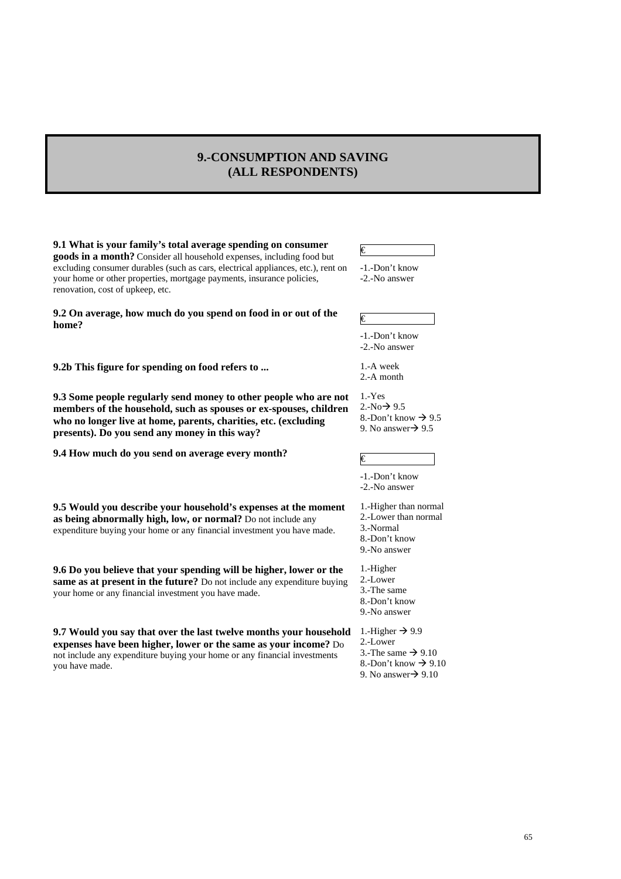# 9.-CONSUMPTION AND SAVING (ALL RESPONDENTS)

**9.1 What is your family's total average spending on consumer goods in a month?** Consider all household expenses, including food but excluding consumer durables (such as cars, electrical appliances, etc.), rent on your home or other properties, mortgage payments, insurance policies, renovation, cost of upkeep, etc.

€ ____________

-1.-Don't know
-2.-No answer

**9.2 On average, how much do you spend on food in or out of the home?**

€ ____________

-1.-Don't know
-2.-No answer

**9.2b This figure for spending on food refers to ...**

1.-A week
2.-A month

**9.3 Some people regularly send money to other people who are not members of the household, such as spouses or ex-spouses, children who no longer live at home, parents, charities, etc. (excluding presents). Do you send any money in this way?**

1.-Yes
2.-No → 9.5
8.-Don't know → 9.5
9. No answer → 9.5

**9.4 How much do you send on average every month?**

€ ____________

-1.-Don't know
-2.-No answer

**9.5 Would you describe your household's expenses at the moment as being abnormally high, low, or normal?** Do not include any expenditure buying your home or any financial investment you have made.

1.-Higher than normal
2.-Lower than normal
3.-Normal
8.-Don't know
9.-No answer

**9.6 Do you believe that your spending will be higher, lower or the same as at present in the future?** Do not include any expenditure buying your home or any financial investment you have made.

1.-Higher
2.-Lower
3.-The same
8.-Don't know
9.-No answer

**9.7 Would you say that over the last twelve months your household expenses have been higher, lower or the same as your income?** Do not include any expenditure buying your home or any financial investments you have made.

1.-Higher → 9.9
2.-Lower
3.-The same → 9.10
8.-Don't know → 9.10
9. No answer → 9.10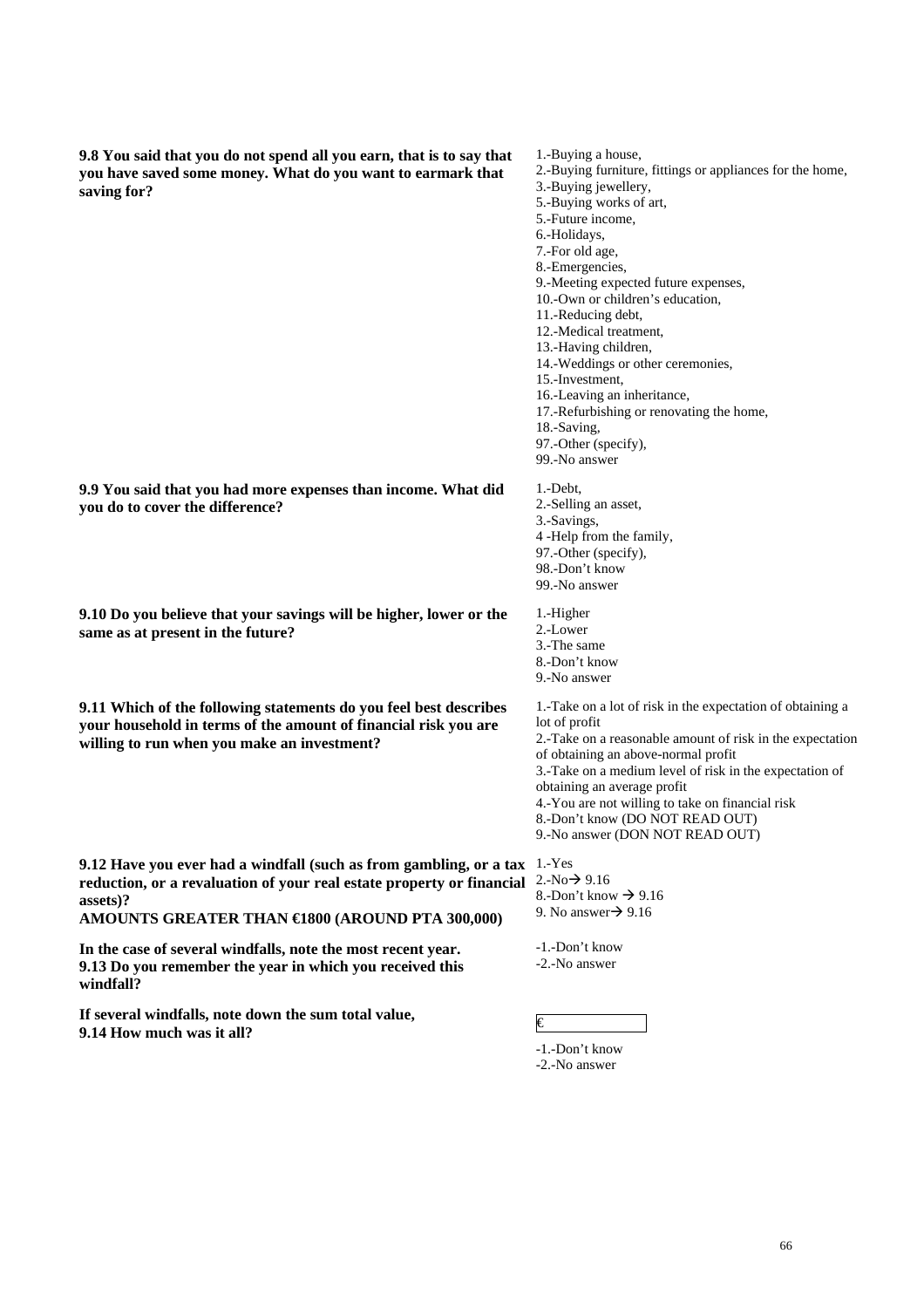**9.8 You said that you do not spend all you earn, that is to say that you have saved some money. What do you want to earmark that saving for?**

1.-Buying a house,
2.-Buying furniture, fittings or appliances for the home,
3.-Buying jewellery,
5.-Buying works of art,
5.-Future income,
6.-Holidays,
7.-For old age,
8.-Emergencies,
9.-Meeting expected future expenses,
10.-Own or children's education,
11.-Reducing debt,
12.-Medical treatment,
13.-Having children,
14.-Weddings or other ceremonies,
15.-Investment,
16.-Leaving an inheritance,
17.-Refurbishing or renovating the home,
18.-Saving,
97.-Other (specify),
99.-No answer

**9.9 You said that you had more expenses than income. What did you do to cover the difference?**

1.-Debt,
2.-Selling an asset,
3.-Savings,
4 -Help from the family,
97.-Other (specify),
98.-Don't know
99.-No answer

**9.10 Do you believe that your savings will be higher, lower or the same as at present in the future?**

1.-Higher
2.-Lower
3.-The same
8.-Don't know
9.-No answer

**9.11 Which of the following statements do you feel best describes your household in terms of the amount of financial risk you are willing to run when you make an investment?**

1.-Take on a lot of risk in the expectation of obtaining a lot of profit
2.-Take on a reasonable amount of risk in the expectation of obtaining an above-normal profit
3.-Take on a medium level of risk in the expectation of obtaining an average profit
4.-You are not willing to take on financial risk
8.-Don't know (DO NOT READ OUT)
9.-No answer (DON NOT READ OUT)

**9.12 Have you ever had a windfall (such as from gambling, or a tax reduction, or a revaluation of your real estate property or financial assets)?**
**AMOUNTS GREATER THAN €1800 (AROUND PTA 300,000)**

1.-Yes
2.-No→ 9.16
8.-Don't know → 9.16
9. No answer→ 9.16

**In the case of several windfalls, note the most recent year.**
**9.13 Do you remember the year in which you received this windfall?**

-1.-Don't know
-2.-No answer

**If several windfalls, note down the sum total value,**
**9.14 How much was it all?**

€ ____________

-1.-Don't know
-2.-No answer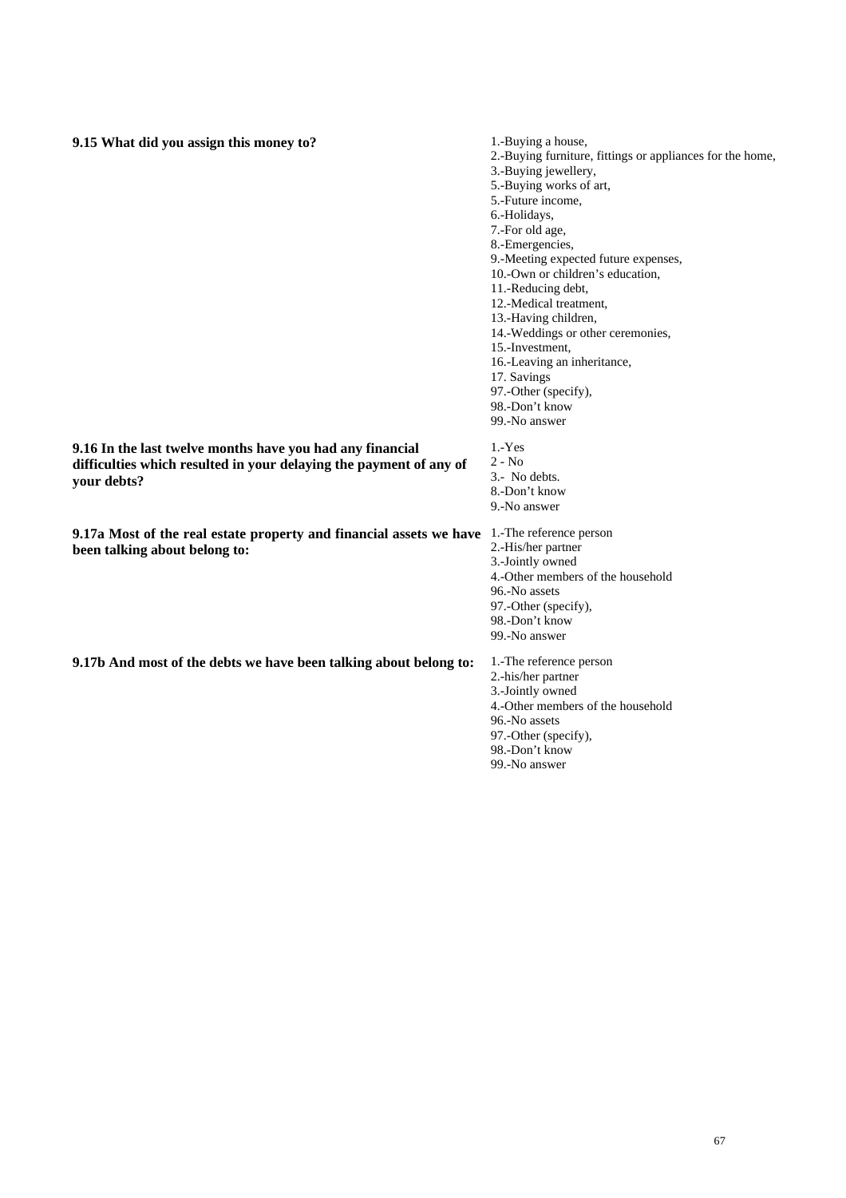**9.15 What did you assign this money to?**

1.-Buying a house,
2.-Buying furniture, fittings or appliances for the home,
3.-Buying jewellery,
5.-Buying works of art,
5.-Future income,
6.-Holidays,
7.-For old age,
8.-Emergencies,
9.-Meeting expected future expenses,
10.-Own or children's education,
11.-Reducing debt,
12.-Medical treatment,
13.-Having children,
14.-Weddings or other ceremonies,
15.-Investment,
16.-Leaving an inheritance,
17. Savings
97.-Other (specify),
98.-Don't know
99.-No answer

**9.16 In the last twelve months have you had any financial difficulties which resulted in your delaying the payment of any of your debts?**

1.-Yes
2 - No
3.- No debts.
8.-Don't know
9.-No answer

**9.17a Most of the real estate property and financial assets we have been talking about belong to:**

1.-The reference person
2.-His/her partner
3.-Jointly owned
4.-Other members of the household
96.-No assets
97.-Other (specify),
98.-Don't know
99.-No answer

**9.17b And most of the debts we have been talking about belong to:**

1.-The reference person
2.-his/her partner
3.-Jointly owned
4.-Other members of the household
96.-No assets
97.-Other (specify),
98.-Don't know
99.-No answer